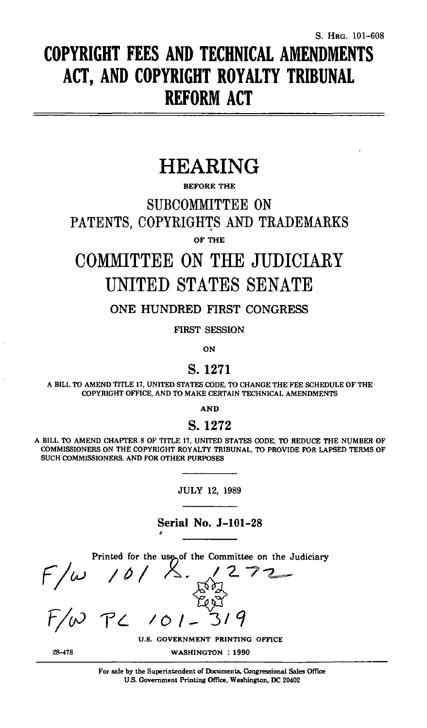S. HRG. 101-608

# COPYRIGHT FEES AND TECHNICAL AMENDMENTS ACT, AND COPYRIGHT ROYALTY TRIBUNAL REFORM ACT

---

## HEARING

BEFORE THE

## SUBCOMMITTEE ON PATENTS, COPYRIGHTS AND TRADEMARKS

OF THE

## COMMITTEE ON THE JUDICIARY UNITED STATES SENATE

ONE HUNDRED FIRST CONGRESS

FIRST SESSION

ON

## S. 1271

A BILL TO AMEND TITLE 17, UNITED STATES CODE, TO CHANGE THE FEE SCHEDULE OF THE COPYRIGHT OFFICE, AND TO MAKE CERTAIN TECHNICAL AMENDMENTS

AND

## S. 1272

A BILL TO AMEND CHAPTER 8 OF TITLE 17, UNITED STATES CODE, TO REDUCE THE NUMBER OF COMMISSIONERS ON THE COPYRIGHT ROYALTY TRIBUNAL, TO PROVIDE FOR LAPSED TERMS OF SUCH COMMISSIONERS, AND FOR OTHER PURPOSES

---

JULY 12, 1989

---

**Serial No. J-101-28**

---

Printed for the use of the Committee on the Judiciary

F/w 101 S. 1272

F/w PL 101-319

U.S. GOVERNMENT PRINTING OFFICE

28-478 WASHINGTON : 1990

---

For sale by the Superintendent of Documents, Congressional Sales Office
U.S. Government Printing Office, Washington, DC 20402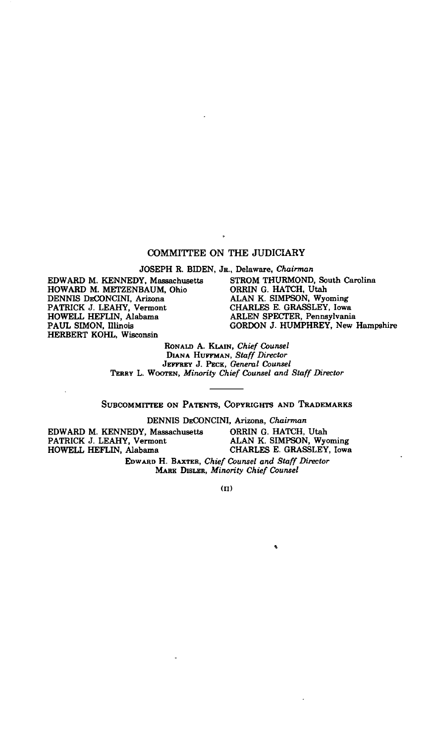## COMMITTEE ON THE JUDICIARY

JOSEPH R. BIDEN, JR., Delaware, *Chairman*

| | |
|---|---|
| EDWARD M. KENNEDY, Massachusetts | STROM THURMOND, South Carolina |
| HOWARD M. METZENBAUM, Ohio | ORRIN G. HATCH, Utah |
| DENNIS DECONCINI, Arizona | ALAN K. SIMPSON, Wyoming |
| PATRICK J. LEAHY, Vermont | CHARLES E. GRASSLEY, Iowa |
| HOWELL HEFLIN, Alabama | ARLEN SPECTER, Pennsylvania |
| PAUL SIMON, Illinois | GORDON J. HUMPHREY, New Hampshire |
| HERBERT KOHL, Wisconsin | |

RONALD A. KLAIN, *Chief Counsel*
DIANA HUFFMAN, *Staff Director*
JEFFREY J. PECK, *General Counsel*
TERRY L. WOOTEN, *Minority Chief Counsel and Staff Director*

---

### SUBCOMMITTEE ON PATENTS, COPYRIGHTS AND TRADEMARKS

DENNIS DECONCINI, Arizona, *Chairman*

| | |
|---|---|
| EDWARD M. KENNEDY, Massachusetts | ORRIN G. HATCH, Utah |
| PATRICK J. LEAHY, Vermont | ALAN K. SIMPSON, Wyoming |
| HOWELL HEFLIN, Alabama | CHARLES E. GRASSLEY, Iowa |

EDWARD H. BAXTER, *Chief Counsel and Staff Director*
MARK DISLER, *Minority Chief Counsel*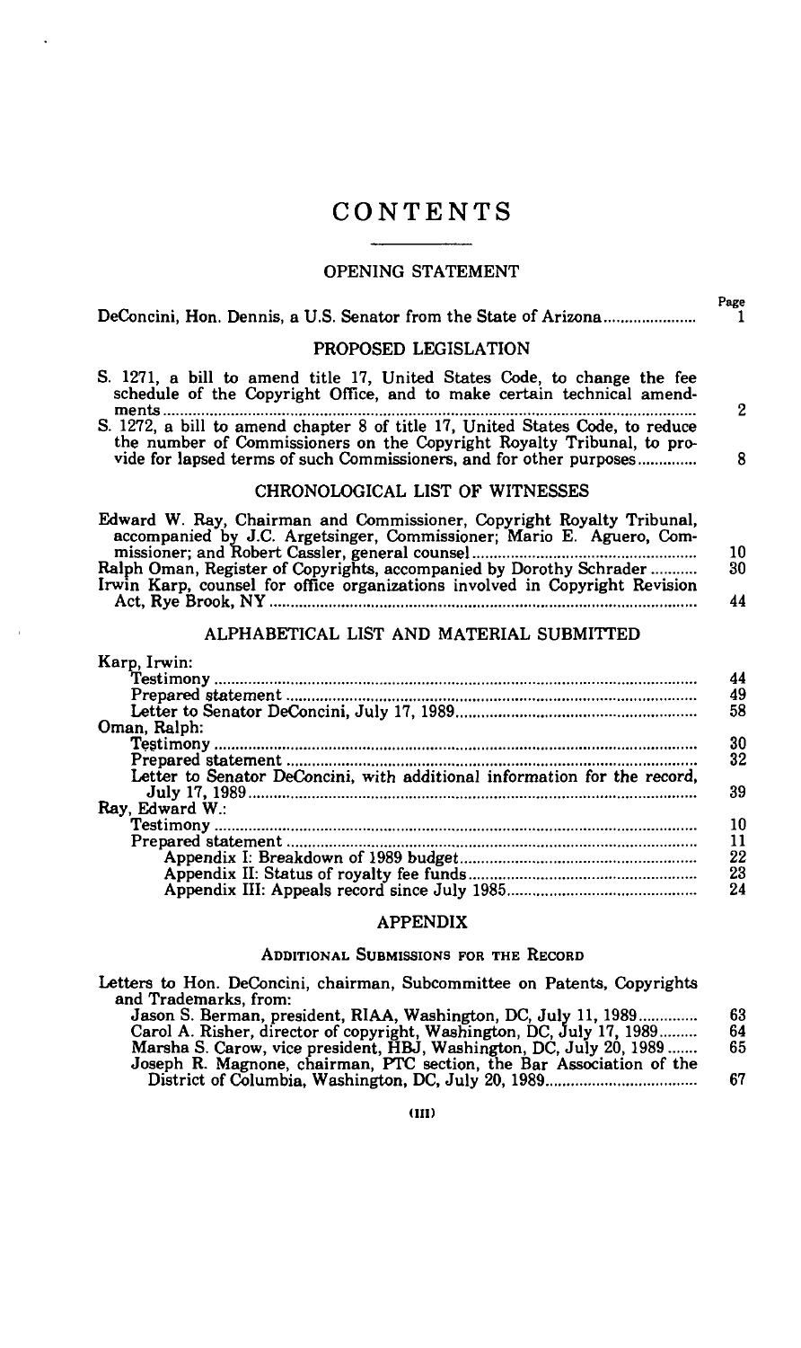# CONTENTS

## OPENING STATEMENT

| | Page |
|---|---|
| DeConcini, Hon. Dennis, a U.S. Senator from the State of Arizona | 1 |

## PROPOSED LEGISLATION

| | |
|---|---|
| S. 1271, a bill to amend title 17, United States Code, to change the fee schedule of the Copyright Office, and to make certain technical amendments | 2 |
| S. 1272, a bill to amend chapter 8 of title 17, United States Code, to reduce the number of Commissioners on the Copyright Royalty Tribunal, to provide for lapsed terms of such Commissioners, and for other purposes | 8 |

## CHRONOLOGICAL LIST OF WITNESSES

| | |
|---|---|
| Edward W. Ray, Chairman and Commissioner, Copyright Royalty Tribunal, accompanied by J.C. Argetsinger, Commissioner; Mario E. Aguero, Commissioner; and Robert Cassler, general counsel | 10 |
| Ralph Oman, Register of Copyrights, accompanied by Dorothy Schrader | 30 |
| Irwin Karp, counsel for office organizations involved in Copyright Revision Act, Rye Brook, NY | 44 |

## ALPHABETICAL LIST AND MATERIAL SUBMITTED

| | |
|---|---|
| Karp, Irwin: | |
| Testimony | 44 |
| Prepared statement | 49 |
| Letter to Senator DeConcini, July 17, 1989 | 58 |
| Oman, Ralph: | |
| Testimony | 30 |
| Prepared statement | 32 |
| Letter to Senator DeConcini, with additional information for the record, July 17, 1989 | 39 |
| Ray, Edward W.: | |
| Testimony | 10 |
| Prepared statement | 11 |
| Appendix I: Breakdown of 1989 budget | 22 |
| Appendix II: Status of royalty fee funds | 23 |
| Appendix III: Appeals record since July 1985 | 24 |

## APPENDIX

### ADDITIONAL SUBMISSIONS FOR THE RECORD

Letters to Hon. DeConcini, chairman, Subcommittee on Patents, Copyrights and Trademarks, from:

| | |
|---|---|
| Jason S. Berman, president, RIAA, Washington, DC, July 11, 1989 | 63 |
| Carol A. Risher, director of copyright, Washington, DC, July 17, 1989 | 64 |
| Marsha S. Carow, vice president, HBJ, Washington, DC, July 20, 1989 | 65 |
| Joseph R. Magnone, chairman, PTC section, the Bar Association of the District of Columbia, Washington, DC, July 20, 1989 | 67 |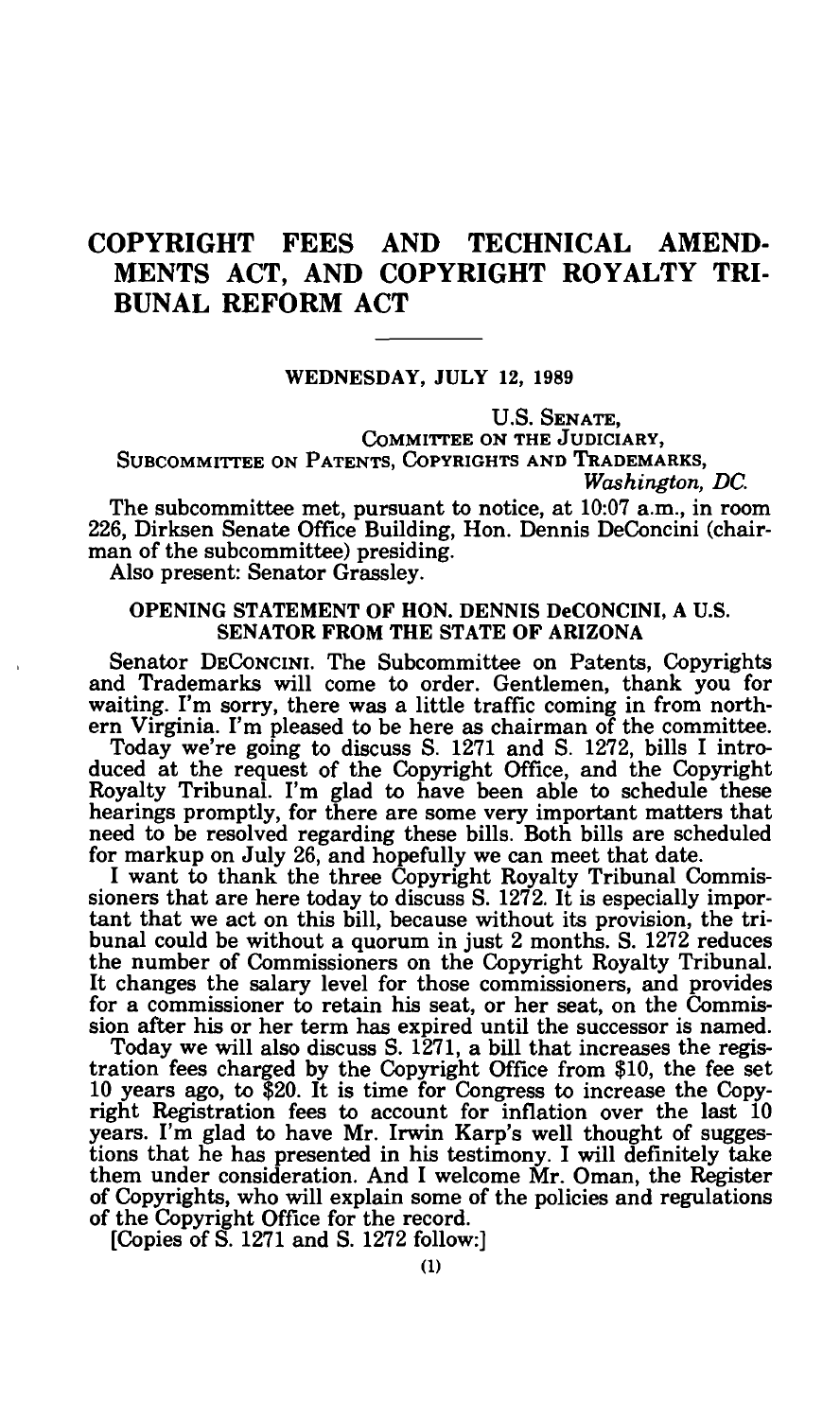# COPYRIGHT FEES AND TECHNICAL AMENDMENTS ACT, AND COPYRIGHT ROYALTY TRIBUNAL REFORM ACT

---

WEDNESDAY, JULY 12, 1989

U.S. SENATE,
COMMITTEE ON THE JUDICIARY,
SUBCOMMITTEE ON PATENTS, COPYRIGHTS AND TRADEMARKS,
*Washington, DC.*

The subcommittee met, pursuant to notice, at 10:07 a.m., in room 226, Dirksen Senate Office Building, Hon. Dennis DeConcini (chairman of the subcommittee) presiding.

Also present: Senator Grassley.

## OPENING STATEMENT OF HON. DENNIS DeCONCINI, A U.S. SENATOR FROM THE STATE OF ARIZONA

Senator DECONCINI. The Subcommittee on Patents, Copyrights and Trademarks will come to order. Gentlemen, thank you for waiting. I'm sorry, there was a little traffic coming in from northern Virginia. I'm pleased to be here as chairman of the committee.

Today we're going to discuss S. 1271 and S. 1272, bills I introduced at the request of the Copyright Office, and the Copyright Royalty Tribunal. I'm glad to have been able to schedule these hearings promptly, for there are some very important matters that need to be resolved regarding these bills. Both bills are scheduled for markup on July 26, and hopefully we can meet that date.

I want to thank the three Copyright Royalty Tribunal Commissioners that are here today to discuss S. 1272. It is especially important that we act on this bill, because without its provision, the tribunal could be without a quorum in just 2 months. S. 1272 reduces the number of Commissioners on the Copyright Royalty Tribunal. It changes the salary level for those commissioners, and provides for a commissioner to retain his seat, or her seat, on the Commission after his or her term has expired until the successor is named.

Today we will also discuss S. 1271, a bill that increases the registration fees charged by the Copyright Office from $10, the fee set 10 years ago, to $20. It is time for Congress to increase the Copyright Registration fees to account for inflation over the last 10 years. I'm glad to have Mr. Irwin Karp's well thought of suggestions that he has presented in his testimony. I will definitely take them under consideration. And I welcome Mr. Oman, the Register of Copyrights, who will explain some of the policies and regulations of the Copyright Office for the record.

[Copies of S. 1271 and S. 1272 follow:]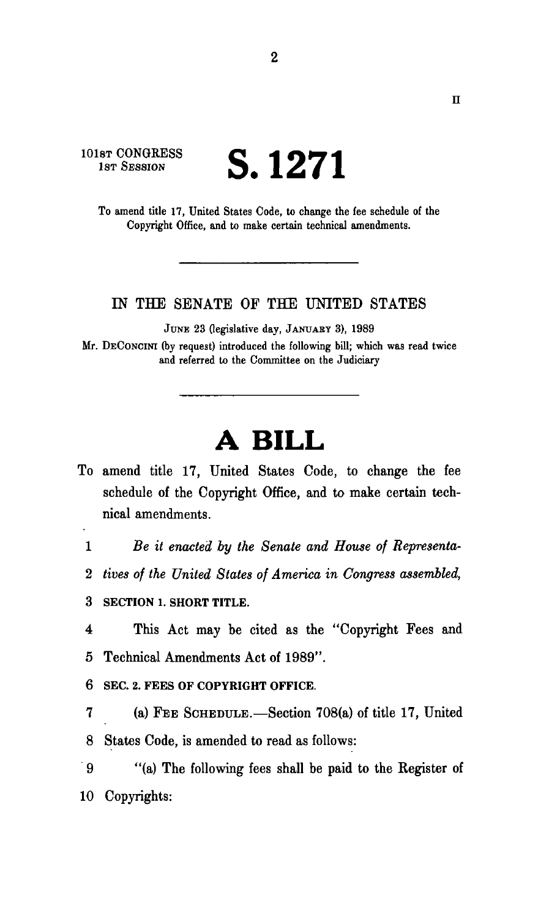101ST CONGRESS
1ST SESSION

# S. 1271

To amend title 17, United States Code, to change the fee schedule of the Copyright Office, and to make certain technical amendments.

---

IN THE SENATE OF THE UNITED STATES

JUNE 23 (legislative day, JANUARY 3), 1989

Mr. DECONCINI (by request) introduced the following bill; which was read twice and referred to the Committee on the Judiciary

---

# A BILL

To amend title 17, United States Code, to change the fee schedule of the Copyright Office, and to make certain technical amendments.

1 *Be it enacted by the Senate and House of Representa-*
2 *tives of the United States of America in Congress assembled,*

3 **SECTION 1. SHORT TITLE.**

4 This Act may be cited as the "Copyright Fees and
5 Technical Amendments Act of 1989".

6 **SEC. 2. FEES OF COPYRIGHT OFFICE.**

7 (a) FEE SCHEDULE.—Section 708(a) of title 17, United
8 States Code, is amended to read as follows:

9 "(a) The following fees shall be paid to the Register of
10 Copyrights: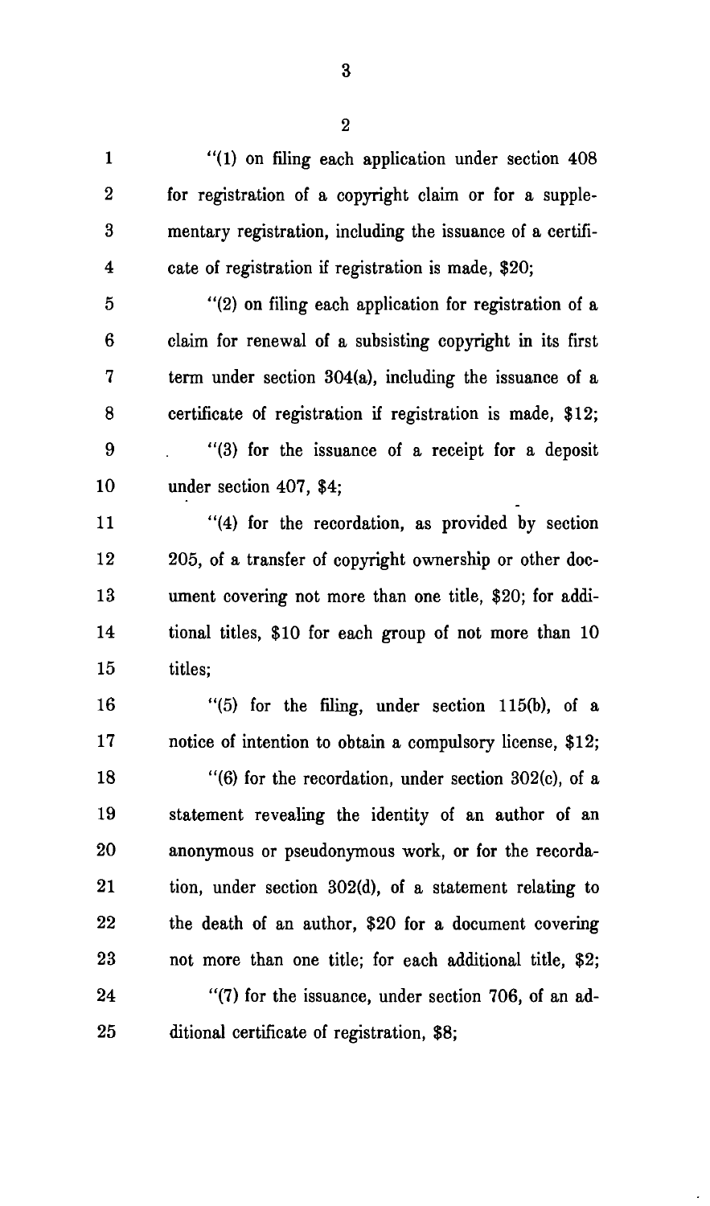"(1) on filing each application under section 408 for registration of a copyright claim or for a supplementary registration, including the issuance of a certificate of registration if registration is made, $20;

"(2) on filing each application for registration of a claim for renewal of a subsisting copyright in its first term under section 304(a), including the issuance of a certificate of registration if registration is made, $12;

"(3) for the issuance of a receipt for a deposit under section 407, $4;

"(4) for the recordation, as provided by section 205, of a transfer of copyright ownership or other document covering not more than one title, $20; for additional titles, $10 for each group of not more than 10 titles;

"(5) for the filing, under section 115(b), of a notice of intention to obtain a compulsory license, $12;

"(6) for the recordation, under section 302(c), of a statement revealing the identity of an author of an anonymous or pseudonymous work, or for the recordation, under section 302(d), of a statement relating to the death of an author, $20 for a document covering not more than one title; for each additional title, $2;

"(7) for the issuance, under section 706, of an additional certificate of registration, $8;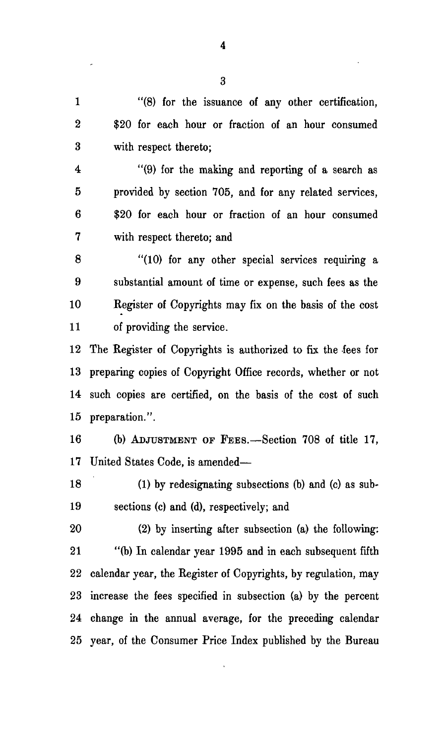"(8) for the issuance of any other certification, $20 for each hour or fraction of an hour consumed with respect thereto;

"(9) for the making and reporting of a search as provided by section 705, and for any related services, $20 for each hour or fraction of an hour consumed with respect thereto; and

"(10) for any other special services requiring a substantial amount of time or expense, such fees as the Register of Copyrights may fix on the basis of the cost of providing the service.

The Register of Copyrights is authorized to fix the fees for preparing copies of Copyright Office records, whether or not such copies are certified, on the basis of the cost of such preparation.".

(b) ADJUSTMENT OF FEES.—Section 708 of title 17, United States Code, is amended—

(1) by redesignating subsections (b) and (c) as subsections (c) and (d), respectively; and

(2) by inserting after subsection (a) the following:

"(b) In calendar year 1995 and in each subsequent fifth calendar year, the Register of Copyrights, by regulation, may increase the fees specified in subsection (a) by the percent change in the annual average, for the preceding calendar year, of the Consumer Price Index published by the Bureau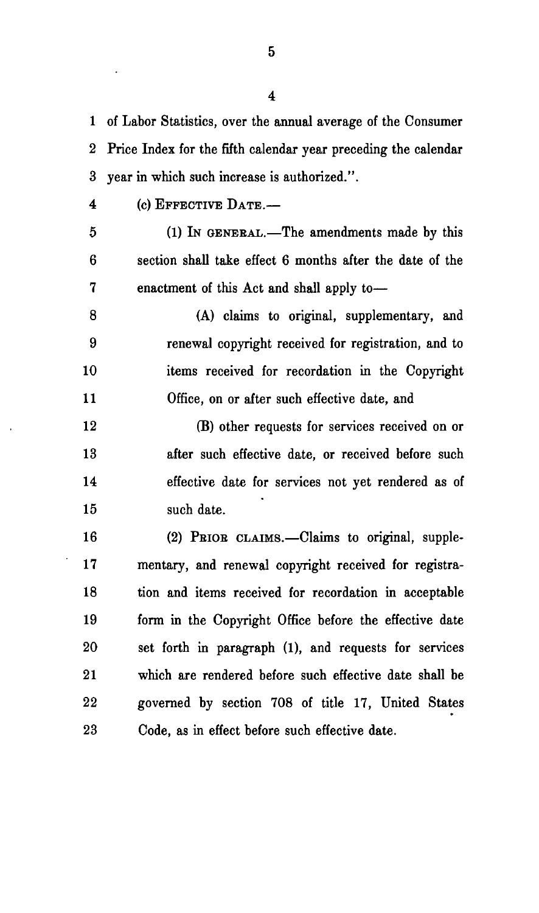of Labor Statistics, over the annual average of the Consumer Price Index for the fifth calendar year preceding the calendar year in which such increase is authorized.".

(c) EFFECTIVE DATE.—

(1) IN GENERAL.—The amendments made by this section shall take effect 6 months after the date of the enactment of this Act and shall apply to—

(A) claims to original, supplementary, and renewal copyright received for registration, and to items received for recordation in the Copyright Office, on or after such effective date, and

(B) other requests for services received on or after such effective date, or received before such effective date for services not yet rendered as of such date.

(2) PRIOR CLAIMS.—Claims to original, supplementary, and renewal copyright received for registration and items received for recordation in acceptable form in the Copyright Office before the effective date set forth in paragraph (1), and requests for services which are rendered before such effective date shall be governed by section 708 of title 17, United States Code, as in effect before such effective date.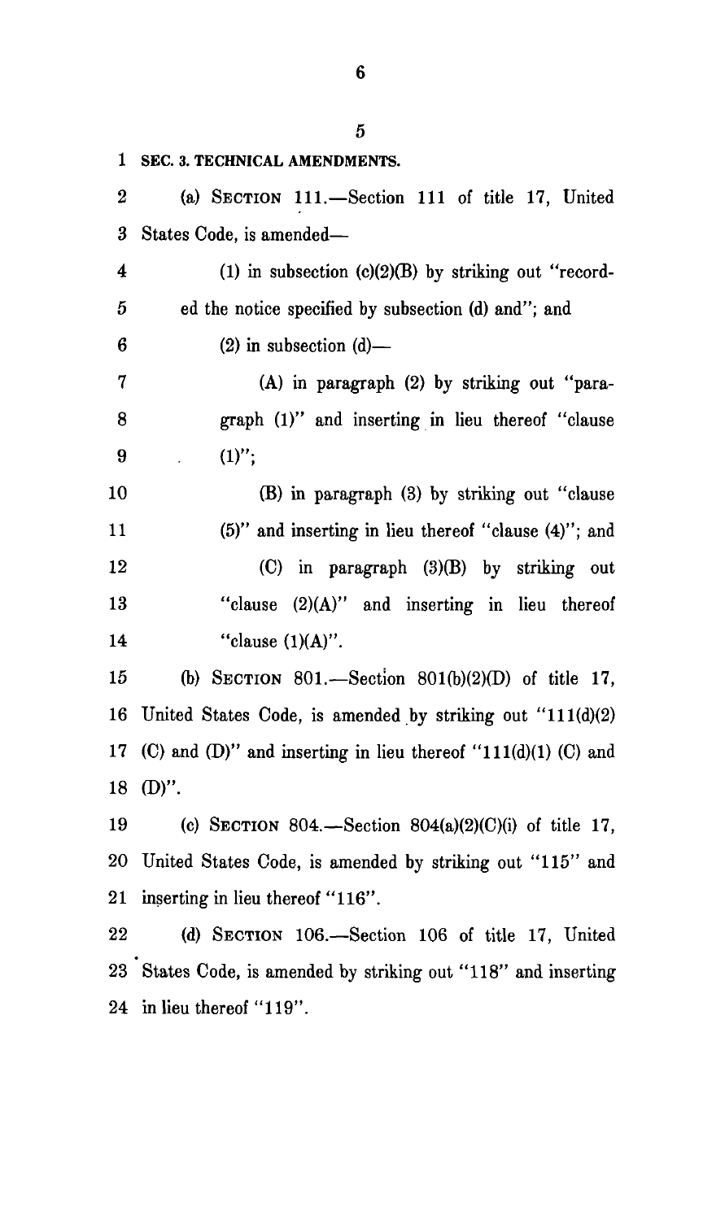**SEC. 3. TECHNICAL AMENDMENTS.**

(a) SECTION 111.—Section 111 of title 17, United States Code, is amended—

(1) in subsection (c)(2)(B) by striking out "recorded the notice specified by subsection (d) and"; and

(2) in subsection (d)—

(A) in paragraph (2) by striking out "paragraph (1)" and inserting in lieu thereof "clause (1)";

(B) in paragraph (3) by striking out "clause (5)" and inserting in lieu thereof "clause (4)"; and

(C) in paragraph (3)(B) by striking out "clause (2)(A)" and inserting in lieu thereof "clause (1)(A)".

(b) SECTION 801.—Section 801(b)(2)(D) of title 17, United States Code, is amended by striking out "111(d)(2) (C) and (D)" and inserting in lieu thereof "111(d)(1) (C) and (D)".

(c) SECTION 804.—Section 804(a)(2)(C)(i) of title 17, United States Code, is amended by striking out "115" and inserting in lieu thereof "116".

(d) SECTION 106.—Section 106 of title 17, United States Code, is amended by striking out "118" and inserting in lieu thereof "119".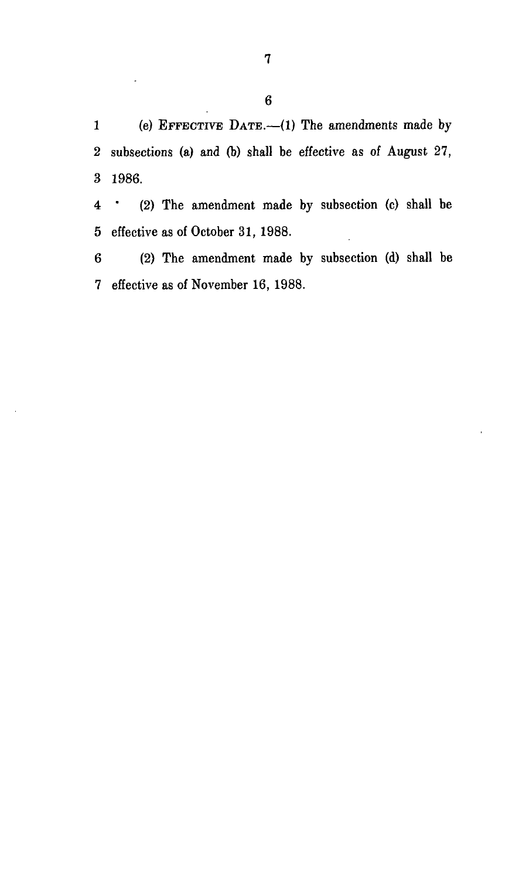(e) EFFECTIVE DATE.—(1) The amendments made by subsections (a) and (b) shall be effective as of August 27, 1986.

(2) The amendment made by subsection (c) shall be effective as of October 31, 1988.

(2) The amendment made by subsection (d) shall be effective as of November 16, 1988.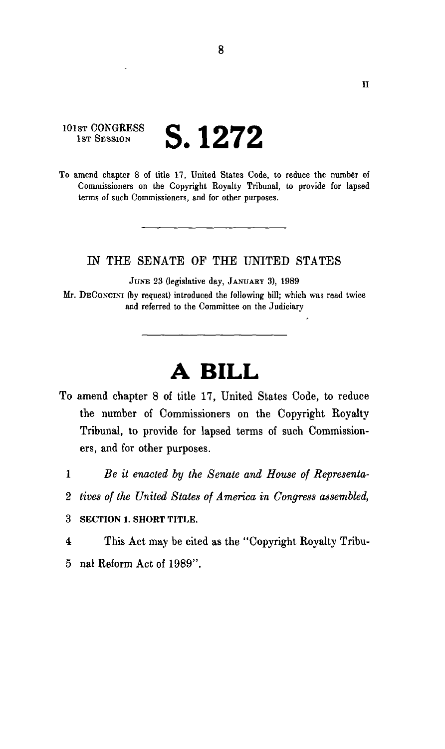101ST CONGRESS
1ST SESSION

# S. 1272

To amend chapter 8 of title 17, United States Code, to reduce the number of Commissioners on the Copyright Royalty Tribunal, to provide for lapsed terms of such Commissioners, and for other purposes.

---

IN THE SENATE OF THE UNITED STATES

JUNE 23 (legislative day, JANUARY 3), 1989

Mr. DECONCINI (by request) introduced the following bill; which was read twice and referred to the Committee on the Judiciary

---

# A BILL

To amend chapter 8 of title 17, United States Code, to reduce the number of Commissioners on the Copyright Royalty Tribunal, to provide for lapsed terms of such Commissioners, and for other purposes.

1 *Be it enacted by the Senate and House of Representa-*
2 *tives of the United States of America in Congress assembled,*
3 **SECTION 1. SHORT TITLE.**
4 This Act may be cited as the "Copyright Royalty Tribu-
5 nal Reform Act of 1989".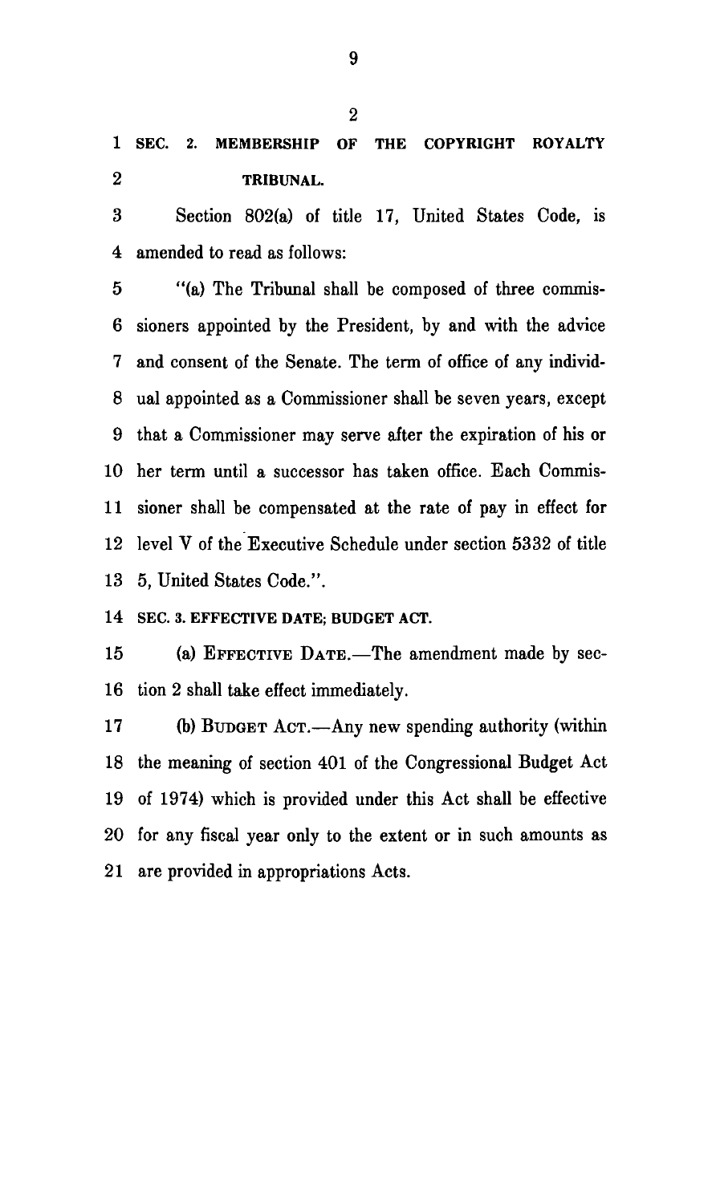**SEC. 2. MEMBERSHIP OF THE COPYRIGHT ROYALTY TRIBUNAL.**

Section 802(a) of title 17, United States Code, is amended to read as follows:

"(a) The Tribunal shall be composed of three commissioners appointed by the President, by and with the advice and consent of the Senate. The term of office of any individual appointed as a Commissioner shall be seven years, except that a Commissioner may serve after the expiration of his or her term until a successor has taken office. Each Commissioner shall be compensated at the rate of pay in effect for level V of the Executive Schedule under section 5332 of title 5, United States Code.".

**SEC. 3. EFFECTIVE DATE; BUDGET ACT.**

(a) EFFECTIVE DATE.—The amendment made by section 2 shall take effect immediately.

(b) BUDGET ACT.—Any new spending authority (within the meaning of section 401 of the Congressional Budget Act of 1974) which is provided under this Act shall be effective for any fiscal year only to the extent or in such amounts as are provided in appropriations Acts.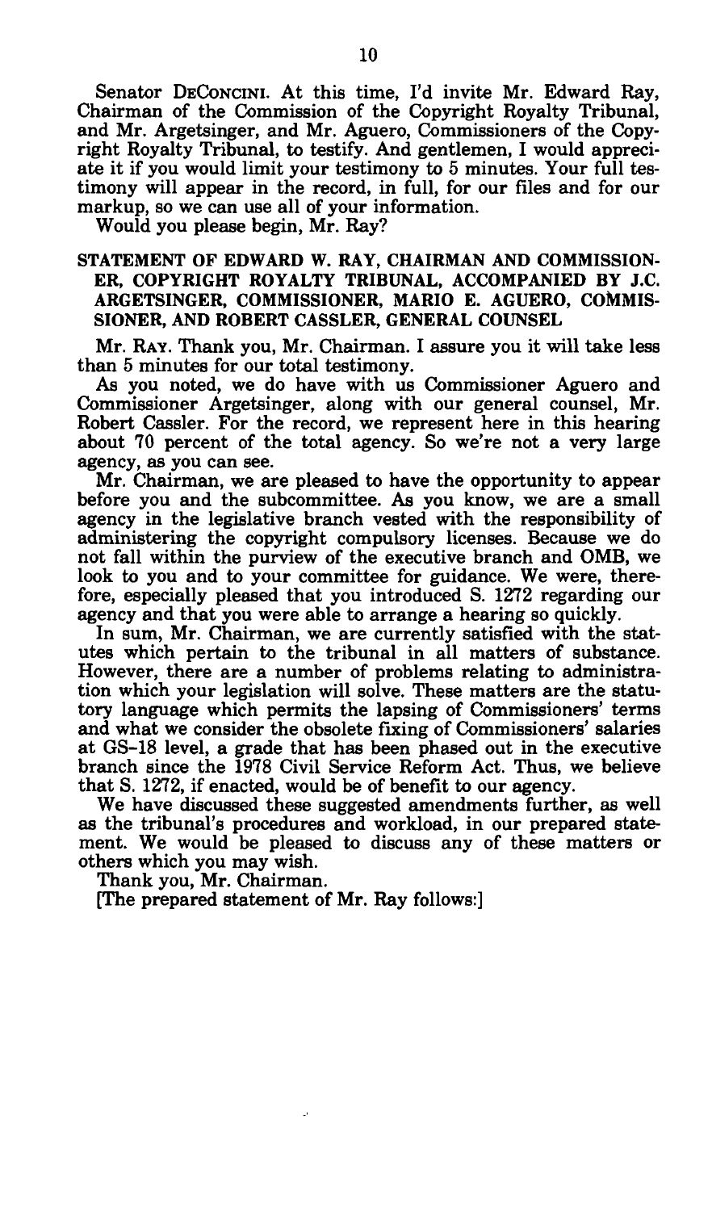Senator DeConcini. At this time, I'd invite Mr. Edward Ray, Chairman of the Commission of the Copyright Royalty Tribunal, and Mr. Argetsinger, and Mr. Aguero, Commissioners of the Copyright Royalty Tribunal, to testify. And gentlemen, I would appreciate it if you would limit your testimony to 5 minutes. Your full testimony will appear in the record, in full, for our files and for our markup, so we can use all of your information.

Would you please begin, Mr. Ray?

## STATEMENT OF EDWARD W. RAY, CHAIRMAN AND COMMISSIONER, COPYRIGHT ROYALTY TRIBUNAL, ACCOMPANIED BY J.C. ARGETSINGER, COMMISSIONER, MARIO E. AGUERO, COMMISSIONER, AND ROBERT CASSLER, GENERAL COUNSEL

Mr. Ray. Thank you, Mr. Chairman. I assure you it will take less than 5 minutes for our total testimony.

As you noted, we do have with us Commissioner Aguero and Commissioner Argetsinger, along with our general counsel, Mr. Robert Cassler. For the record, we represent here in this hearing about 70 percent of the total agency. So we're not a very large agency, as you can see.

Mr. Chairman, we are pleased to have the opportunity to appear before you and the subcommittee. As you know, we are a small agency in the legislative branch vested with the responsibility of administering the copyright compulsory licenses. Because we do not fall within the purview of the executive branch and OMB, we look to you and to your committee for guidance. We were, therefore, especially pleased that you introduced S. 1272 regarding our agency and that you were able to arrange a hearing so quickly.

In sum, Mr. Chairman, we are currently satisfied with the statutes which pertain to the tribunal in all matters of substance. However, there are a number of problems relating to administration which your legislation will solve. These matters are the statutory language which permits the lapsing of Commissioners' terms and what we consider the obsolete fixing of Commissioners' salaries at GS-18 level, a grade that has been phased out in the executive branch since the 1978 Civil Service Reform Act. Thus, we believe that S. 1272, if enacted, would be of benefit to our agency.

We have discussed these suggested amendments further, as well as the tribunal's procedures and workload, in our prepared statement. We would be pleased to discuss any of these matters or others which you may wish.

Thank you, Mr. Chairman.

[The prepared statement of Mr. Ray follows:]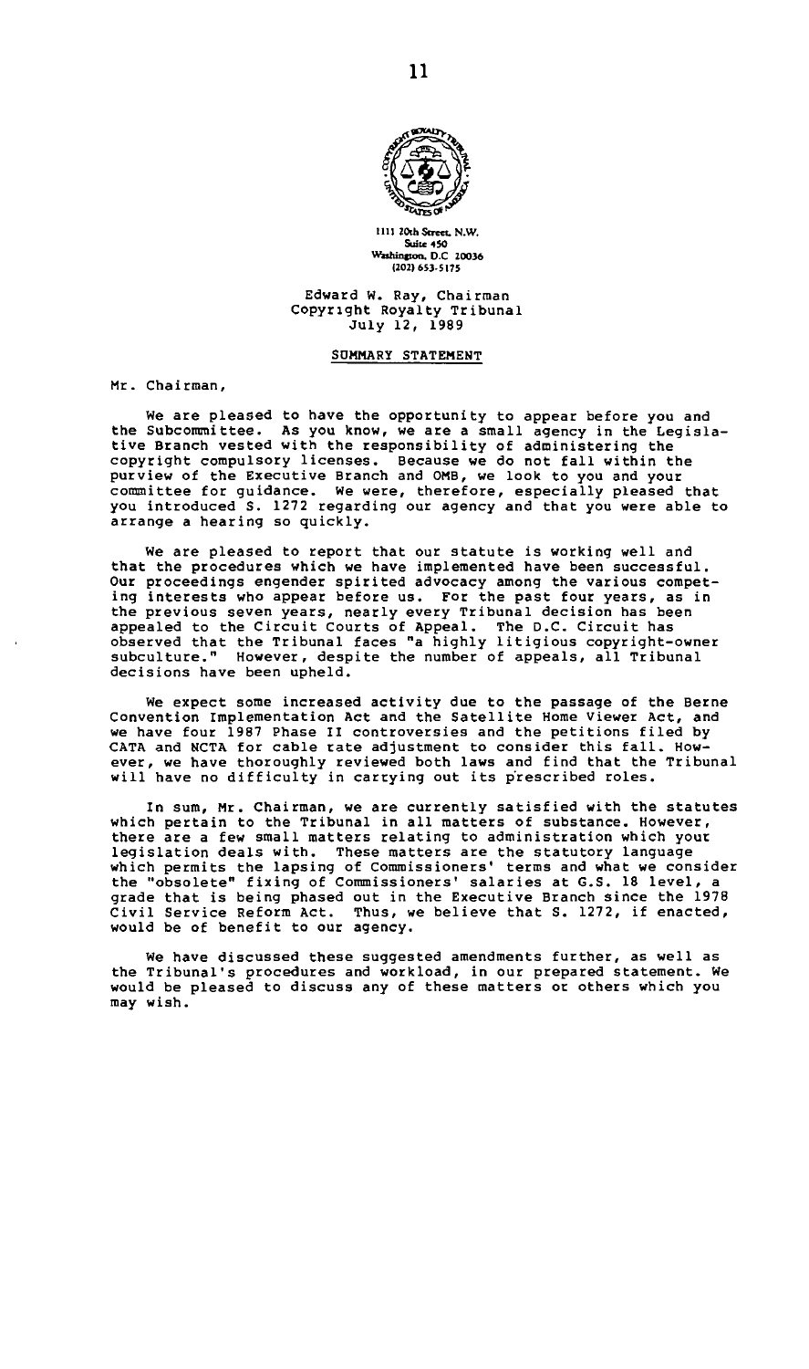1111 20th Street, N.W.
Suite 450
Washington, D.C. 20036
(202) 653-5175

Edward W. Ray, Chairman
Copyright Royalty Tribunal
July 12, 1989

## SUMMARY STATEMENT

Mr. Chairman,

We are pleased to have the opportunity to appear before you and the Subcommittee. As you know, we are a small agency in the Legislative Branch vested with the responsibility of administering the copyright compulsory licenses. Because we do not fall within the purview of the Executive Branch and OMB, we look to you and your committee for guidance. We were, therefore, especially pleased that you introduced S. 1272 regarding our agency and that you were able to arrange a hearing so quickly.

We are pleased to report that our statute is working well and that the procedures which we have implemented have been successful. Our proceedings engender spirited advocacy among the various competing interests who appear before us. For the past four years, as in the previous seven years, nearly every Tribunal decision has been appealed to the Circuit Courts of Appeal. The D.C. Circuit has observed that the Tribunal faces "a highly litigious copyright-owner subculture." However, despite the number of appeals, all Tribunal decisions have been upheld.

We expect some increased activity due to the passage of the Berne Convention Implementation Act and the Satellite Home Viewer Act, and we have four 1987 Phase II controversies and the petitions filed by CATA and NCTA for cable rate adjustment to consider this fall. However, we have thoroughly reviewed both laws and find that the Tribunal will have no difficulty in carrying out its prescribed roles.

In sum, Mr. Chairman, we are currently satisfied with the statutes which pertain to the Tribunal in all matters of substance. However, there are a few small matters relating to administration which your legislation deals with. These matters are the statutory language which permits the lapsing of Commissioners' terms and what we consider the "obsolete" fixing of Commissioners' salaries at G.S. 18 level, a grade that is being phased out in the Executive Branch since the 1978 Civil Service Reform Act. Thus, we believe that S. 1272, if enacted, would be of benefit to our agency.

We have discussed these suggested amendments further, as well as the Tribunal's procedures and workload, in our prepared statement. We would be pleased to discuss any of these matters or others which you may wish.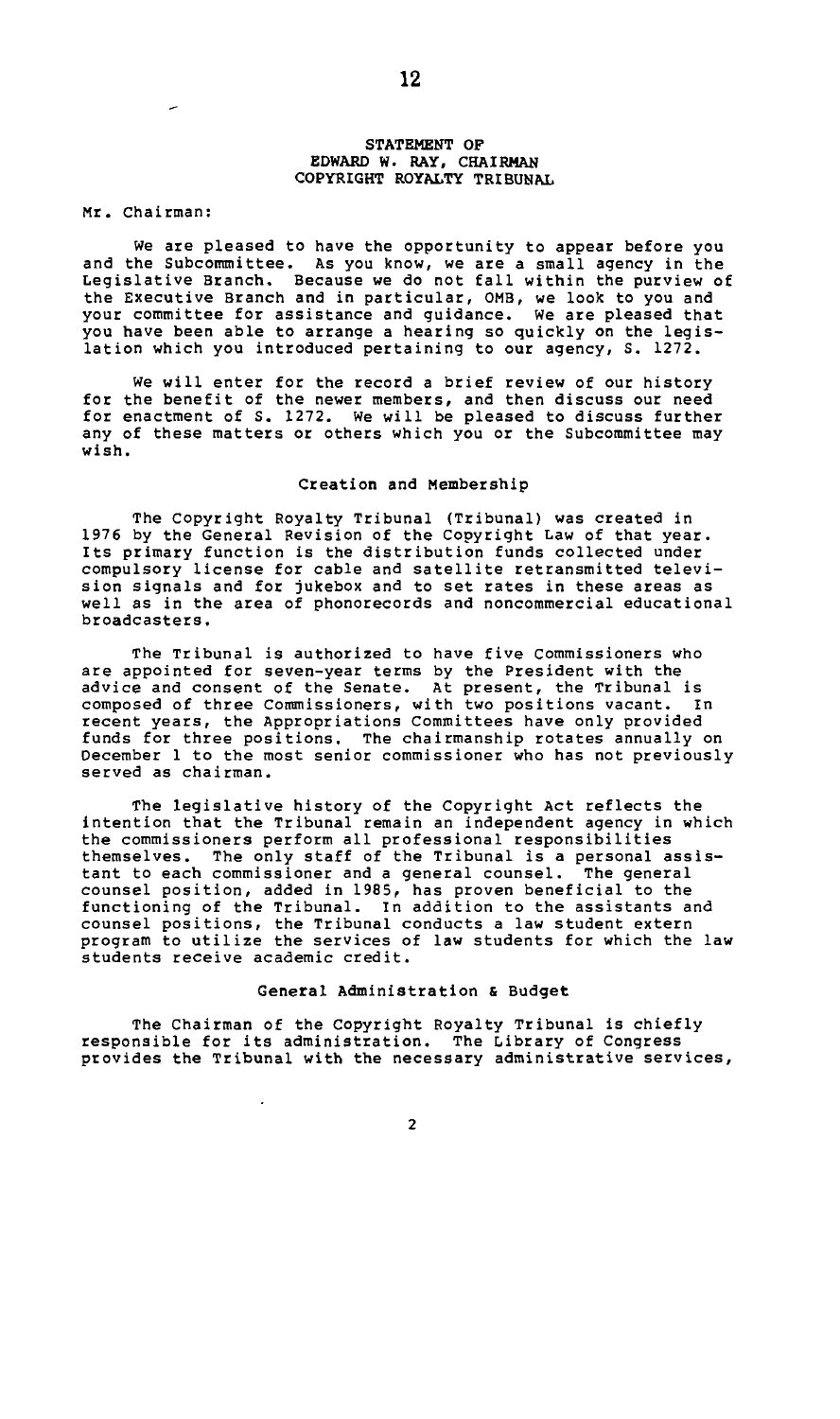STATEMENT OF
EDWARD W. RAY, CHAIRMAN
COPYRIGHT ROYALTY TRIBUNAL

Mr. Chairman:

We are pleased to have the opportunity to appear before you and the Subcommittee. As you know, we are a small agency in the Legislative Branch. Because we do not fall within the purview of the Executive Branch and in particular, OMB, we look to you and your committee for assistance and guidance. We are pleased that you have been able to arrange a hearing so quickly on the legislation which you introduced pertaining to our agency, S. 1272.

We will enter for the record a brief review of our history for the benefit of the newer members, and then discuss our need for enactment of S. 1272. We will be pleased to discuss further any of these matters or others which you or the Subcommittee may wish.

### Creation and Membership

The Copyright Royalty Tribunal (Tribunal) was created in 1976 by the General Revision of the Copyright Law of that year. Its primary function is the distribution funds collected under compulsory license for cable and satellite retransmitted television signals and for jukebox and to set rates in these areas as well as in the area of phonorecords and noncommercial educational broadcasters.

The Tribunal is authorized to have five Commissioners who are appointed for seven-year terms by the President with the advice and consent of the Senate. At present, the Tribunal is composed of three Commissioners, with two positions vacant. In recent years, the Appropriations Committees have only provided funds for three positions. The chairmanship rotates annually on December 1 to the most senior commissioner who has not previously served as chairman.

The legislative history of the Copyright Act reflects the intention that the Tribunal remain an independent agency in which the commissioners perform all professional responsibilities themselves. The only staff of the Tribunal is a personal assistant to each commissioner and a general counsel. The general counsel position, added in 1985, has proven beneficial to the functioning of the Tribunal. In addition to the assistants and counsel positions, the Tribunal conducts a law student extern program to utilize the services of law students for which the law students receive academic credit.

### General Administration & Budget

The Chairman of the Copyright Royalty Tribunal is chiefly responsible for its administration. The Library of Congress provides the Tribunal with the necessary administrative services,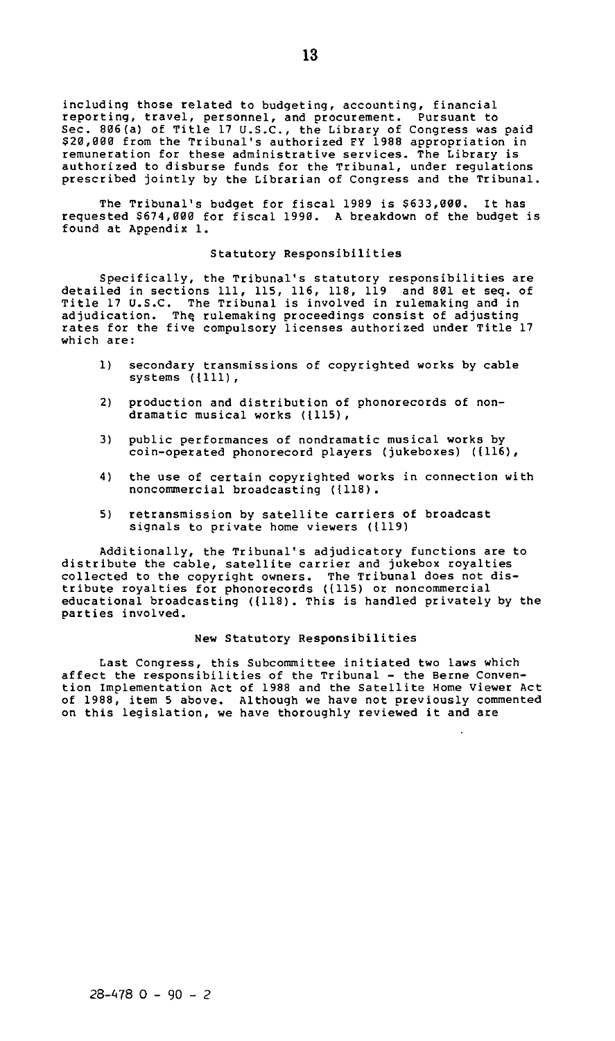including those related to budgeting, accounting, financial reporting, travel, personnel, and procurement. Pursuant to Sec. 806(a) of Title 17 U.S.C., the Library of Congress was paid $20,000 from the Tribunal's authorized FY 1988 appropriation in remuneration for these administrative services. The Library is authorized to disburse funds for the Tribunal, under regulations prescribed jointly by the Librarian of Congress and the Tribunal.

The Tribunal's budget for fiscal 1989 is $633,000. It has requested $674,000 for fiscal 1990. A breakdown of the budget is found at Appendix 1.

### Statutory Responsibilities

Specifically, the Tribunal's statutory responsibilities are detailed in sections 111, 115, 116, 118, 119 and 801 et seq. of Title 17 U.S.C. The Tribunal is involved in rulemaking and in adjudication. The rulemaking proceedings consist of adjusting rates for the five compulsory licenses authorized under Title 17 which are:

1) secondary transmissions of copyrighted works by cable systems (§111),
2) production and distribution of phonorecords of non-dramatic musical works (§115),
3) public performances of nondramatic musical works by coin-operated phonorecord players (jukeboxes) (§116),
4) the use of certain copyrighted works in connection with noncommercial broadcasting (§118).
5) retransmission by satellite carriers of broadcast signals to private home viewers (§119)

Additionally, the Tribunal's adjudicatory functions are to distribute the cable, satellite carrier and jukebox royalties collected to the copyright owners. The Tribunal does not distribute royalties for phonorecords (§115) or noncommercial educational broadcasting (§118). This is handled privately by the parties involved.

### New Statutory Responsibilities

Last Congress, this Subcommittee initiated two laws which affect the responsibilities of the Tribunal - the Berne Convention Implementation Act of 1988 and the Satellite Home Viewer Act of 1988, item 5 above. Although we have not previously commented on this legislation, we have thoroughly reviewed it and are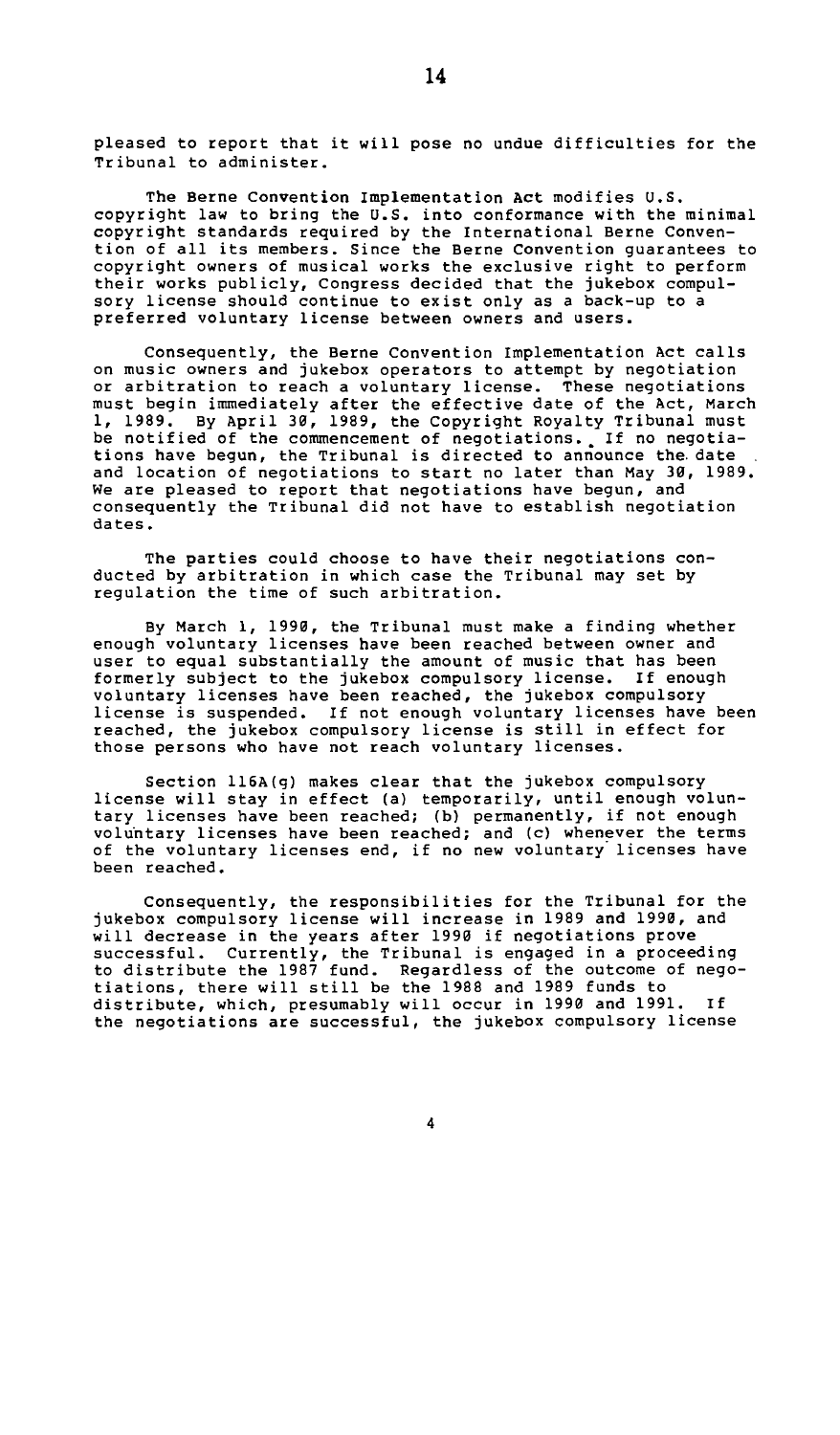pleased to report that it will pose no undue difficulties for the Tribunal to administer.

The Berne Convention Implementation Act modifies U.S. copyright law to bring the U.S. into conformance with the minimal copyright standards required by the International Berne Convention of all its members. Since the Berne Convention guarantees to copyright owners of musical works the exclusive right to perform their works publicly, Congress decided that the jukebox compulsory license should continue to exist only as a back-up to a preferred voluntary license between owners and users.

Consequently, the Berne Convention Implementation Act calls on music owners and jukebox operators to attempt by negotiation or arbitration to reach a voluntary license. These negotiations must begin immediately after the effective date of the Act, March 1, 1989. By April 30, 1989, the Copyright Royalty Tribunal must be notified of the commencement of negotiations. If no negotiations have begun, the Tribunal is directed to announce the date and location of negotiations to start no later than May 30, 1989. We are pleased to report that negotiations have begun, and consequently the Tribunal did not have to establish negotiation dates.

The parties could choose to have their negotiations conducted by arbitration in which case the Tribunal may set by regulation the time of such arbitration.

By March 1, 1990, the Tribunal must make a finding whether enough voluntary licenses have been reached between owner and user to equal substantially the amount of music that has been formerly subject to the jukebox compulsory license. If enough voluntary licenses have been reached, the jukebox compulsory license is suspended. If not enough voluntary licenses have been reached, the jukebox compulsory license is still in effect for those persons who have not reach voluntary licenses.

Section 116A(g) makes clear that the jukebox compulsory license will stay in effect (a) temporarily, until enough voluntary licenses have been reached; (b) permanently, if not enough voluntary licenses have been reached; and (c) whenever the terms of the voluntary licenses end, if no new voluntary licenses have been reached.

Consequently, the responsibilities for the Tribunal for the jukebox compulsory license will increase in 1989 and 1990, and will decrease in the years after 1990 if negotiations prove successful. Currently, the Tribunal is engaged in a proceeding to distribute the 1987 fund. Regardless of the outcome of negotiations, there will still be the 1988 and 1989 funds to distribute, which, presumably will occur in 1990 and 1991. If the negotiations are successful, the jukebox compulsory license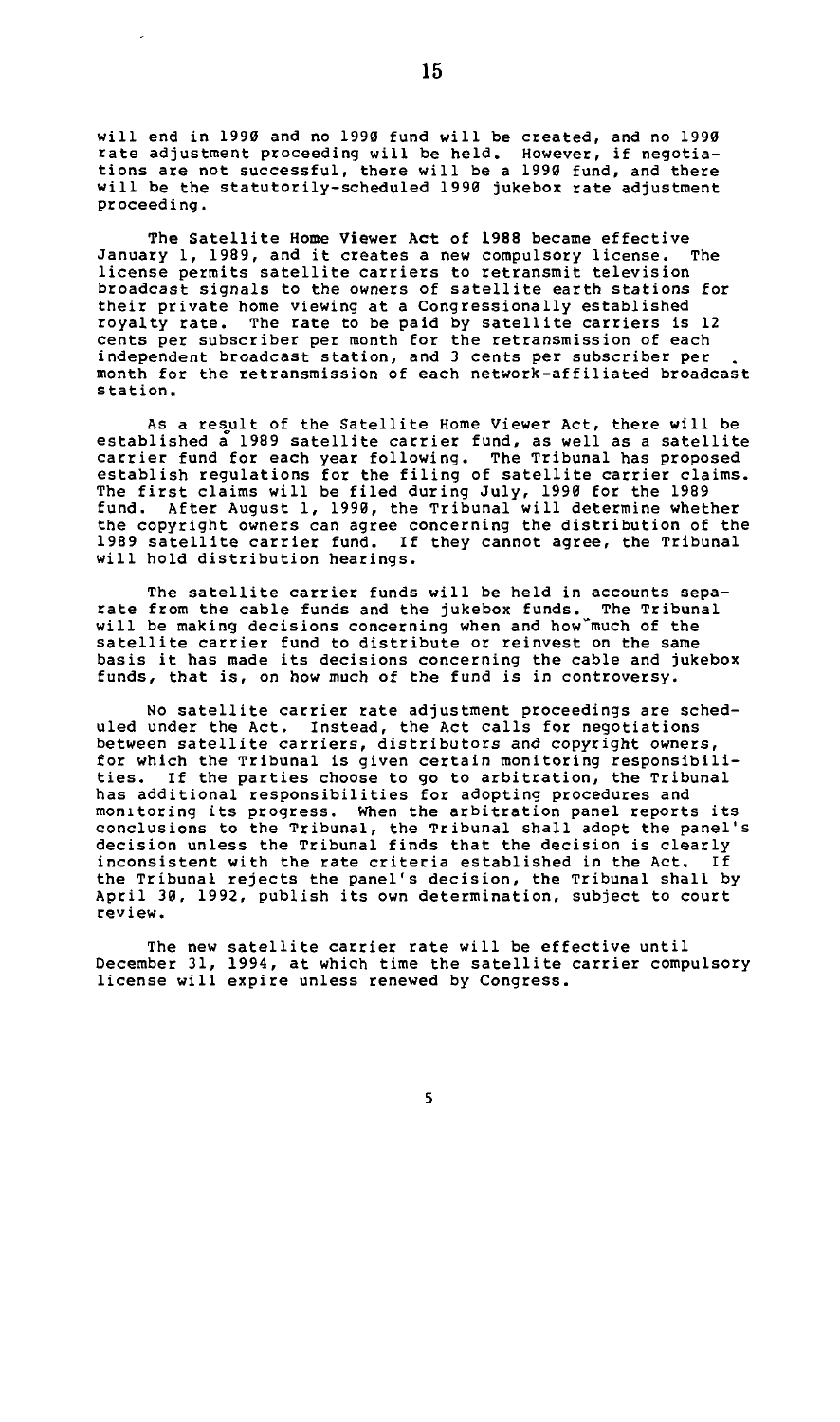will end in 1990 and no 1990 fund will be created, and no 1990 rate adjustment proceeding will be held. However, if negotiations are not successful, there will be a 1990 fund, and there will be the statutorily-scheduled 1990 jukebox rate adjustment proceeding.

The Satellite Home Viewer Act of 1988 became effective January 1, 1989, and it creates a new compulsory license. The license permits satellite carriers to retransmit television broadcast signals to the owners of satellite earth stations for their private home viewing at a Congressionally established royalty rate. The rate to be paid by satellite carriers is 12 cents per subscriber per month for the retransmission of each independent broadcast station, and 3 cents per subscriber per month for the retransmission of each network-affiliated broadcast station.

As a result of the Satellite Home Viewer Act, there will be established a 1989 satellite carrier fund, as well as a satellite carrier fund for each year following. The Tribunal has proposed establish regulations for the filing of satellite carrier claims. The first claims will be filed during July, 1990 for the 1989 fund. After August 1, 1990, the Tribunal will determine whether the copyright owners can agree concerning the distribution of the 1989 satellite carrier fund. If they cannot agree, the Tribunal will hold distribution hearings.

The satellite carrier funds will be held in accounts separate from the cable funds and the jukebox funds. The Tribunal will be making decisions concerning when and how much of the satellite carrier fund to distribute or reinvest on the same basis it has made its decisions concerning the cable and jukebox funds, that is, on how much of the fund is in controversy.

No satellite carrier rate adjustment proceedings are scheduled under the Act. Instead, the Act calls for negotiations between satellite carriers, distributors and copyright owners, for which the Tribunal is given certain monitoring responsibilities. If the parties choose to go to arbitration, the Tribunal has additional responsibilities for adopting procedures and monitoring its progress. When the arbitration panel reports its conclusions to the Tribunal, the Tribunal shall adopt the panel's decision unless the Tribunal finds that the decision is clearly inconsistent with the rate criteria established in the Act. If the Tribunal rejects the panel's decision, the Tribunal shall by April 30, 1992, publish its own determination, subject to court review.

The new satellite carrier rate will be effective until December 31, 1994, at which time the satellite carrier compulsory license will expire unless renewed by Congress.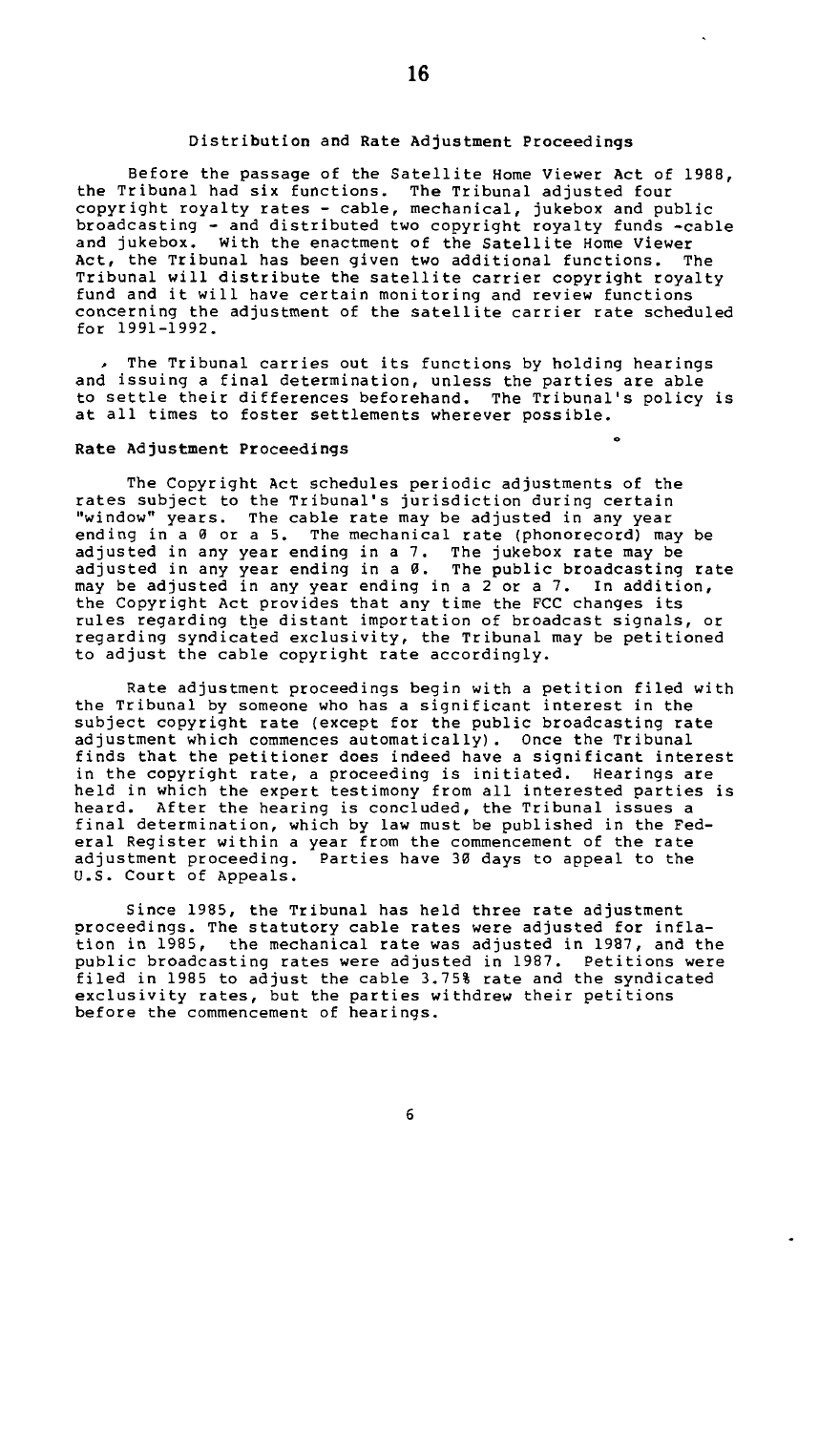## Distribution and Rate Adjustment Proceedings

Before the passage of the Satellite Home Viewer Act of 1988, the Tribunal had six functions. The Tribunal adjusted four copyright royalty rates - cable, mechanical, jukebox and public broadcasting - and distributed two copyright royalty funds -cable and jukebox. With the enactment of the Satellite Home Viewer Act, the Tribunal has been given two additional functions. The Tribunal will distribute the satellite carrier copyright royalty fund and it will have certain monitoring and review functions concerning the adjustment of the satellite carrier rate scheduled for 1991-1992.

The Tribunal carries out its functions by holding hearings and issuing a final determination, unless the parties are able to settle their differences beforehand. The Tribunal's policy is at all times to foster settlements wherever possible.

### Rate Adjustment Proceedings

The Copyright Act schedules periodic adjustments of the rates subject to the Tribunal's jurisdiction during certain "window" years. The cable rate may be adjusted in any year ending in a 0 or a 5. The mechanical rate (phonorecord) may be adjusted in any year ending in a 7. The jukebox rate may be adjusted in any year ending in a 0. The public broadcasting rate may be adjusted in any year ending in a 2 or a 7. In addition, the Copyright Act provides that any time the FCC changes its rules regarding the distant importation of broadcast signals, or regarding syndicated exclusivity, the Tribunal may be petitioned to adjust the cable copyright rate accordingly.

Rate adjustment proceedings begin with a petition filed with the Tribunal by someone who has a significant interest in the subject copyright rate (except for the public broadcasting rate adjustment which commences automatically). Once the Tribunal finds that the petitioner does indeed have a significant interest in the copyright rate, a proceeding is initiated. Hearings are held in which the expert testimony from all interested parties is heard. After the hearing is concluded, the Tribunal issues a final determination, which by law must be published in the Federal Register within a year from the commencement of the rate adjustment proceeding. Parties have 30 days to appeal to the U.S. Court of Appeals.

Since 1985, the Tribunal has held three rate adjustment proceedings. The statutory cable rates were adjusted for inflation in 1985, the mechanical rate was adjusted in 1987, and the public broadcasting rates were adjusted in 1987. Petitions were filed in 1985 to adjust the cable 3.75% rate and the syndicated exclusivity rates, but the parties withdrew their petitions before the commencement of hearings.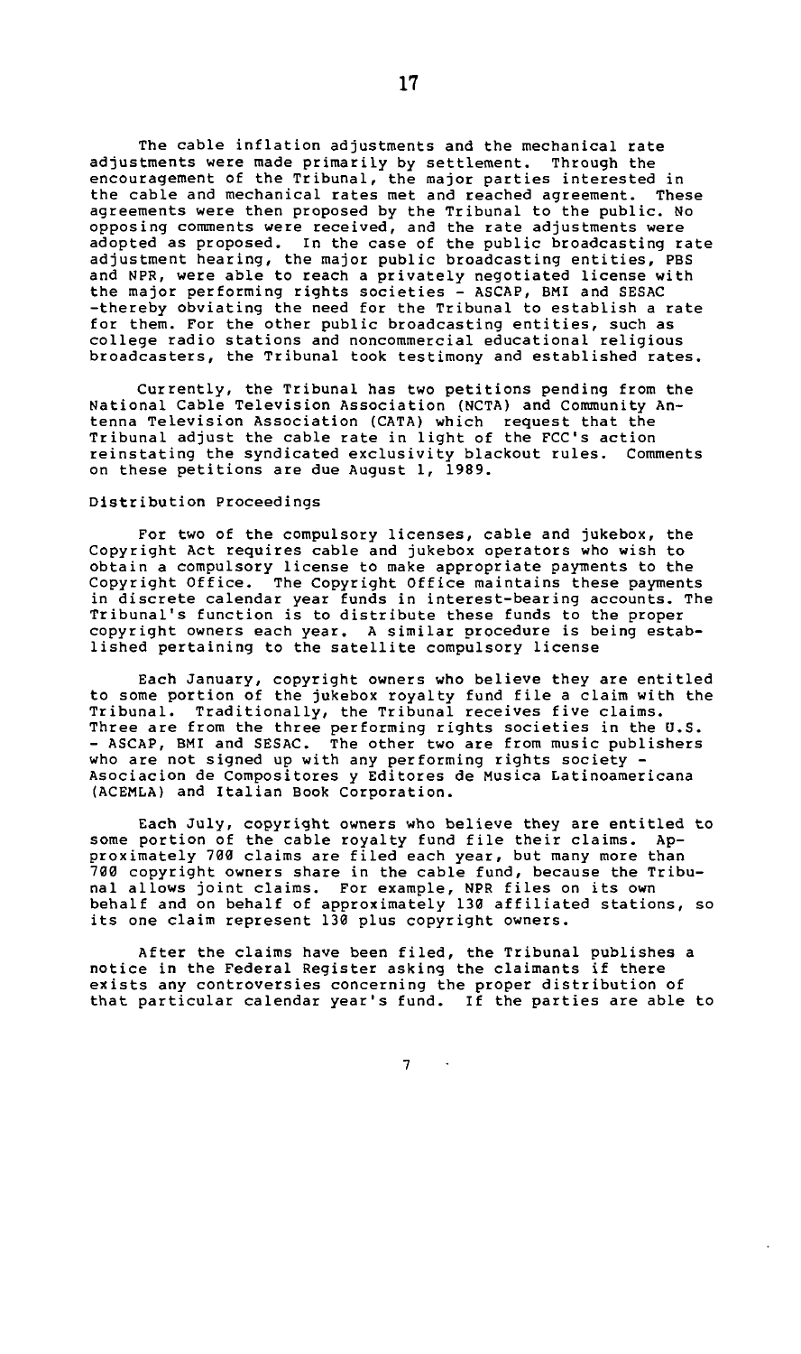The cable inflation adjustments and the mechanical rate adjustments were made primarily by settlement. Through the encouragement of the Tribunal, the major parties interested in the cable and mechanical rates met and reached agreement. These agreements were then proposed by the Tribunal to the public. No opposing comments were received, and the rate adjustments were adopted as proposed. In the case of the public broadcasting rate adjustment hearing, the major public broadcasting entities, PBS and NPR, were able to reach a privately negotiated license with the major performing rights societies - ASCAP, BMI and SESAC -thereby obviating the need for the Tribunal to establish a rate for them. For the other public broadcasting entities, such as college radio stations and noncommercial educational religious broadcasters, the Tribunal took testimony and established rates.

Currently, the Tribunal has two petitions pending from the National Cable Television Association (NCTA) and Community Antenna Television Association (CATA) which request that the Tribunal adjust the cable rate in light of the FCC's action reinstating the syndicated exclusivity blackout rules. Comments on these petitions are due August 1, 1989.

Distribution Proceedings

For two of the compulsory licenses, cable and jukebox, the Copyright Act requires cable and jukebox operators who wish to obtain a compulsory license to make appropriate payments to the Copyright Office. The Copyright Office maintains these payments in discrete calendar year funds in interest-bearing accounts. The Tribunal's function is to distribute these funds to the proper copyright owners each year. A similar procedure is being established pertaining to the satellite compulsory license

Each January, copyright owners who believe they are entitled to some portion of the jukebox royalty fund file a claim with the Tribunal. Traditionally, the Tribunal receives five claims. Three are from the three performing rights societies in the U.S. - ASCAP, BMI and SESAC. The other two are from music publishers who are not signed up with any performing rights society - Asociacion de Compositores y Editores de Musica Latinoamericana (ACEMLA) and Italian Book Corporation.

Each July, copyright owners who believe they are entitled to some portion of the cable royalty fund file their claims. Approximately 700 claims are filed each year, but many more than 700 copyright owners share in the cable fund, because the Tribunal allows joint claims. For example, NPR files on its own behalf and on behalf of approximately 130 affiliated stations, so its one claim represent 130 plus copyright owners.

After the claims have been filed, the Tribunal publishes a notice in the Federal Register asking the claimants if there exists any controversies concerning the proper distribution of that particular calendar year's fund. If the parties are able to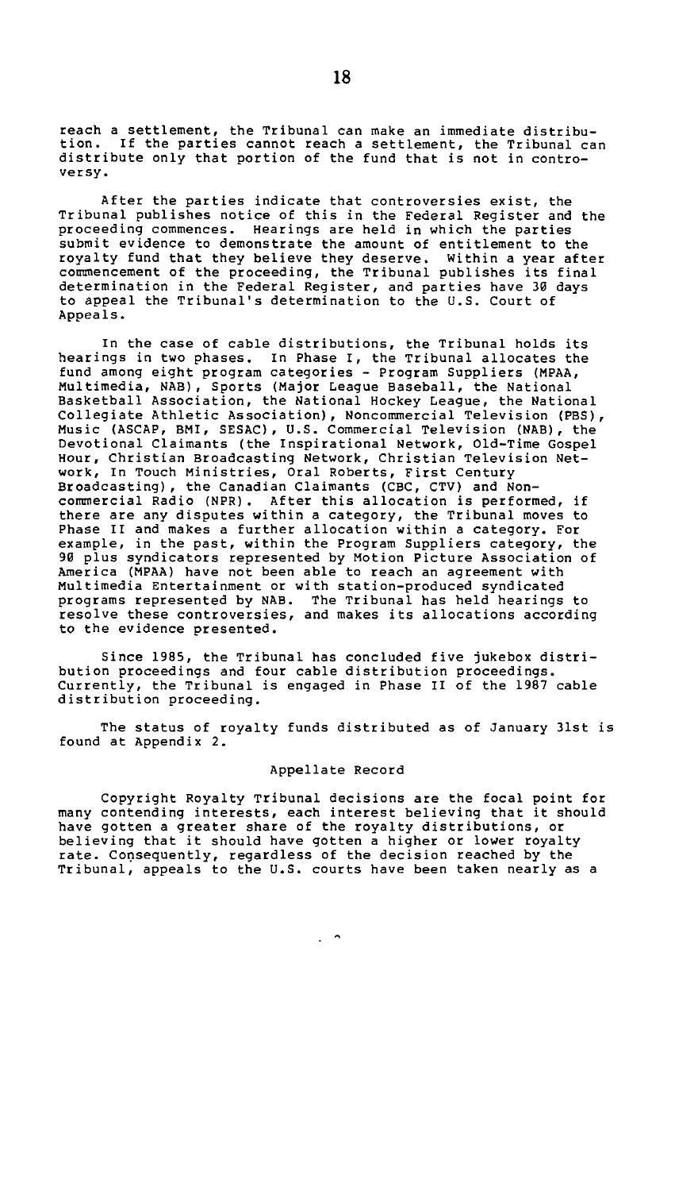reach a settlement, the Tribunal can make an immediate distribution. If the parties cannot reach a settlement, the Tribunal can distribute only that portion of the fund that is not in controversy.

After the parties indicate that controversies exist, the Tribunal publishes notice of this in the Federal Register and the proceeding commences. Hearings are held in which the parties submit evidence to demonstrate the amount of entitlement to the royalty fund that they believe they deserve. Within a year after commencement of the proceeding, the Tribunal publishes its final determination in the Federal Register, and parties have 30 days to appeal the Tribunal's determination to the U.S. Court of Appeals.

In the case of cable distributions, the Tribunal holds its hearings in two phases. In Phase I, the Tribunal allocates the fund among eight program categories - Program Suppliers (MPAA, Multimedia, NAB), Sports (Major League Baseball, the National Basketball Association, the National Hockey League, the National Collegiate Athletic Association), Noncommercial Television (PBS), Music (ASCAP, BMI, SESAC), U.S. Commercial Television (NAB), the Devotional Claimants (the Inspirational Network, Old-Time Gospel Hour, Christian Broadcasting Network, Christian Television Network, In Touch Ministries, Oral Roberts, First Century Broadcasting), the Canadian Claimants (CBC, CTV) and Noncommercial Radio (NPR). After this allocation is performed, if there are any disputes within a category, the Tribunal moves to Phase II and makes a further allocation within a category. For example, in the past, within the Program Suppliers category, the 90 plus syndicators represented by Motion Picture Association of America (MPAA) have not been able to reach an agreement with Multimedia Entertainment or with station-produced syndicated programs represented by NAB. The Tribunal has held hearings to resolve these controversies, and makes its allocations according to the evidence presented.

Since 1985, the Tribunal has concluded five jukebox distribution proceedings and four cable distribution proceedings. Currently, the Tribunal is engaged in Phase II of the 1987 cable distribution proceeding.

The status of royalty funds distributed as of January 31st is found at Appendix 2.

## Appellate Record

Copyright Royalty Tribunal decisions are the focal point for many contending interests, each interest believing that it should have gotten a greater share of the royalty distributions, or believing that it should have gotten a higher or lower royalty rate. Consequently, regardless of the decision reached by the Tribunal, appeals to the U.S. courts have been taken nearly as a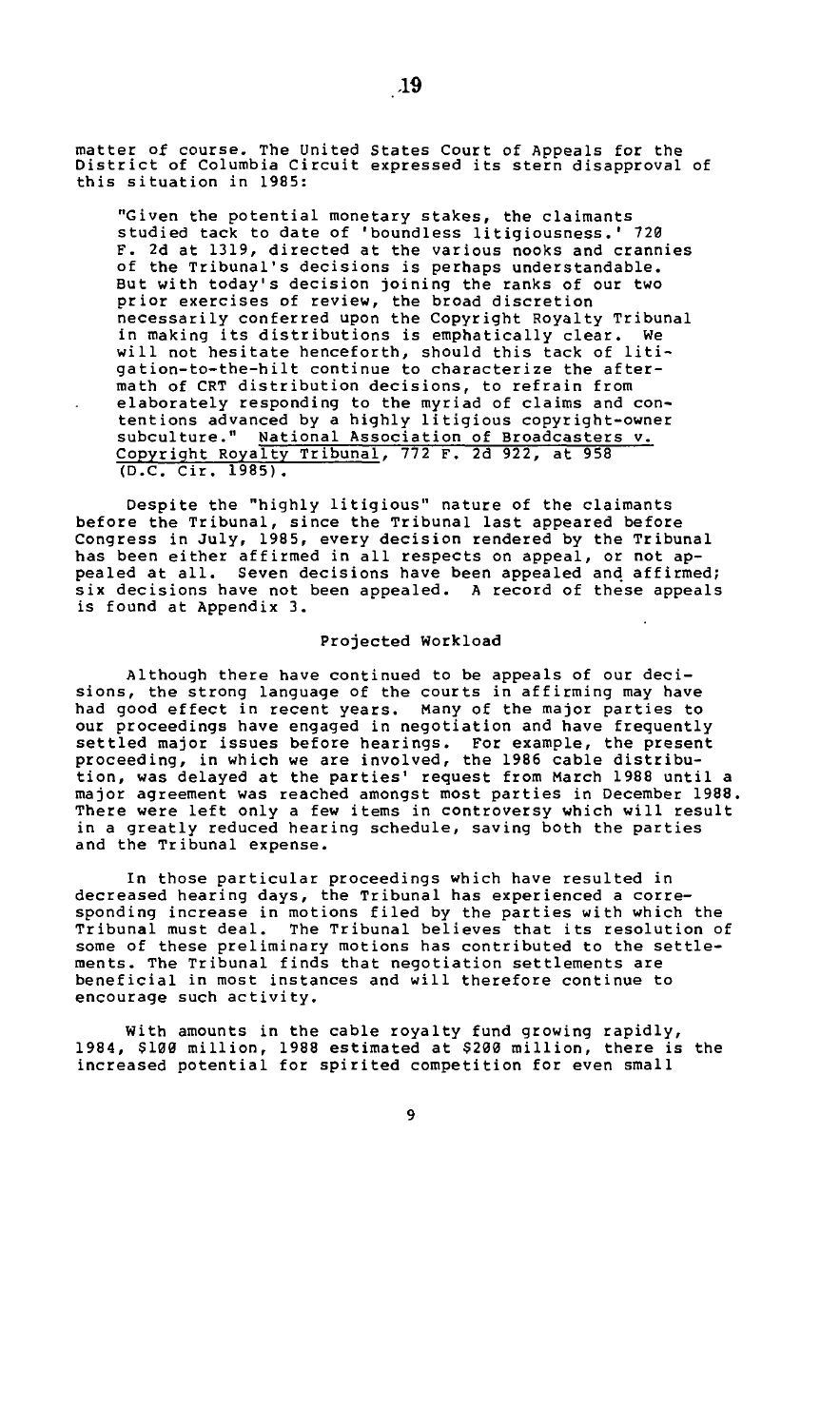matter of course. The United States Court of Appeals for the District of Columbia Circuit expressed its stern disapproval of this situation in 1985:

> "Given the potential monetary stakes, the claimants studied tack to date of 'boundless litigiousness.' 720 F. 2d at 1319, directed at the various nooks and crannies of the Tribunal's decisions is perhaps understandable. But with today's decision joining the ranks of our two prior exercises of review, the broad discretion necessarily conferred upon the Copyright Royalty Tribunal in making its distributions is emphatically clear. We will not hesitate henceforth, should this tack of litigation-to-the-hilt continue to characterize the aftermath of CRT distribution decisions, to refrain from elaborately responding to the myriad of claims and contentions advanced by a highly litigious copyright-owner subculture." National Association of Broadcasters v. Copyright Royalty Tribunal, 772 F. 2d 922, at 958 (D.C. Cir. 1985).

Despite the "highly litigious" nature of the claimants before the Tribunal, since the Tribunal last appeared before Congress in July, 1985, every decision rendered by the Tribunal has been either affirmed in all respects on appeal, or not appealed at all. Seven decisions have been appealed and affirmed; six decisions have not been appealed. A record of these appeals is found at Appendix 3.

## Projected Workload

Although there have continued to be appeals of our decisions, the strong language of the courts in affirming may have had good effect in recent years. Many of the major parties to our proceedings have engaged in negotiation and have frequently settled major issues before hearings. For example, the present proceeding, in which we are involved, the 1986 cable distribution, was delayed at the parties' request from March 1988 until a major agreement was reached amongst most parties in December 1988. There were left only a few items in controversy which will result in a greatly reduced hearing schedule, saving both the parties and the Tribunal expense.

In those particular proceedings which have resulted in decreased hearing days, the Tribunal has experienced a corresponding increase in motions filed by the parties with which the Tribunal must deal. The Tribunal believes that its resolution of some of these preliminary motions has contributed to the settlements. The Tribunal finds that negotiation settlements are beneficial in most instances and will therefore continue to encourage such activity.

With amounts in the cable royalty fund growing rapidly, 1984, $100 million, 1988 estimated at $200 million, there is the increased potential for spirited competition for even small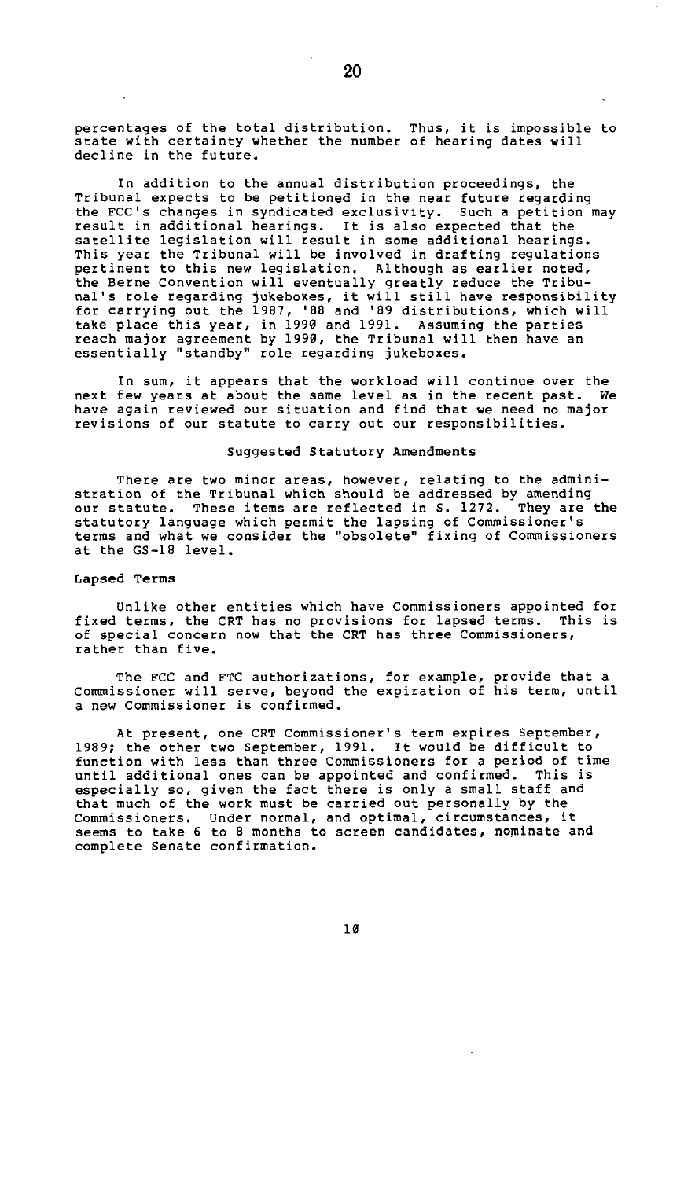percentages of the total distribution. Thus, it is impossible to state with certainty whether the number of hearing dates will decline in the future.

In addition to the annual distribution proceedings, the Tribunal expects to be petitioned in the near future regarding the FCC's changes in syndicated exclusivity. Such a petition may result in additional hearings. It is also expected that the satellite legislation will result in some additional hearings. This year the Tribunal will be involved in drafting regulations pertinent to this new legislation. Although as earlier noted, the Berne Convention will eventually greatly reduce the Tribunal's role regarding jukeboxes, it will still have responsibility for carrying out the 1987, '88 and '89 distributions, which will take place this year, in 1990 and 1991. Assuming the parties reach major agreement by 1990, the Tribunal will then have an essentially "standby" role regarding jukeboxes.

In sum, it appears that the workload will continue over the next few years at about the same level as in the recent past. We have again reviewed our situation and find that we need no major revisions of our statute to carry out our responsibilities.

## Suggested Statutory Amendments

There are two minor areas, however, relating to the administration of the Tribunal which should be addressed by amending our statute. These items are reflected in S. 1272. They are the statutory language which permit the lapsing of Commissioner's terms and what we consider the "obsolete" fixing of Commissioners at the GS-18 level.

### Lapsed Terms

Unlike other entities which have Commissioners appointed for fixed terms, the CRT has no provisions for lapsed terms. This is of special concern now that the CRT has three Commissioners, rather than five.

The FCC and FTC authorizations, for example, provide that a Commissioner will serve, beyond the expiration of his term, until a new Commissioner is confirmed.

At present, one CRT Commissioner's term expires September, 1989; the other two September, 1991. It would be difficult to function with less than three Commissioners for a period of time until additional ones can be appointed and confirmed. This is especially so, given the fact there is only a small staff and that much of the work must be carried out personally by the Commissioners. Under normal, and optimal, circumstances, it seems to take 6 to 8 months to screen candidates, nominate and complete Senate confirmation.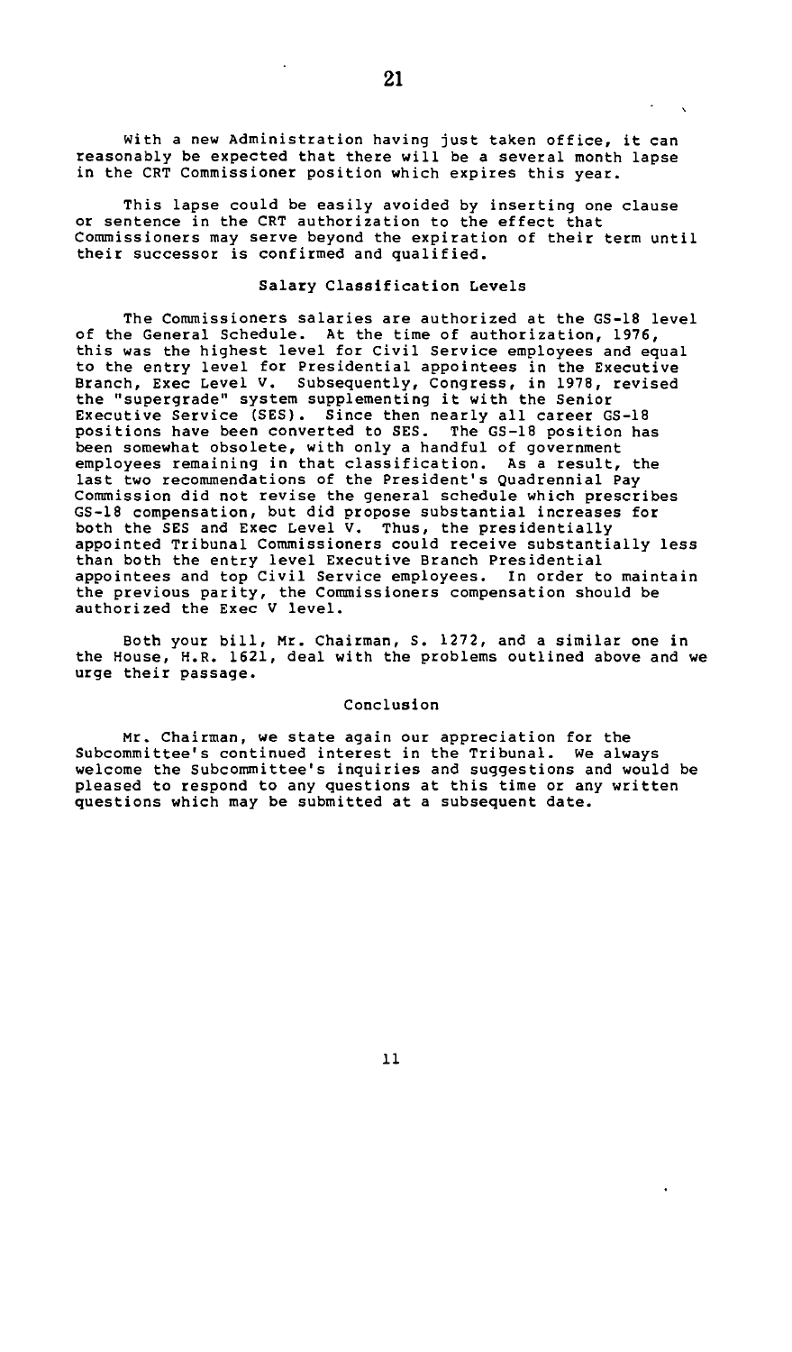With a new Administration having just taken office, it can reasonably be expected that there will be a several month lapse in the CRT Commissioner position which expires this year.

This lapse could be easily avoided by inserting one clause or sentence in the CRT authorization to the effect that Commissioners may serve beyond the expiration of their term until their successor is confirmed and qualified.

### Salary Classification Levels

The Commissioners salaries are authorized at the GS-18 level of the General Schedule. At the time of authorization, 1976, this was the highest level for Civil Service employees and equal to the entry level for Presidential appointees in the Executive Branch, Exec Level V. Subsequently, Congress, in 1978, revised the "supergrade" system supplementing it with the Senior Executive Service (SES). Since then nearly all career GS-18 positions have been converted to SES. The GS-18 position has been somewhat obsolete, with only a handful of government employees remaining in that classification. As a result, the last two recommendations of the President's Quadrennial Pay Commission did not revise the general schedule which prescribes GS-18 compensation, but did propose substantial increases for both the SES and Exec Level V. Thus, the presidentially appointed Tribunal Commissioners could receive substantially less than both the entry level Executive Branch Presidential appointees and top Civil Service employees. In order to maintain the previous parity, the Commissioners compensation should be authorized the Exec V level.

Both your bill, Mr. Chairman, S. 1272, and a similar one in the House, H.R. 1621, deal with the problems outlined above and we urge their passage.

### Conclusion

Mr. Chairman, we state again our appreciation for the Subcommittee's continued interest in the Tribunal. We always welcome the Subcommittee's inquiries and suggestions and would be pleased to respond to any questions at this time or any written questions which may be submitted at a subsequent date.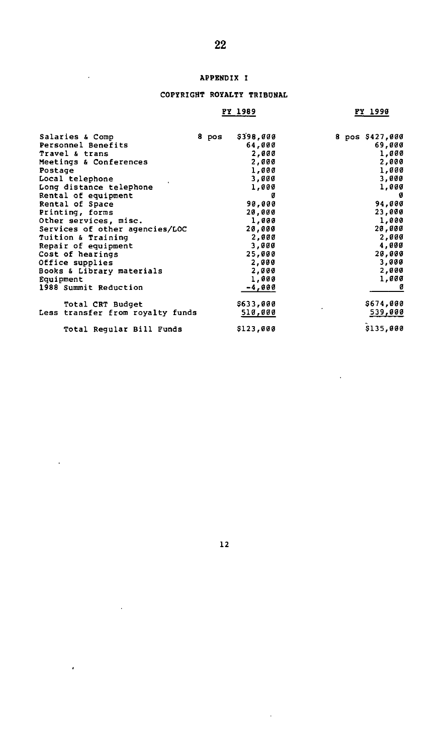## APPENDIX I

### COPYRIGHT ROYALTY TRIBUNAL

| | FY 1989 | | FY 1990 | |
|---|---|---|---|---|
| Salaries & Comp | 8 pos | $398,000 | 8 pos | $427,000 |
| Personnel Benefits | | 64,000 | | 69,000 |
| Travel & trans | | 2,000 | | 1,000 |
| Meetings & Conferences | | 2,000 | | 2,000 |
| Postage | | 1,000 | | 1,000 |
| Local telephone | | 3,000 | | 3,000 |
| Long distance telephone | | 1,000 | | 1,000 |
| Rental of equipment | | 0 | | 0 |
| Rental of Space | | 90,000 | | 94,000 |
| Printing, forms | | 20,000 | | 23,000 |
| Other services, misc. | | 1,000 | | 1,000 |
| Services of other agencies/LOC | | 20,000 | | 20,000 |
| Tuition & Training | | 2,000 | | 2,000 |
| Repair of equipment | | 3,000 | | 4,000 |
| Cost of hearings | | 25,000 | | 20,000 |
| Office supplies | | 2,000 | | 3,000 |
| Books & Library materials | | 2,000 | | 2,000 |
| Equipment | | 1,000 | | 1,000 |
| 1988 Summit Reduction | | -4,000 | | 0 |
| Total CRT Budget | | $633,000 | | $674,000 |
| Less transfer from royalty funds | | 510,000 | | 539,000 |
| Total Regular Bill Funds | | $123,000 | | $135,000 |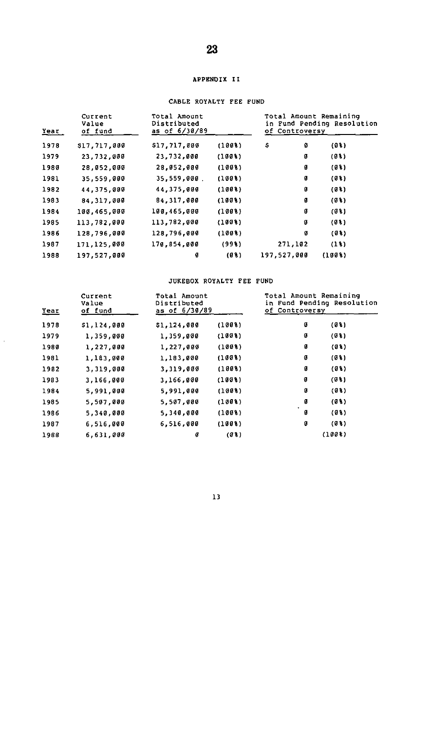## APPENDIX II

### CABLE ROYALTY FEE FUND

| Year | Current Value of fund | Total Amount Distributed as of 6/30/89 | | Total Amount Remaining in Fund Pending Resolution of Controversy | |
|---|---|---|---|---|---|
| 1978 | $17,717,000 | $17,717,000 | (100%) | $ 0 | (0%) |
| 1979 | 23,732,000 | 23,732,000 | (100%) | 0 | (0%) |
| 1980 | 28,052,000 | 28,052,000 | (100%) | 0 | (0%) |
| 1981 | 35,559,000 | 35,559,000. | (100%) | 0 | (0%) |
| 1982 | 44,375,000 | 44,375,000 | (100%) | 0 | (0%) |
| 1983 | 84,317,000 | 84,317,000 | (100%) | 0 | (0%) |
| 1984 | 100,465,000 | 100,465,000 | (100%) | 0 | (0%) |
| 1985 | 113,782,000 | 113,782,000 | (100%) | 0 | (0%) |
| 1986 | 128,796,000 | 128,796,000 | (100%) | 0 | (0%) |
| 1987 | 171,125,000 | 170,854,000 | (99%) | 271,102 | (1%) |
| 1988 | 197,527,000 | 0 | (0%) | 197,527,000 | (100%) |

### JUKEBOX ROYALTY FEE FUND

| Year | Current Value of fund | Total Amount Distributed as of 6/30/89 | | Total Amount Remaining in Fund Pending Resolution of Controversy | |
|---|---|---|---|---|---|
| 1978 | $1,124,000 | $1,124,000 | (100%) | 0 | (0%) |
| 1979 | 1,359,000 | 1,359,000 | (100%) | 0 | (0%) |
| 1980 | 1,227,000 | 1,227,000 | (100%) | 0 | (0%) |
| 1981 | 1,183,000 | 1,183,000 | (100%) | 0 | (0%) |
| 1982 | 3,319,000 | 3,319,000 | (100%) | 0 | (0%) |
| 1983 | 3,166,000 | 3,166,000 | (100%) | 0 | (0%) |
| 1984 | 5,991,000 | 5,991,000 | (100%) | 0 | (0%) |
| 1985 | 5,507,000 | 5,507,000 | (100%) | 0 | (0%) |
| 1986 | 5,340,000 | 5,340,000 | (100%) | 0 | (0%) |
| 1987 | 6,516,000 | 6,516,000 | (100%) | 0 | (0%) |
| 1988 | 6,631,000 | 0 | (0%) | | (100%) |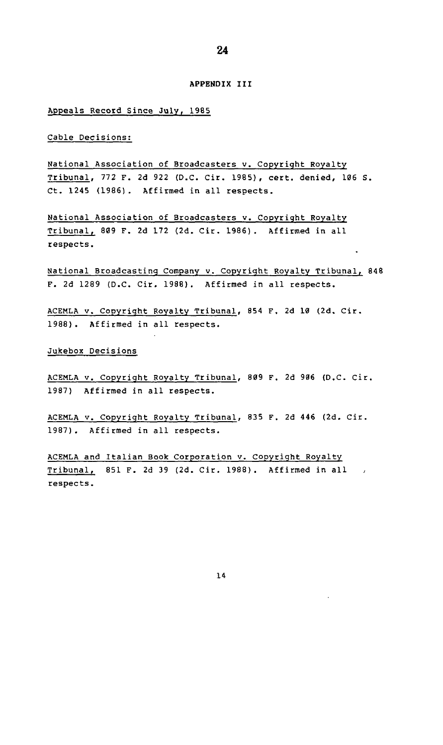## APPENDIX III

Appeals Record Since July, 1985

Cable Decisions:

National Association of Broadcasters v. Copyright Royalty Tribunal, 772 F. 2d 922 (D.C. Cir. 1985), cert. denied, 106 S. Ct. 1245 (1986). Affirmed in all respects.

National Association of Broadcasters v. Copyright Royalty Tribunal, 809 F. 2d 172 (2d. Cir. 1986). Affirmed in all respects.

National Broadcasting Company v. Copyright Royalty Tribunal, 848 F. 2d 1289 (D.C. Cir. 1988). Affirmed in all respects.

ACEMLA v. Copyright Royalty Tribunal, 854 F. 2d 10 (2d. Cir. 1988). Affirmed in all respects.

Jukebox Decisions

ACEMLA v. Copyright Royalty Tribunal, 809 F. 2d 906 (D.C. Cir. 1987) Affirmed in all respects.

ACEMLA v. Copyright Royalty Tribunal, 835 F. 2d 446 (2d. Cir. 1987). Affirmed in all respects.

ACEMLA and Italian Book Corporation v. Copyright Royalty Tribunal, 851 F. 2d 39 (2d. Cir. 1988). Affirmed in all respects.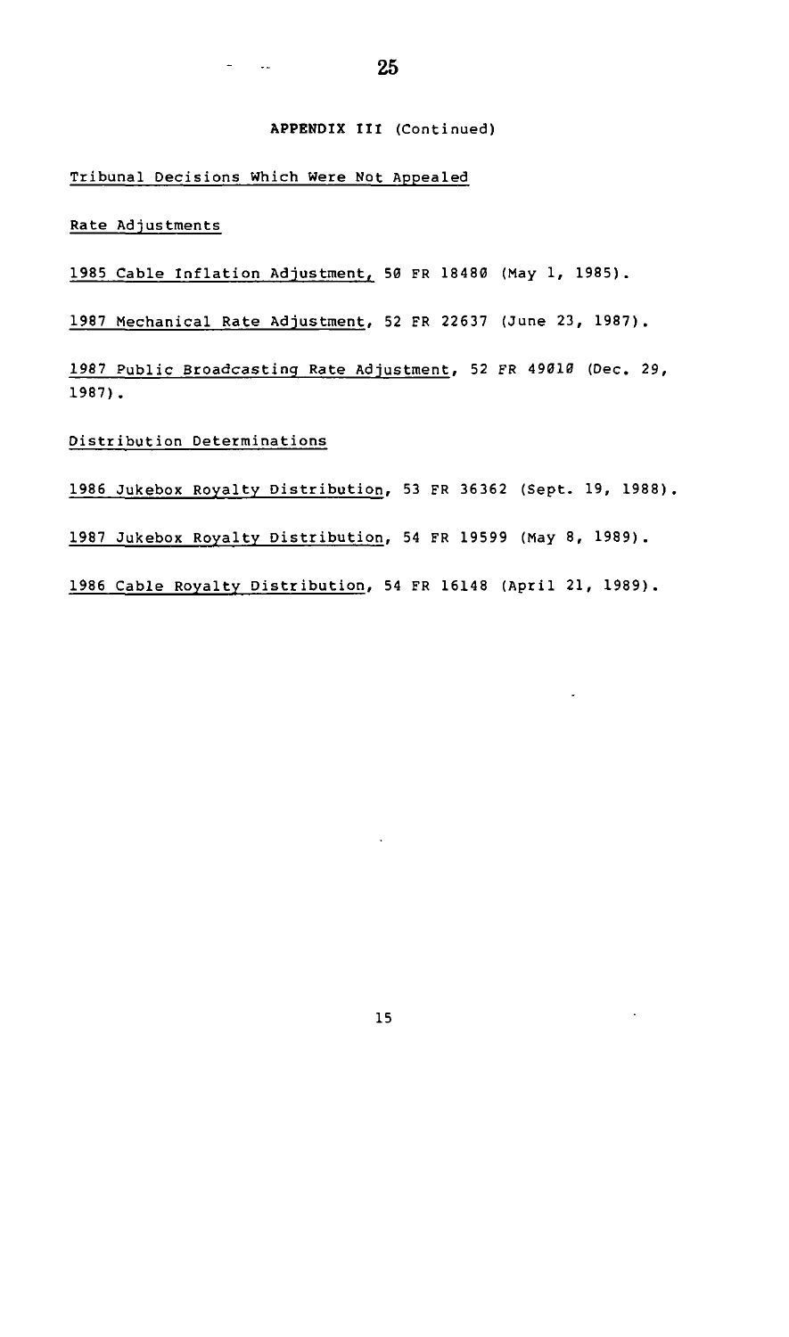APPENDIX III (Continued)

Tribunal Decisions Which Were Not Appealed

Rate Adjustments

1985 Cable Inflation Adjustment, 50 FR 18480 (May 1, 1985).

1987 Mechanical Rate Adjustment, 52 FR 22637 (June 23, 1987).

1987 Public Broadcasting Rate Adjustment, 52 FR 49010 (Dec. 29, 1987).

Distribution Determinations

1986 Jukebox Royalty Distribution, 53 FR 36362 (Sept. 19, 1988).

1987 Jukebox Royalty Distribution, 54 FR 19599 (May 8, 1989).

1986 Cable Royalty Distribution, 54 FR 16148 (April 21, 1989).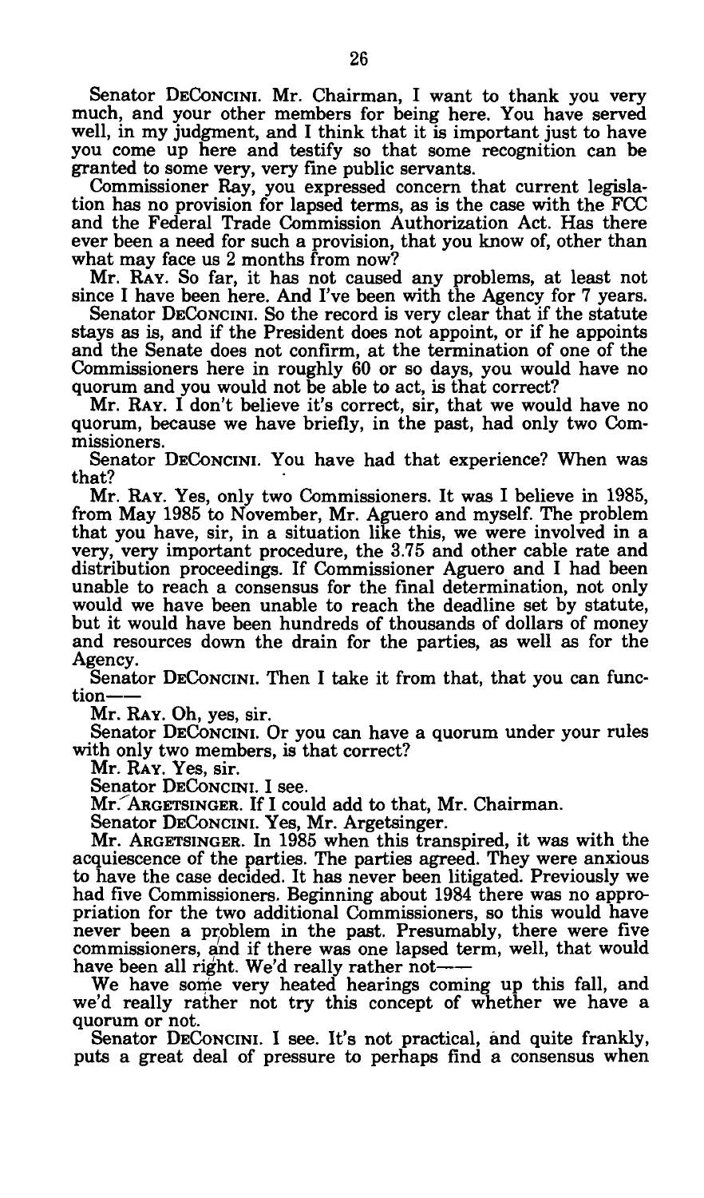Senator DECONCINI. Mr. Chairman, I want to thank you very much, and your other members for being here. You have served well, in my judgment, and I think that it is important just to have you come up here and testify so that some recognition can be granted to some very, very fine public servants.

Commissioner Ray, you expressed concern that current legislation has no provision for lapsed terms, as is the case with the FCC and the Federal Trade Commission Authorization Act. Has there ever been a need for such a provision, that you know of, other than what may face us 2 months from now?

Mr. RAY. So far, it has not caused any problems, at least not since I have been here. And I've been with the Agency for 7 years.

Senator DECONCINI. So the record is very clear that if the statute stays as is, and if the President does not appoint, or if he appoints and the Senate does not confirm, at the termination of one of the Commissioners here in roughly 60 or so days, you would have no quorum and you would not be able to act, is that correct?

Mr. RAY. I don't believe it's correct, sir, that we would have no quorum, because we have briefly, in the past, had only two Commissioners.

Senator DECONCINI. You have had that experience? When was that?

Mr. RAY. Yes, only two Commissioners. It was I believe in 1985, from May 1985 to November, Mr. Aguero and myself. The problem that you have, sir, in a situation like this, we were involved in a very, very important procedure, the 3.75 and other cable rate and distribution proceedings. If Commissioner Aguero and I had been unable to reach a consensus for the final determination, not only would we have been unable to reach the deadline set by statute, but it would have been hundreds of thousands of dollars of money and resources down the drain for the parties, as well as for the Agency.

Senator DECONCINI. Then I take it from that, that you can function——

Mr. RAY. Oh, yes, sir.

Senator DECONCINI. Or you can have a quorum under your rules with only two members, is that correct?

Mr. RAY. Yes, sir.

Senator DECONCINI. I see.

Mr. ARGETSINGER. If I could add to that, Mr. Chairman.

Senator DECONCINI. Yes, Mr. Argetsinger.

Mr. ARGETSINGER. In 1985 when this transpired, it was with the acquiescence of the parties. The parties agreed. They were anxious to have the case decided. It has never been litigated. Previously we had five Commissioners. Beginning about 1984 there was no appropriation for the two additional Commissioners, so this would have never been a problem in the past. Presumably, there were five commissioners, and if there was one lapsed term, well, that would have been all right. We'd really rather not——

We have some very heated hearings coming up this fall, and we'd really rather not try this concept of whether we have a quorum or not.

Senator DECONCINI. I see. It's not practical, and quite frankly, puts a great deal of pressure to perhaps find a consensus when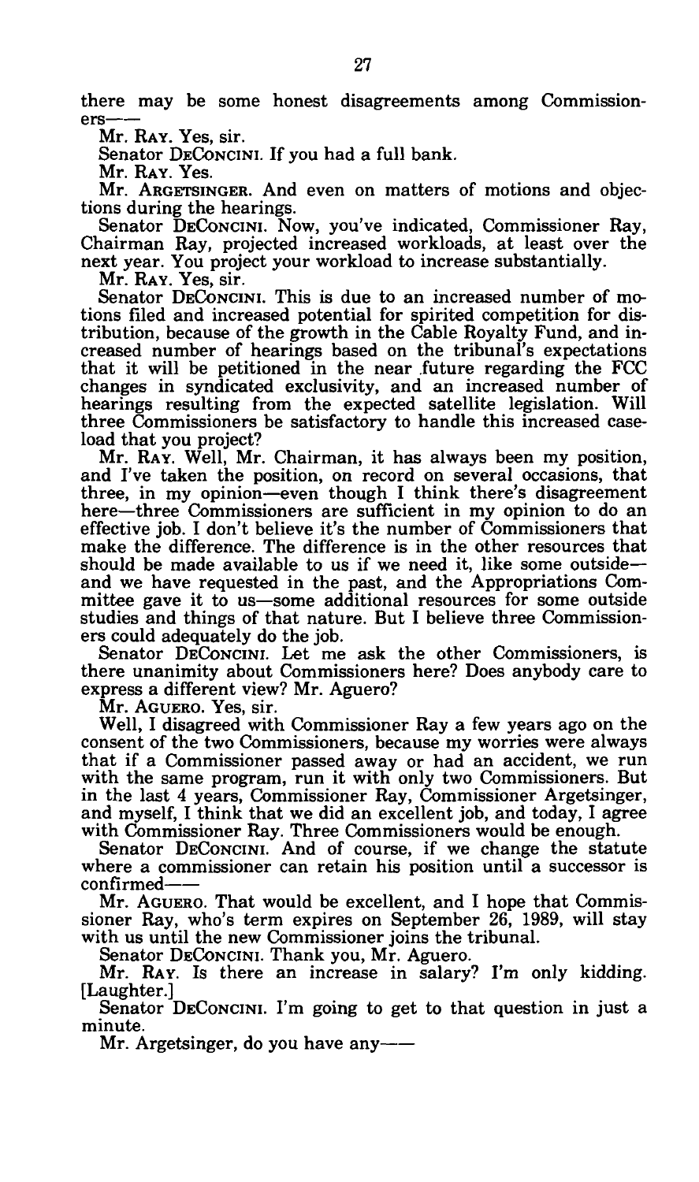there may be some honest disagreements among Commissioners——

Mr. RAY. Yes, sir.

Senator DECONCINI. If you had a full bank.

Mr. RAY. Yes.

Mr. ARGETSINGER. And even on matters of motions and objections during the hearings.

Senator DECONCINI. Now, you've indicated, Commissioner Ray, Chairman Ray, projected increased workloads, at least over the next year. You project your workload to increase substantially.

Mr. RAY. Yes, sir.

Senator DECONCINI. This is due to an increased number of motions filed and increased potential for spirited competition for distribution, because of the growth in the Cable Royalty Fund, and increased number of hearings based on the tribunal's expectations that it will be petitioned in the near future regarding the FCC changes in syndicated exclusivity, and an increased number of hearings resulting from the expected satellite legislation. Will three Commissioners be satisfactory to handle this increased caseload that you project?

Mr. RAY. Well, Mr. Chairman, it has always been my position, and I've taken the position, on record on several occasions, that three, in my opinion—even though I think there's disagreement here—three Commissioners are sufficient in my opinion to do an effective job. I don't believe it's the number of Commissioners that make the difference. The difference is in the other resources that should be made available to us if we need it, like some outside—and we have requested in the past, and the Appropriations Committee gave it to us—some additional resources for some outside studies and things of that nature. But I believe three Commissioners could adequately do the job.

Senator DECONCINI. Let me ask the other Commissioners, is there unanimity about Commissioners here? Does anybody care to express a different view? Mr. Aguero?

Mr. AGUERO. Yes, sir.

Well, I disagreed with Commissioner Ray a few years ago on the consent of the two Commissioners, because my worries were always that if a Commissioner passed away or had an accident, we run with the same program, run it with only two Commissioners. But in the last 4 years, Commissioner Ray, Commissioner Argetsinger, and myself, I think that we did an excellent job, and today, I agree with Commissioner Ray. Three Commissioners would be enough.

Senator DECONCINI. And of course, if we change the statute where a commissioner can retain his position until a successor is confirmed——

Mr. AGUERO. That would be excellent, and I hope that Commissioner Ray, who's term expires on September 26, 1989, will stay with us until the new Commissioner joins the tribunal.

Senator DECONCINI. Thank you, Mr. Aguero.

Mr. RAY. Is there an increase in salary? I'm only kidding. [Laughter.]

Senator DECONCINI. I'm going to get to that question in just a minute.

Mr. Argetsinger, do you have any——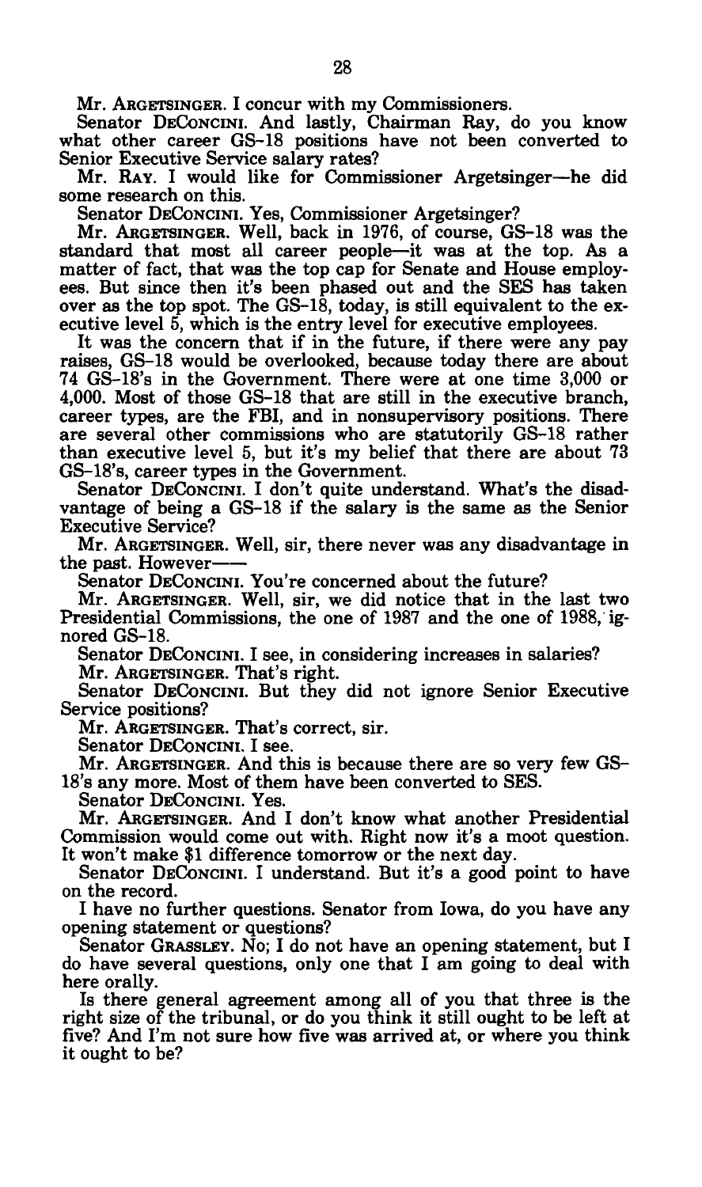Mr. ARGETSINGER. I concur with my Commissioners.

Senator DECONCINI. And lastly, Chairman Ray, do you know what other career GS-18 positions have not been converted to Senior Executive Service salary rates?

Mr. RAY. I would like for Commissioner Argetsinger—he did some research on this.

Senator DECONCINI. Yes, Commissioner Argetsinger?

Mr. ARGETSINGER. Well, back in 1976, of course, GS-18 was the standard that most all career people—it was at the top. As a matter of fact, that was the top cap for Senate and House employees. But since then it's been phased out and the SES has taken over as the top spot. The GS-18, today, is still equivalent to the executive level 5, which is the entry level for executive employees.

It was the concern that if in the future, if there were any pay raises, GS-18 would be overlooked, because today there are about 74 GS-18's in the Government. There were at one time 3,000 or 4,000. Most of those GS-18 that are still in the executive branch, career types, are the FBI, and in nonsupervisory positions. There are several other commissions who are statutorily GS-18 rather than executive level 5, but it's my belief that there are about 73 GS-18's, career types in the Government.

Senator DECONCINI. I don't quite understand. What's the disadvantage of being a GS-18 if the salary is the same as the Senior Executive Service?

Mr. ARGETSINGER. Well, sir, there never was any disadvantage in the past. However——

Senator DECONCINI. You're concerned about the future?

Mr. ARGETSINGER. Well, sir, we did notice that in the last two Presidential Commissions, the one of 1987 and the one of 1988, ignored GS-18.

Senator DECONCINI. I see, in considering increases in salaries?

Mr. ARGETSINGER. That's right.

Senator DECONCINI. But they did not ignore Senior Executive Service positions?

Mr. ARGETSINGER. That's correct, sir.

Senator DECONCINI. I see.

Mr. ARGETSINGER. And this is because there are so very few GS-18's any more. Most of them have been converted to SES.

Senator DECONCINI. Yes.

Mr. ARGETSINGER. And I don't know what another Presidential Commission would come out with. Right now it's a moot question. It won't make $1 difference tomorrow or the next day.

Senator DECONCINI. I understand. But it's a good point to have on the record.

I have no further questions. Senator from Iowa, do you have any opening statement or questions?

Senator GRASSLEY. No; I do not have an opening statement, but I do have several questions, only one that I am going to deal with here orally.

Is there general agreement among all of you that three is the right size of the tribunal, or do you think it still ought to be left at five? And I'm not sure how five was arrived at, or where you think it ought to be?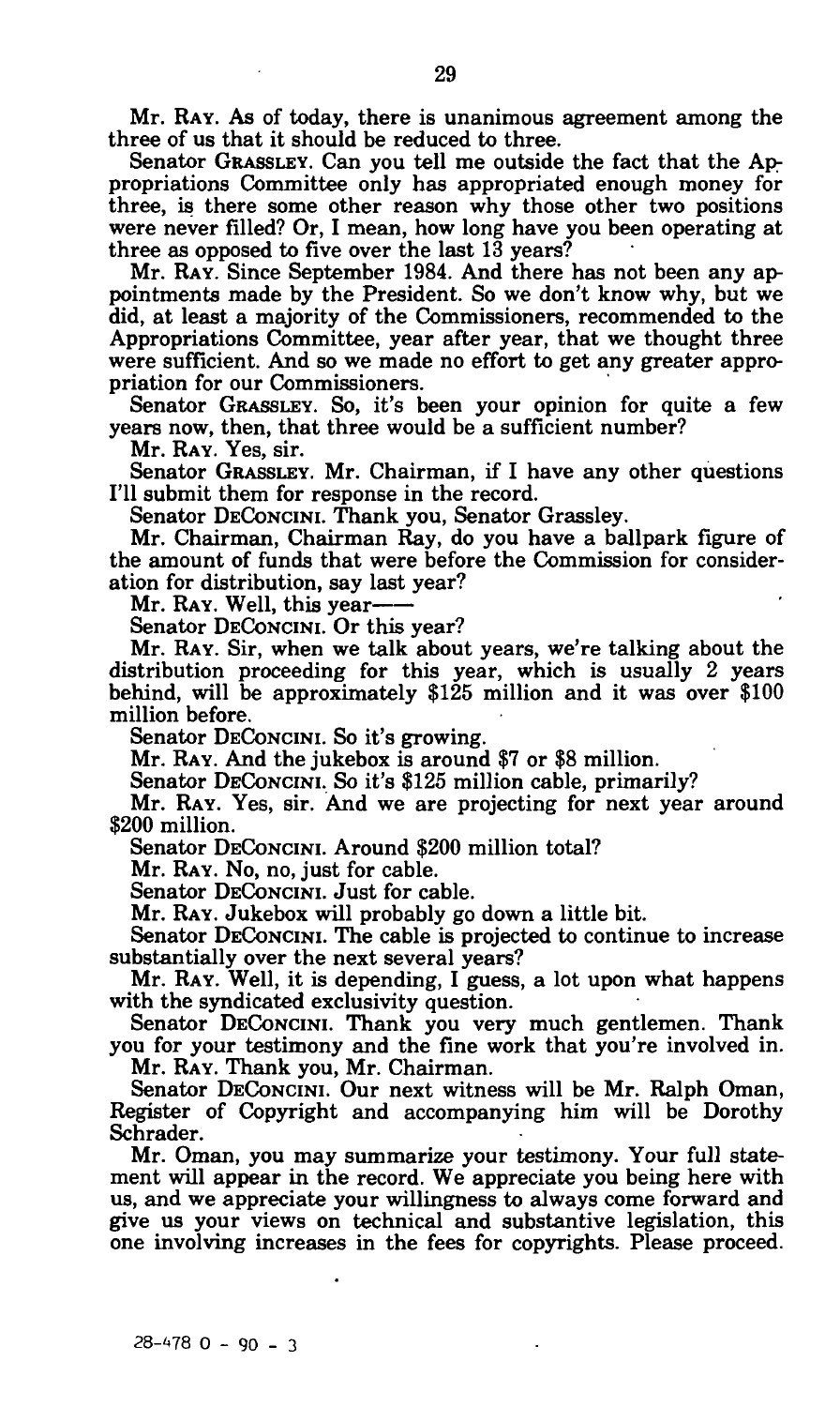Mr. RAY. As of today, there is unanimous agreement among the three of us that it should be reduced to three.

Senator GRASSLEY. Can you tell me outside the fact that the Appropriations Committee only has appropriated enough money for three, is there some other reason why those other two positions were never filled? Or, I mean, how long have you been operating at three as opposed to five over the last 13 years?

Mr. RAY. Since September 1984. And there has not been any appointments made by the President. So we don't know why, but we did, at least a majority of the Commissioners, recommended to the Appropriations Committee, year after year, that we thought three were sufficient. And so we made no effort to get any greater appropriation for our Commissioners.

Senator GRASSLEY. So, it's been your opinion for quite a few years now, then, that three would be a sufficient number?

Mr. RAY. Yes, sir.

Senator GRASSLEY. Mr. Chairman, if I have any other questions I'll submit them for response in the record.

Senator DECONCINI. Thank you, Senator Grassley.

Mr. Chairman, Chairman Ray, do you have a ballpark figure of the amount of funds that were before the Commission for consideration for distribution, say last year?

Mr. RAY. Well, this year——

Senator DECONCINI. Or this year?

Mr. RAY. Sir, when we talk about years, we're talking about the distribution proceeding for this year, which is usually 2 years behind, will be approximately $125 million and it was over $100 million before.

Senator DECONCINI. So it's growing.

Mr. RAY. And the jukebox is around $7 or $8 million.

Senator DECONCINI. So it's $125 million cable, primarily?

Mr. RAY. Yes, sir. And we are projecting for next year around $200 million.

Senator DECONCINI. Around $200 million total?

Mr. RAY. No, no, just for cable.

Senator DECONCINI. Just for cable.

Mr. RAY. Jukebox will probably go down a little bit.

Senator DECONCINI. The cable is projected to continue to increase substantially over the next several years?

Mr. RAY. Well, it is depending, I guess, a lot upon what happens with the syndicated exclusivity question.

Senator DECONCINI. Thank you very much gentlemen. Thank you for your testimony and the fine work that you're involved in.

Mr. RAY. Thank you, Mr. Chairman.

Senator DECONCINI. Our next witness will be Mr. Ralph Oman, Register of Copyright and accompanying him will be Dorothy Schrader.

Mr. Oman, you may summarize your testimony. Your full statement will appear in the record. We appreciate you being here with us, and we appreciate your willingness to always come forward and give us your views on technical and substantive legislation, this one involving increases in the fees for copyrights. Please proceed.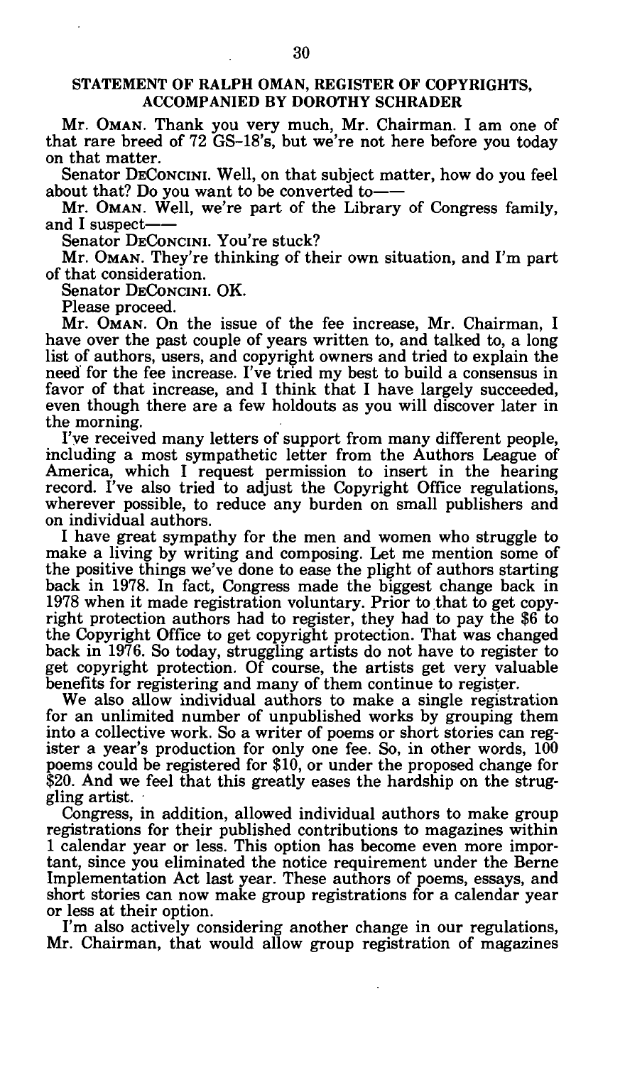## STATEMENT OF RALPH OMAN, REGISTER OF COPYRIGHTS, ACCOMPANIED BY DOROTHY SCHRADER

Mr. OMAN. Thank you very much, Mr. Chairman. I am one of that rare breed of 72 GS-18's, but we're not here before you today on that matter.

Senator DECONCINI. Well, on that subject matter, how do you feel about that? Do you want to be converted to——

Mr. OMAN. Well, we're part of the Library of Congress family, and I suspect——

Senator DECONCINI. You're stuck?

Mr. OMAN. They're thinking of their own situation, and I'm part of that consideration.

Senator DECONCINI. OK.

Please proceed.

Mr. OMAN. On the issue of the fee increase, Mr. Chairman, I have over the past couple of years written to, and talked to, a long list of authors, users, and copyright owners and tried to explain the need for the fee increase. I've tried my best to build a consensus in favor of that increase, and I think that I have largely succeeded, even though there are a few holdouts as you will discover later in the morning.

I've received many letters of support from many different people, including a most sympathetic letter from the Authors League of America, which I request permission to insert in the hearing record. I've also tried to adjust the Copyright Office regulations, wherever possible, to reduce any burden on small publishers and on individual authors.

I have great sympathy for the men and women who struggle to make a living by writing and composing. Let me mention some of the positive things we've done to ease the plight of authors starting back in 1978. In fact, Congress made the biggest change back in 1978 when it made registration voluntary. Prior to that to get copyright protection authors had to register, they had to pay the $6 to the Copyright Office to get copyright protection. That was changed back in 1976. So today, struggling artists do not have to register to get copyright protection. Of course, the artists get very valuable benefits for registering and many of them continue to register.

We also allow individual authors to make a single registration for an unlimited number of unpublished works by grouping them into a collective work. So a writer of poems or short stories can register a year's production for only one fee. So, in other words, 100 poems could be registered for $10, or under the proposed change for $20. And we feel that this greatly eases the hardship on the struggling artist.

Congress, in addition, allowed individual authors to make group registrations for their published contributions to magazines within 1 calendar year or less. This option has become even more important, since you eliminated the notice requirement under the Berne Implementation Act last year. These authors of poems, essays, and short stories can now make group registrations for a calendar year or less at their option.

I'm also actively considering another change in our regulations, Mr. Chairman, that would allow group registration of magazines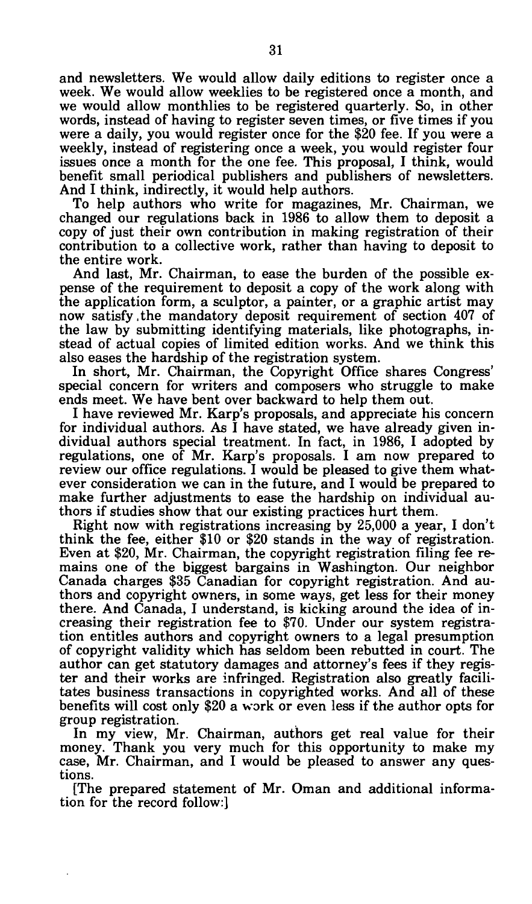and newsletters. We would allow daily editions to register once a week. We would allow weeklies to be registered once a month, and we would allow monthlies to be registered quarterly. So, in other words, instead of having to register seven times, or five times if you were a daily, you would register once for the $20 fee. If you were a weekly, instead of registering once a week, you would register four issues once a month for the one fee. This proposal, I think, would benefit small periodical publishers and publishers of newsletters. And I think, indirectly, it would help authors.

To help authors who write for magazines, Mr. Chairman, we changed our regulations back in 1986 to allow them to deposit a copy of just their own contribution in making registration of their contribution to a collective work, rather than having to deposit to the entire work.

And last, Mr. Chairman, to ease the burden of the possible expense of the requirement to deposit a copy of the work along with the application form, a sculptor, a painter, or a graphic artist may now satisfy the mandatory deposit requirement of section 407 of the law by submitting identifying materials, like photographs, instead of actual copies of limited edition works. And we think this also eases the hardship of the registration system.

In short, Mr. Chairman, the Copyright Office shares Congress' special concern for writers and composers who struggle to make ends meet. We have bent over backward to help them out.

I have reviewed Mr. Karp's proposals, and appreciate his concern for individual authors. As I have stated, we have already given individual authors special treatment. In fact, in 1986, I adopted by regulations, one of Mr. Karp's proposals. I am now prepared to review our office regulations. I would be pleased to give them whatever consideration we can in the future, and I would be prepared to make further adjustments to ease the hardship on individual authors if studies show that our existing practices hurt them.

Right now with registrations increasing by 25,000 a year, I don't think the fee, either $10 or $20 stands in the way of registration. Even at $20, Mr. Chairman, the copyright registration filing fee remains one of the biggest bargains in Washington. Our neighbor Canada charges $35 Canadian for copyright registration. And authors and copyright owners, in some ways, get less for their money there. And Canada, I understand, is kicking around the idea of increasing their registration fee to $70. Under our system registration entitles authors and copyright owners to a legal presumption of copyright validity which has seldom been rebutted in court. The author can get statutory damages and attorney's fees if they register and their works are infringed. Registration also greatly facilitates business transactions in copyrighted works. And all of these benefits will cost only $20 a work or even less if the author opts for group registration.

In my view, Mr. Chairman, authors get real value for their money. Thank you very much for this opportunity to make my case, Mr. Chairman, and I would be pleased to answer any questions.

[The prepared statement of Mr. Oman and additional information for the record follow:]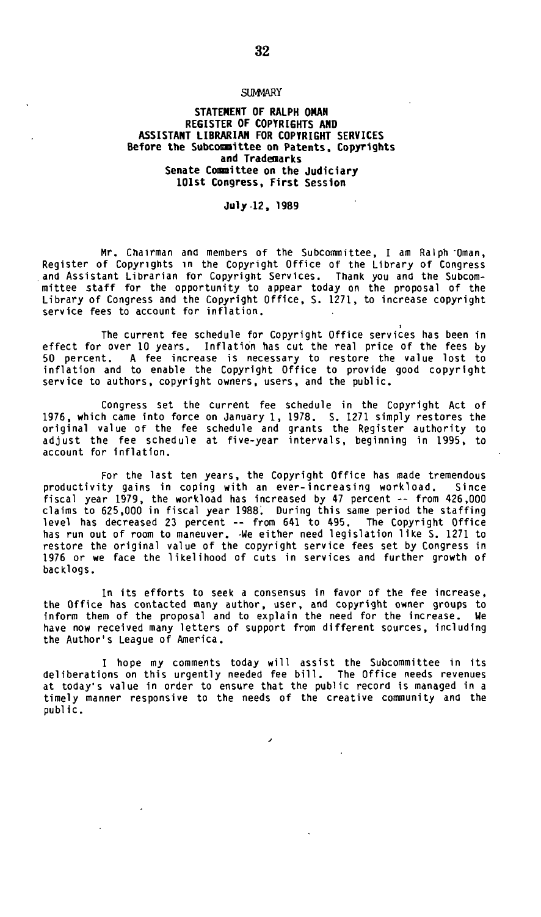## SUMMARY

### STATEMENT OF RALPH OMAN
### REGISTER OF COPYRIGHTS AND
### ASSISTANT LIBRARIAN FOR COPYRIGHT SERVICES
### Before the Subcommittee on Patents, Copyrights and Trademarks
### Senate Committee on the Judiciary
### 101st Congress, First Session

**July 12, 1989**

Mr. Chairman and members of the Subcommittee, I am Ralph Oman, Register of Copyrights in the Copyright Office of the Library of Congress and Assistant Librarian for Copyright Services. Thank you and the Subcommittee staff for the opportunity to appear today on the proposal of the Library of Congress and the Copyright Office, S. 1271, to increase copyright service fees to account for inflation.

The current fee schedule for Copyright Office services has been in effect for over 10 years. Inflation has cut the real price of the fees by 50 percent. A fee increase is necessary to restore the value lost to inflation and to enable the Copyright Office to provide good copyright service to authors, copyright owners, users, and the public.

Congress set the current fee schedule in the Copyright Act of 1976, which came into force on January 1, 1978. S. 1271 simply restores the original value of the fee schedule and grants the Register authority to adjust the fee schedule at five-year intervals, beginning in 1995, to account for inflation.

For the last ten years, the Copyright Office has made tremendous productivity gains in coping with an ever-increasing workload. Since fiscal year 1979, the workload has increased by 47 percent -- from 426,000 claims to 625,000 in fiscal year 1988. During this same period the staffing level has decreased 23 percent -- from 641 to 495. The Copyright Office has run out of room to maneuver. We either need legislation like S. 1271 to restore the original value of the copyright service fees set by Congress in 1976 or we face the likelihood of cuts in services and further growth of backlogs.

In its efforts to seek a consensus in favor of the fee increase, the Office has contacted many author, user, and copyright owner groups to inform them of the proposal and to explain the need for the increase. We have now received many letters of support from different sources, including the Author's League of America.

I hope my comments today will assist the Subcommittee in its deliberations on this urgently needed fee bill. The Office needs revenues at today's value in order to ensure that the public record is managed in a timely manner responsive to the needs of the creative community and the public.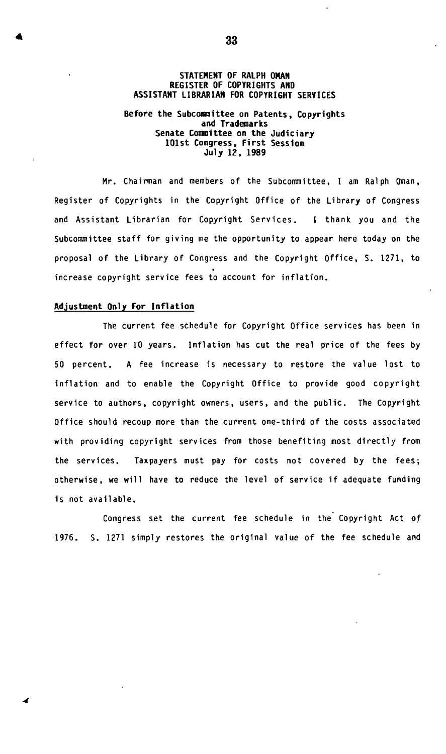STATEMENT OF RALPH OMAN
REGISTER OF COPYRIGHTS AND
ASSISTANT LIBRARIAN FOR COPYRIGHT SERVICES

Before the Subcommittee on Patents, Copyrights
and Trademarks
Senate Committee on the Judiciary
101st Congress, First Session
July 12, 1989

Mr. Chairman and members of the Subcommittee, I am Ralph Oman, Register of Copyrights in the Copyright Office of the Library of Congress and Assistant Librarian for Copyright Services. I thank you and the Subcommittee staff for giving me the opportunity to appear here today on the proposal of the Library of Congress and the Copyright Office, S. 1271, to increase copyright service fees to account for inflation.

## Adjustment Only For Inflation

The current fee schedule for Copyright Office services has been in effect for over 10 years. Inflation has cut the real price of the fees by 50 percent. A fee increase is necessary to restore the value lost to inflation and to enable the Copyright Office to provide good copyright service to authors, copyright owners, users, and the public. The Copyright Office should recoup more than the current one-third of the costs associated with providing copyright services from those benefiting most directly from the services. Taxpayers must pay for costs not covered by the fees; otherwise, we will have to reduce the level of service if adequate funding is not available.

Congress set the current fee schedule in the Copyright Act of 1976. S. 1271 simply restores the original value of the fee schedule and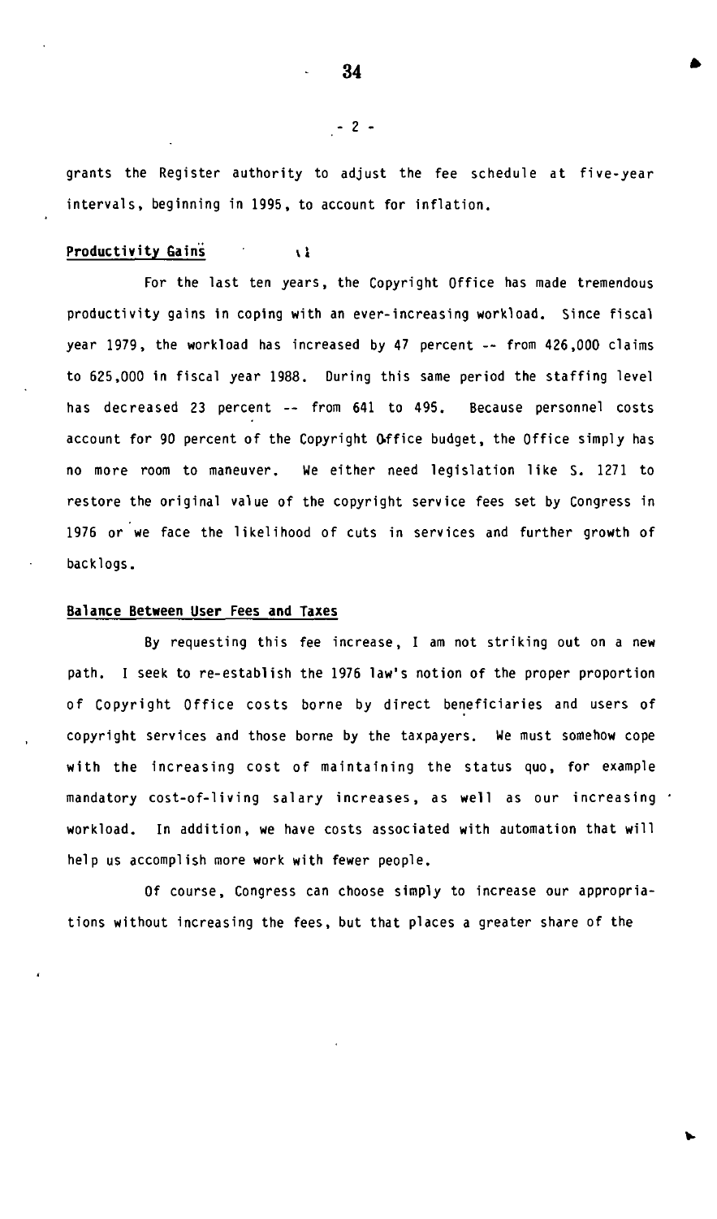grants the Register authority to adjust the fee schedule at five-year intervals, beginning in 1995, to account for inflation.

**Productivity Gains**

For the last ten years, the Copyright Office has made tremendous productivity gains in coping with an ever-increasing workload. Since fiscal year 1979, the workload has increased by 47 percent -- from 426,000 claims to 625,000 in fiscal year 1988. During this same period the staffing level has decreased 23 percent -- from 641 to 495. Because personnel costs account for 90 percent of the Copyright Office budget, the Office simply has no more room to maneuver. We either need legislation like S. 1271 to restore the original value of the copyright service fees set by Congress in 1976 or we face the likelihood of cuts in services and further growth of backlogs.

**Balance Between User Fees and Taxes**

By requesting this fee increase, I am not striking out on a new path. I seek to re-establish the 1976 law's notion of the proper proportion of Copyright Office costs borne by direct beneficiaries and users of copyright services and those borne by the taxpayers. We must somehow cope with the increasing cost of maintaining the status quo, for example mandatory cost-of-living salary increases, as well as our increasing workload. In addition, we have costs associated with automation that will help us accomplish more work with fewer people.

Of course, Congress can choose simply to increase our appropriations without increasing the fees, but that places a greater share of the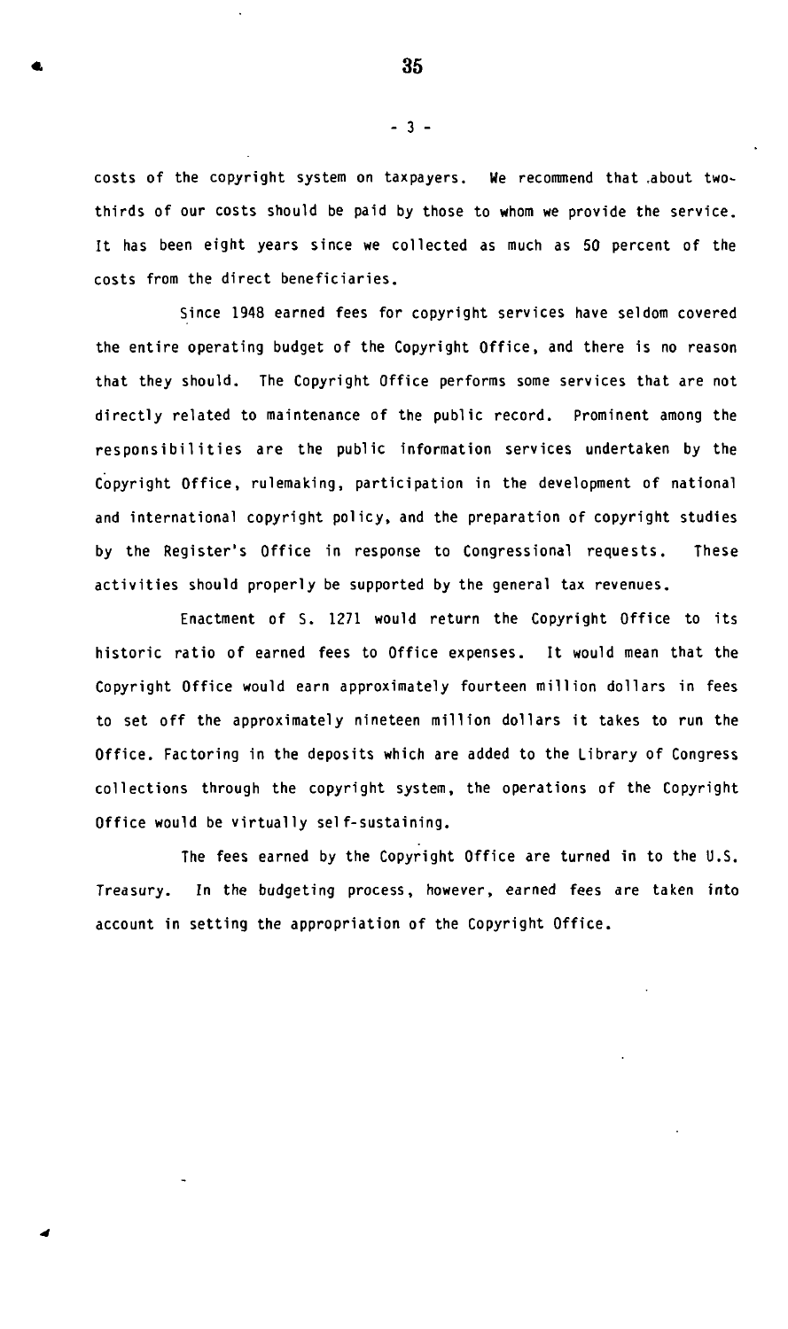costs of the copyright system on taxpayers. We recommend that about two-thirds of our costs should be paid by those to whom we provide the service. It has been eight years since we collected as much as 50 percent of the costs from the direct beneficiaries.

Since 1948 earned fees for copyright services have seldom covered the entire operating budget of the Copyright Office, and there is no reason that they should. The Copyright Office performs some services that are not directly related to maintenance of the public record. Prominent among the responsibilities are the public information services undertaken by the Copyright Office, rulemaking, participation in the development of national and international copyright policy, and the preparation of copyright studies by the Register's Office in response to Congressional requests. These activities should properly be supported by the general tax revenues.

Enactment of S. 1271 would return the Copyright Office to its historic ratio of earned fees to Office expenses. It would mean that the Copyright Office would earn approximately fourteen million dollars in fees to set off the approximately nineteen million dollars it takes to run the Office. Factoring in the deposits which are added to the Library of Congress collections through the copyright system, the operations of the Copyright Office would be virtually self-sustaining.

The fees earned by the Copyright Office are turned in to the U.S. Treasury. In the budgeting process, however, earned fees are taken into account in setting the appropriation of the Copyright Office.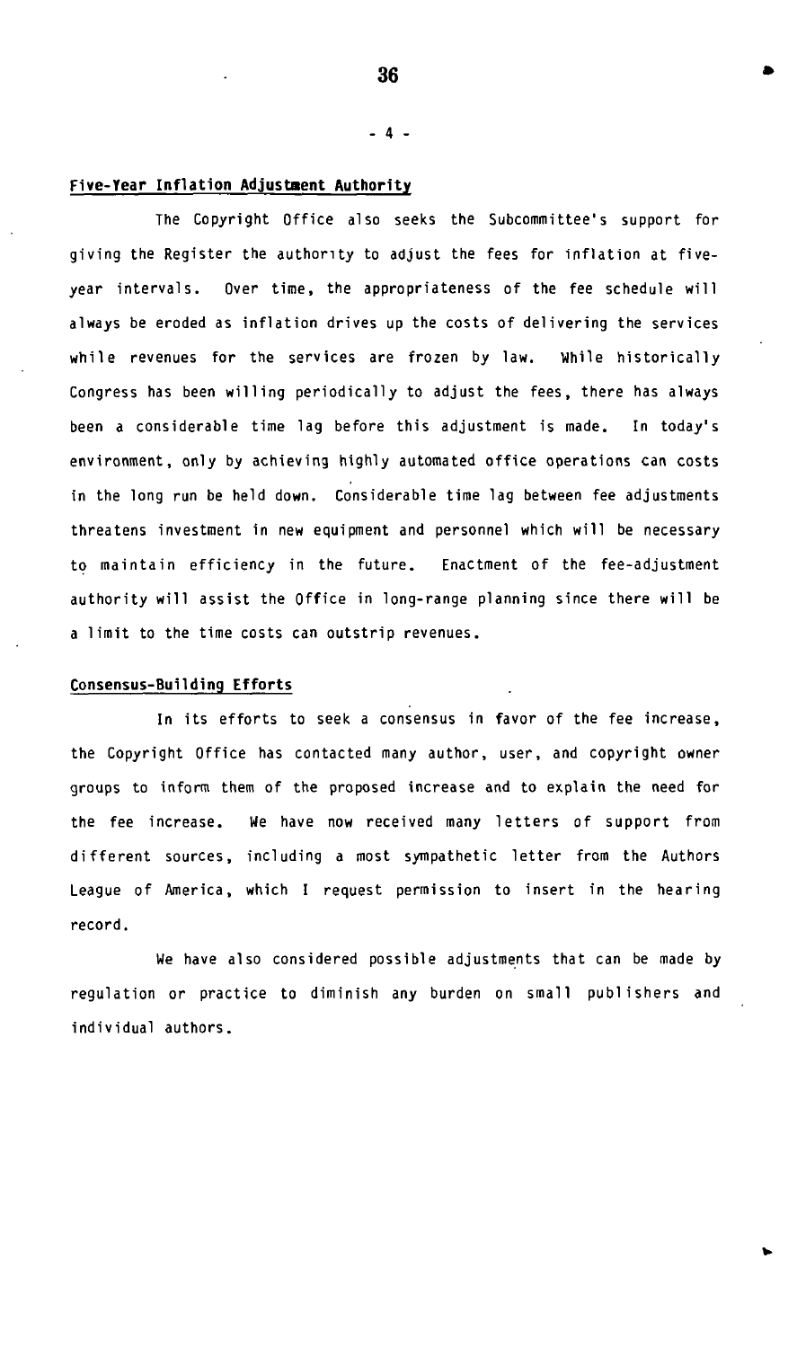## Five-Year Inflation Adjustment Authority

The Copyright Office also seeks the Subcommittee's support for giving the Register the authority to adjust the fees for inflation at five-year intervals. Over time, the appropriateness of the fee schedule will always be eroded as inflation drives up the costs of delivering the services while revenues for the services are frozen by law. While historically Congress has been willing periodically to adjust the fees, there has always been a considerable time lag before this adjustment is made. In today's environment, only by achieving highly automated office operations can costs in the long run be held down. Considerable time lag between fee adjustments threatens investment in new equipment and personnel which will be necessary to maintain efficiency in the future. Enactment of the fee-adjustment authority will assist the Office in long-range planning since there will be a limit to the time costs can outstrip revenues.

## Consensus-Building Efforts

In its efforts to seek a consensus in favor of the fee increase, the Copyright Office has contacted many author, user, and copyright owner groups to inform them of the proposed increase and to explain the need for the fee increase. We have now received many letters of support from different sources, including a most sympathetic letter from the Authors League of America, which I request permission to insert in the hearing record.

We have also considered possible adjustments that can be made by regulation or practice to diminish any burden on small publishers and individual authors.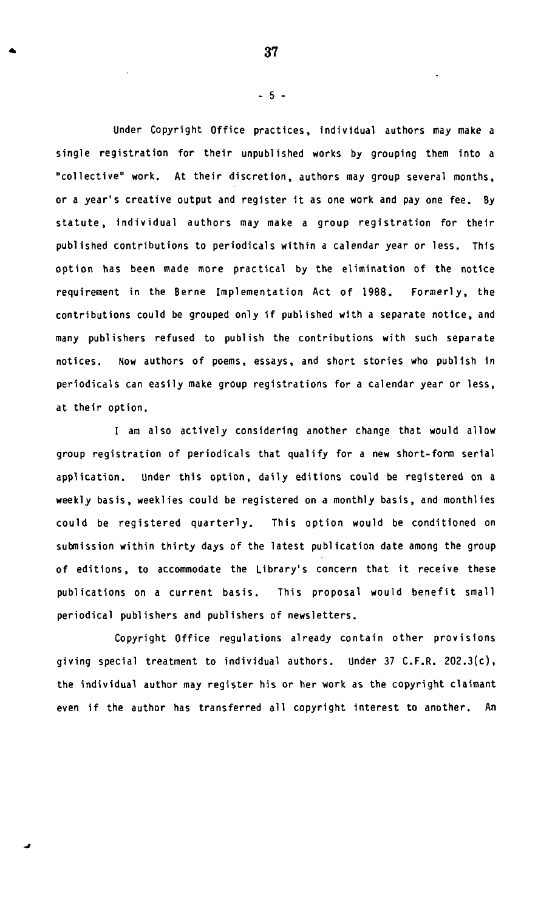Under Copyright Office practices, individual authors may make a single registration for their unpublished works by grouping them into a "collective" work. At their discretion, authors may group several months, or a year's creative output and register it as one work and pay one fee. By statute, individual authors may make a group registration for their published contributions to periodicals within a calendar year or less. This option has been made more practical by the elimination of the notice requirement in the Berne Implementation Act of 1988. Formerly, the contributions could be grouped only if published with a separate notice, and many publishers refused to publish the contributions with such separate notices. Now authors of poems, essays, and short stories who publish in periodicals can easily make group registrations for a calendar year or less, at their option.

I am also actively considering another change that would allow group registration of periodicals that qualify for a new short-form serial application. Under this option, daily editions could be registered on a weekly basis, weeklies could be registered on a monthly basis, and monthlies could be registered quarterly. This option would be conditioned on submission within thirty days of the latest publication date among the group of editions, to accommodate the Library's concern that it receive these publications on a current basis. This proposal would benefit small periodical publishers and publishers of newsletters.

Copyright Office regulations already contain other provisions giving special treatment to individual authors. Under 37 C.F.R. 202.3(c), the individual author may register his or her work as the copyright claimant even if the author has transferred all copyright interest to another. An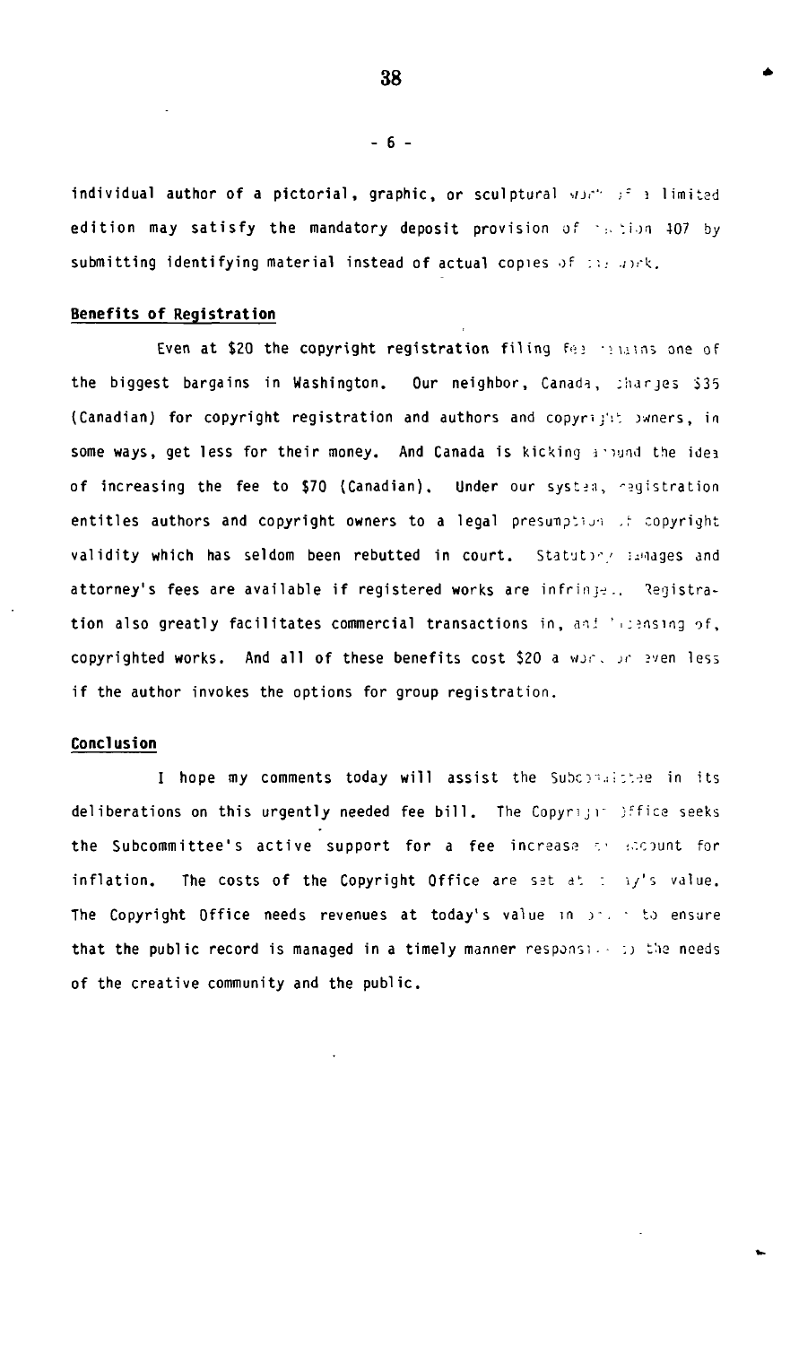individual author of a pictorial, graphic, or sculptural work of a limited edition may satisfy the mandatory deposit provision of section 407 by submitting identifying material instead of actual copies of the work.

**Benefits of Registration**

Even at $20 the copyright registration filing fee remains one of the biggest bargains in Washington. Our neighbor, Canada, charges $35 (Canadian) for copyright registration and authors and copyright owners, in some ways, get less for their money. And Canada is kicking around the idea of increasing the fee to $70 (Canadian). Under our system, registration entitles authors and copyright owners to a legal presumption of copyright validity which has seldom been rebutted in court. Statutory damages and attorney's fees are available if registered works are infringed. Registration also greatly facilitates commercial transactions in, and licensing of, copyrighted works. And all of these benefits cost $20 a work or even less if the author invokes the options for group registration.

**Conclusion**

I hope my comments today will assist the Subcommittee in its deliberations on this urgently needed fee bill. The Copyright Office seeks the Subcommittee's active support for a fee increase to account for inflation. The costs of the Copyright Office are set at today's value. The Copyright Office needs revenues at today's value in order to ensure that the public record is managed in a timely manner responsive to the needs of the creative community and the public.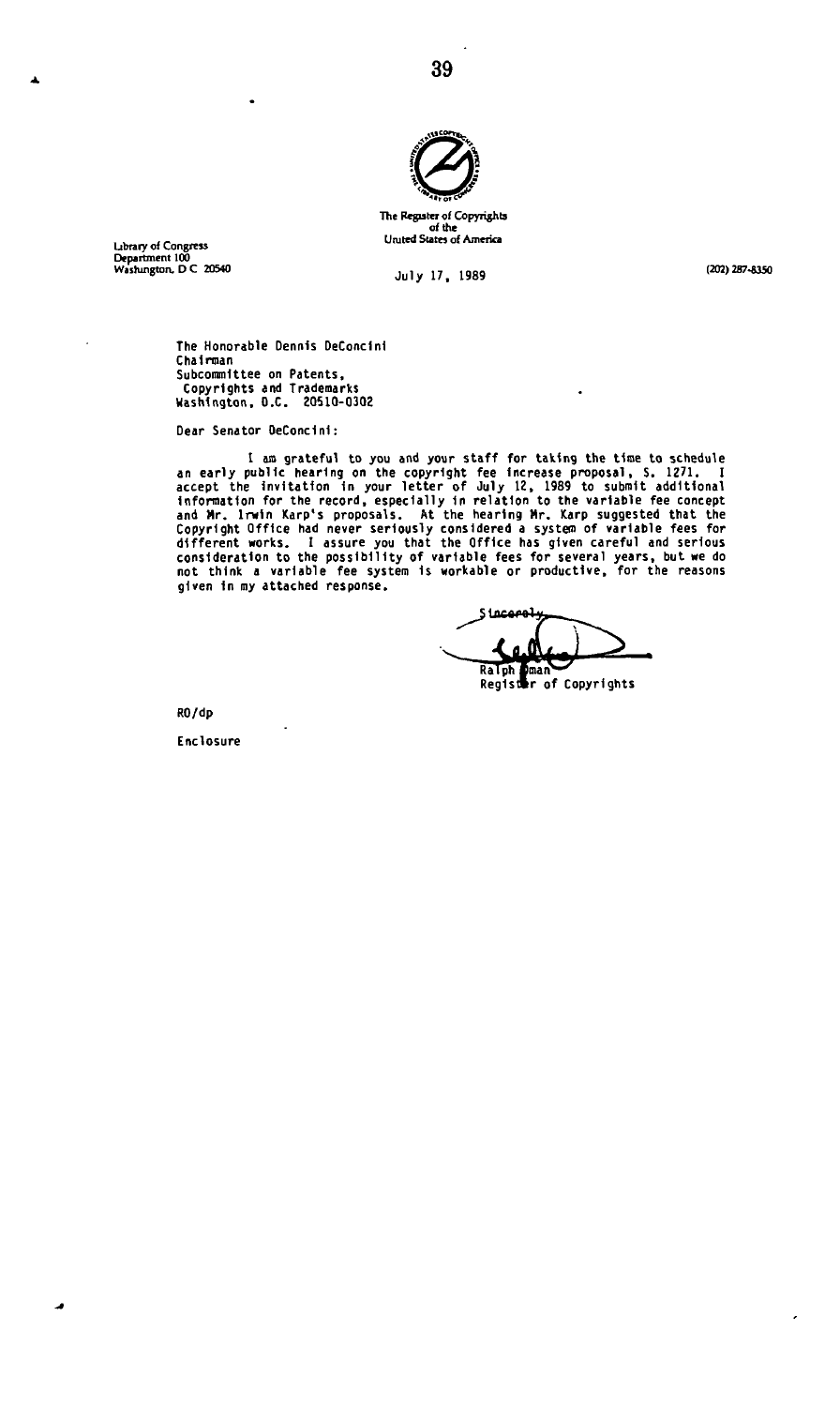The Register of Copyrights
of the
United States of America

Library of Congress
Department 100
Washington, D C 20540

July 17, 1989

(202) 287-8350

The Honorable Dennis DeConcini
Chairman
Subcommittee on Patents,
Copyrights and Trademarks
Washington, D.C. 20510-0302

Dear Senator DeConcini:

I am grateful to you and your staff for taking the time to schedule an early public hearing on the copyright fee increase proposal, S. 1271. I accept the invitation in your letter of July 12, 1989 to submit additional information for the record, especially in relation to the variable fee concept and Mr. Irwin Karp's proposals. At the hearing Mr. Karp suggested that the Copyright Office had never seriously considered a system of variable fees for different works. I assure you that the Office has given careful and serious consideration to the possibility of variable fees for several years, but we do not think a variable fee system is workable or productive, for the reasons given in my attached response.

Sincerely,

Ralph Oman
Register of Copyrights

RO/dp

Enclosure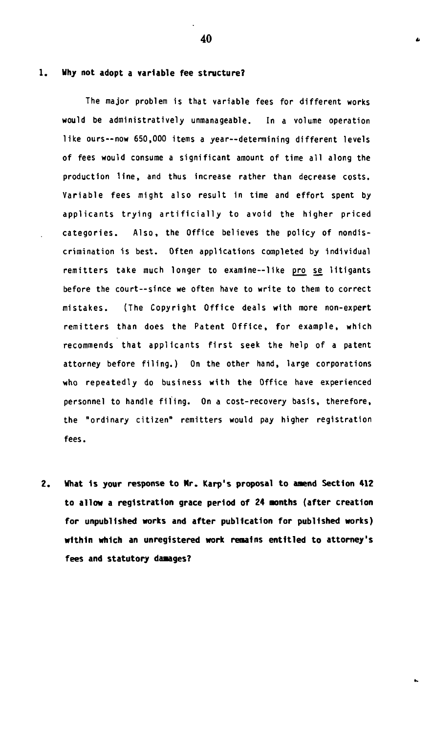**1. Why not adopt a variable fee structure?**

The major problem is that variable fees for different works would be administratively unmanageable. In a volume operation like ours--now 650,000 items a year--determining different levels of fees would consume a significant amount of time all along the production line, and thus increase rather than decrease costs. Variable fees might also result in time and effort spent by applicants trying artificially to avoid the higher priced categories. Also, the Office believes the policy of nondiscrimination is best. Often applications completed by individual remitters take much longer to examine--like pro se litigants before the court--since we often have to write to them to correct mistakes. (The Copyright Office deals with more non-expert remitters than does the Patent Office, for example, which recommends that applicants first seek the help of a patent attorney before filing.) On the other hand, large corporations who repeatedly do business with the Office have experienced personnel to handle filing. On a cost-recovery basis, therefore, the "ordinary citizen" remitters would pay higher registration fees.

**2. What is your response to Mr. Karp's proposal to amend Section 412 to allow a registration grace period of 24 months (after creation for unpublished works and after publication for published works) within which an unregistered work remains entitled to attorney's fees and statutory damages?**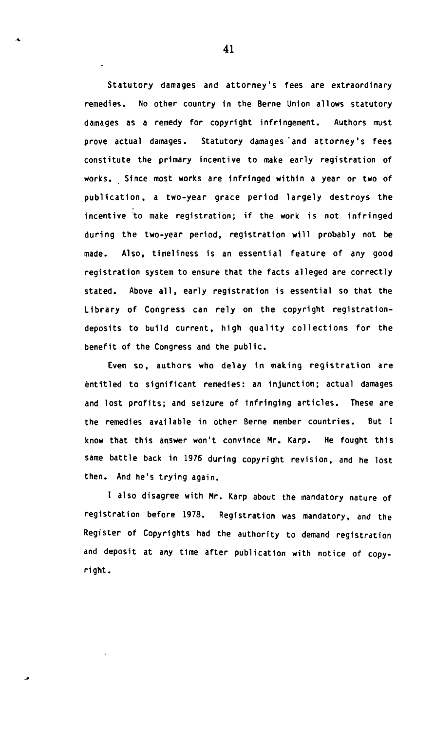Statutory damages and attorney's fees are extraordinary remedies. No other country in the Berne Union allows statutory damages as a remedy for copyright infringement. Authors must prove actual damages. Statutory damages and attorney's fees constitute the primary incentive to make early registration of works. Since most works are infringed within a year or two of publication, a two-year grace period largely destroys the incentive to make registration; if the work is not infringed during the two-year period, registration will probably not be made. Also, timeliness is an essential feature of any good registration system to ensure that the facts alleged are correctly stated. Above all, early registration is essential so that the Library of Congress can rely on the copyright registration-deposits to build current, high quality collections for the benefit of the Congress and the public.

Even so, authors who delay in making registration are entitled to significant remedies: an injunction; actual damages and lost profits; and seizure of infringing articles. These are the remedies available in other Berne member countries. But I know that this answer won't convince Mr. Karp. He fought this same battle back in 1976 during copyright revision, and he lost then. And he's trying again.

I also disagree with Mr. Karp about the mandatory nature of registration before 1978. Registration was mandatory, and the Register of Copyrights had the authority to demand registration and deposit at any time after publication with notice of copyright.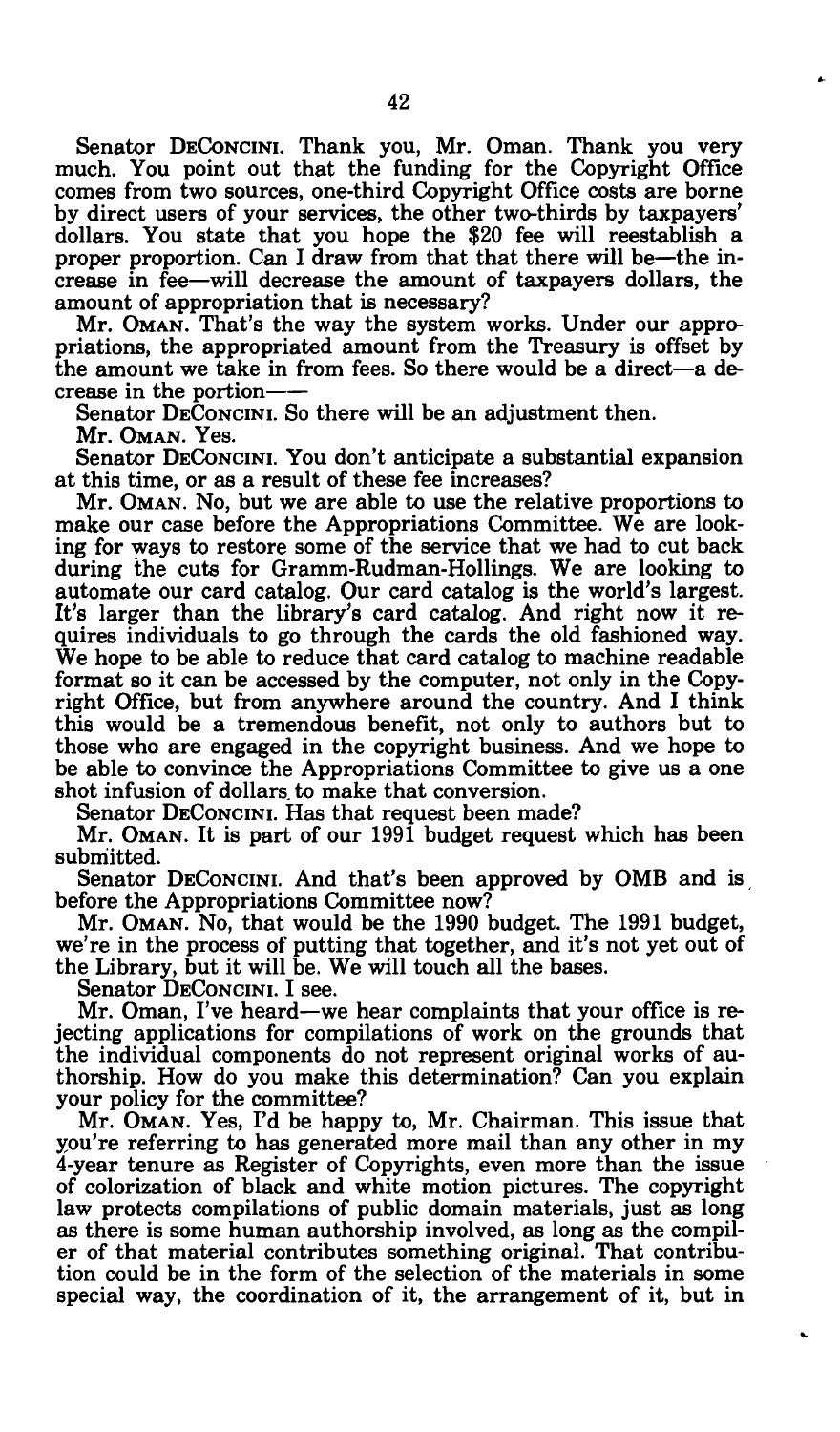Senator DECONCINI. Thank you, Mr. Oman. Thank you very much. You point out that the funding for the Copyright Office comes from two sources, one-third Copyright Office costs are borne by direct users of your services, the other two-thirds by taxpayers' dollars. You state that you hope the $20 fee will reestablish a proper proportion. Can I draw from that that there will be—the increase in fee—will decrease the amount of taxpayers dollars, the amount of appropriation that is necessary?

Mr. OMAN. That's the way the system works. Under our appropriations, the appropriated amount from the Treasury is offset by the amount we take in from fees. So there would be a direct—a decrease in the portion——

Senator DECONCINI. So there will be an adjustment then.

Mr. OMAN. Yes.

Senator DECONCINI. You don't anticipate a substantial expansion at this time, or as a result of these fee increases?

Mr. OMAN. No, but we are able to use the relative proportions to make our case before the Appropriations Committee. We are looking for ways to restore some of the service that we had to cut back during the cuts for Gramm-Rudman-Hollings. We are looking to automate our card catalog. Our card catalog is the world's largest. It's larger than the library's card catalog. And right now it requires individuals to go through the cards the old fashioned way. We hope to be able to reduce that card catalog to machine readable format so it can be accessed by the computer, not only in the Copyright Office, but from anywhere around the country. And I think this would be a tremendous benefit, not only to authors but to those who are engaged in the copyright business. And we hope to be able to convince the Appropriations Committee to give us a one shot infusion of dollars to make that conversion.

Senator DECONCINI. Has that request been made?

Mr. OMAN. It is part of our 1991 budget request which has been submitted.

Senator DECONCINI. And that's been approved by OMB and is before the Appropriations Committee now?

Mr. OMAN. No, that would be the 1990 budget. The 1991 budget, we're in the process of putting that together, and it's not yet out of the Library, but it will be. We will touch all the bases.

Senator DECONCINI. I see.

Mr. Oman, I've heard—we hear complaints that your office is rejecting applications for compilations of work on the grounds that the individual components do not represent original works of authorship. How do you make this determination? Can you explain your policy for the committee?

Mr. OMAN. Yes, I'd be happy to, Mr. Chairman. This issue that you're referring to has generated more mail than any other in my 4-year tenure as Register of Copyrights, even more than the issue of colorization of black and white motion pictures. The copyright law protects compilations of public domain materials, just as long as there is some human authorship involved, as long as the compiler of that material contributes something original. That contribution could be in the form of the selection of the materials in some special way, the coordination of it, the arrangement of it, but in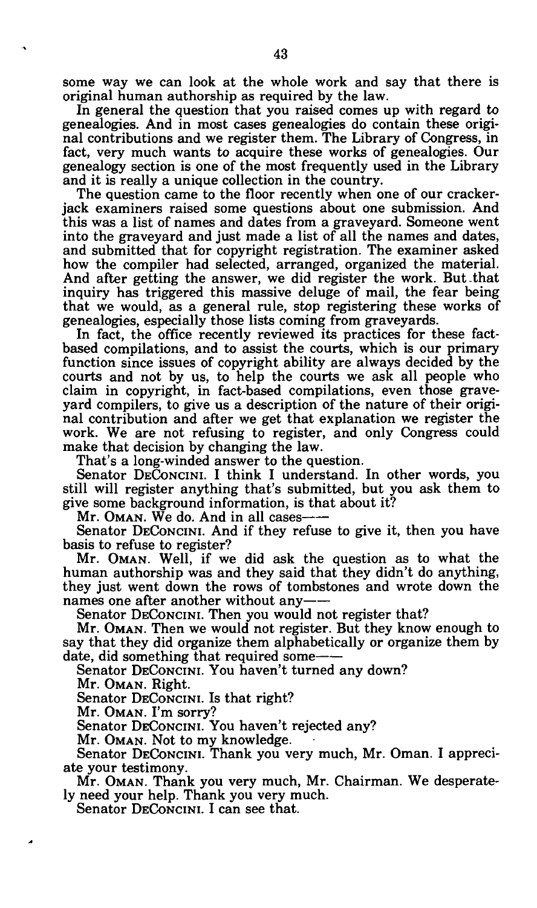some way we can look at the whole work and say that there is original human authorship as required by the law.

In general the question that you raised comes up with regard to genealogies. And in most cases genealogies do contain these original contributions and we register them. The Library of Congress, in fact, very much wants to acquire these works of genealogies. Our genealogy section is one of the most frequently used in the Library and it is really a unique collection in the country.

The question came to the floor recently when one of our crackerjack examiners raised some questions about one submission. And this was a list of names and dates from a graveyard. Someone went into the graveyard and just made a list of all the names and dates, and submitted that for copyright registration. The examiner asked how the compiler had selected, arranged, organized the material. And after getting the answer, we did register the work. But that inquiry has triggered this massive deluge of mail, the fear being that we would, as a general rule, stop registering these works of genealogies, especially those lists coming from graveyards.

In fact, the office recently reviewed its practices for these fact-based compilations, and to assist the courts, which is our primary function since issues of copyright ability are always decided by the courts and not by us, to help the courts we ask all people who claim in copyright, in fact-based compilations, even those graveyard compilers, to give us a description of the nature of their original contribution and after we get that explanation we register the work. We are not refusing to register, and only Congress could make that decision by changing the law.

That's a long-winded answer to the question.

Senator DECONCINI. I think I understand. In other words, you still will register anything that's submitted, but you ask them to give some background information, is that about it?

Mr. OMAN. We do. And in all cases——

Senator DECONCINI. And if they refuse to give it, then you have basis to refuse to register?

Mr. OMAN. Well, if we did ask the question as to what the human authorship was and they said that they didn't do anything, they just went down the rows of tombstones and wrote down the names one after another without any——

Senator DECONCINI. Then you would not register that?

Mr. OMAN. Then we would not register. But they know enough to say that they did organize them alphabetically or organize them by date, did something that required some——

Senator DECONCINI. You haven't turned any down?

Mr. OMAN. Right.

Senator DECONCINI. Is that right?

Mr. OMAN. I'm sorry?

Senator DECONCINI. You haven't rejected any?

Mr. OMAN. Not to my knowledge.

Senator DECONCINI. Thank you very much, Mr. Oman. I appreciate your testimony.

Mr. OMAN. Thank you very much, Mr. Chairman. We desperately need your help. Thank you very much.

Senator DECONCINI. I can see that.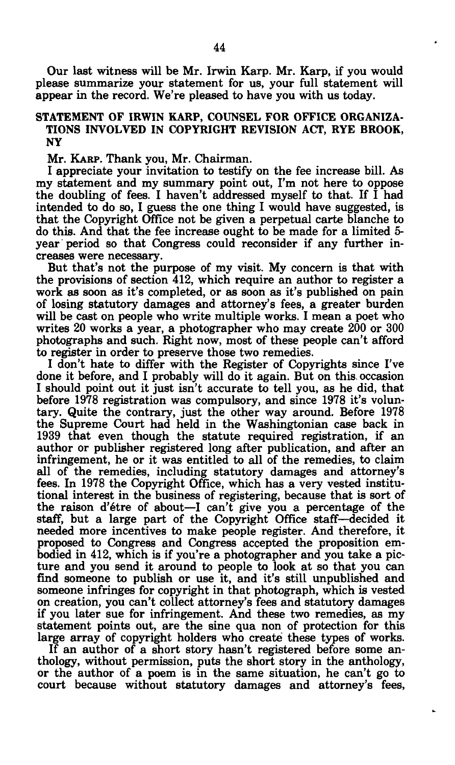Our last witness will be Mr. Irwin Karp. Mr. Karp, if you would please summarize your statement for us, your full statement will appear in the record. We're pleased to have you with us today.

## STATEMENT OF IRWIN KARP, COUNSEL FOR OFFICE ORGANIZATIONS INVOLVED IN COPYRIGHT REVISION ACT, RYE BROOK, NY

Mr. KARP. Thank you, Mr. Chairman.

I appreciate your invitation to testify on the fee increase bill. As my statement and my summary point out, I'm not here to oppose the doubling of fees. I haven't addressed myself to that. If I had intended to do so, I guess the one thing I would have suggested, is that the Copyright Office not be given a perpetual carte blanche to do this. And that the fee increase ought to be made for a limited 5-year period so that Congress could reconsider if any further increases were necessary.

But that's not the purpose of my visit. My concern is that with the provisions of section 412, which require an author to register a work as soon as it's completed, or as soon as it's published on pain of losing statutory damages and attorney's fees, a greater burden will be cast on people who write multiple works. I mean a poet who writes 20 works a year, a photographer who may create 200 or 300 photographs and such. Right now, most of these people can't afford to register in order to preserve those two remedies.

I don't hate to differ with the Register of Copyrights since I've done it before, and I probably will do it again. But on this occasion I should point out it just isn't accurate to tell you, as he did, that before 1978 registration was compulsory, and since 1978 it's voluntary. Quite the contrary, just the other way around. Before 1978 the Supreme Court had held in the Washingtonian case back in 1939 that even though the statute required registration, if an author or publisher registered long after publication, and after an infringement, he or it was entitled to all of the remedies, to claim all of the remedies, including statutory damages and attorney's fees. In 1978 the Copyright Office, which has a very vested institutional interest in the business of registering, because that is sort of the raison d'être of about—I can't give you a percentage of the staff, but a large part of the Copyright Office staff—decided it needed more incentives to make people register. And therefore, it proposed to Congress and Congress accepted the proposition embodied in 412, which is if you're a photographer and you take a picture and you send it around to people to look at so that you can find someone to publish or use it, and it's still unpublished and someone infringes for copyright in that photograph, which is vested on creation, you can't collect attorney's fees and statutory damages if you later sue for infringement. And these two remedies, as my statement points out, are the sine qua non of protection for this large array of copyright holders who create these types of works.

If an author of a short story hasn't registered before some anthology, without permission, puts the short story in the anthology, or the author of a poem is in the same situation, he can't go to court because without statutory damages and attorney's fees,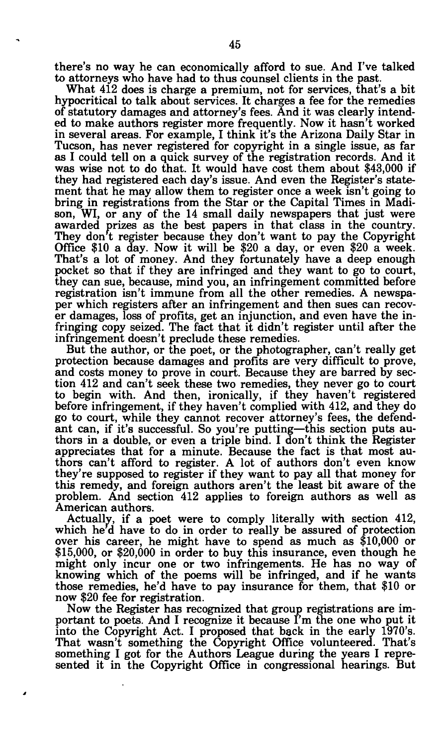there's no way he can economically afford to sue. And I've talked to attorneys who have had to thus counsel clients in the past.

What 412 does is charge a premium, not for services, that's a bit hypocritical to talk about services. It charges a fee for the remedies of statutory damages and attorney's fees. And it was clearly intended to make authors register more frequently. Now it hasn't worked in several areas. For example, I think it's the Arizona Daily Star in Tucson, has never registered for copyright in a single issue, as far as I could tell on a quick survey of the registration records. And it was wise not to do that. It would have cost them about $43,000 if they had registered each day's issue. And even the Register's statement that he may allow them to register once a week isn't going to bring in registrations from the Star or the Capital Times in Madison, WI, or any of the 14 small daily newspapers that just were awarded prizes as the best papers in that class in the country. They don't register because they don't want to pay the Copyright Office $10 a day. Now it will be $20 a day, or even $20 a week. That's a lot of money. And they fortunately have a deep enough pocket so that if they are infringed and they want to go to court, they can sue, because, mind you, an infringement committed before registration isn't immune from all the other remedies. A newspaper which registers after an infringement and then sues can recover damages, loss of profits, get an injunction, and even have the infringing copy seized. The fact that it didn't register until after the infringement doesn't preclude these remedies.

But the author, or the poet, or the photographer, can't really get protection because damages and profits are very difficult to prove, and costs money to prove in court. Because they are barred by section 412 and can't seek these two remedies, they never go to court to begin with. And then, ironically, if they haven't registered before infringement, if they haven't complied with 412, and they do go to court, while they cannot recover attorney's fees, the defendant can, if it's successful. So you're putting—this section puts authors in a double, or even a triple bind. I don't think the Register appreciates that for a minute. Because the fact is that most authors can't afford to register. A lot of authors don't even know they're supposed to register if they want to pay all that money for this remedy, and foreign authors aren't the least bit aware of the problem. And section 412 applies to foreign authors as well as American authors.

Actually, if a poet were to comply literally with section 412, which he'd have to do in order to really be assured of protection over his career, he might have to spend as much as $10,000 or $15,000, or $20,000 in order to buy this insurance, even though he might only incur one or two infringements. He has no way of knowing which of the poems will be infringed, and if he wants those remedies, he'd have to pay insurance for them, that $10 or now $20 fee for registration.

Now the Register has recognized that group registrations are important to poets. And I recognize it because I'm the one who put it into the Copyright Act. I proposed that back in the early 1970's. That wasn't something the Copyright Office volunteered. That's something I got for the Authors League during the years I represented it in the Copyright Office in congressional hearings. But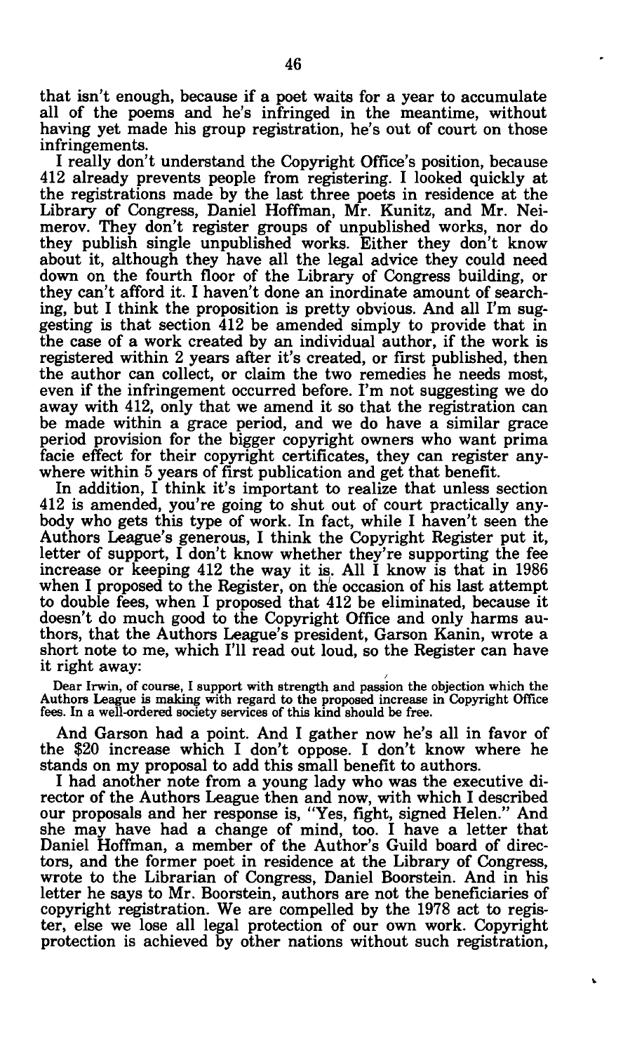that isn't enough, because if a poet waits for a year to accumulate all of the poems and he's infringed in the meantime, without having yet made his group registration, he's out of court on those infringements.

I really don't understand the Copyright Office's position, because 412 already prevents people from registering. I looked quickly at the registrations made by the last three poets in residence at the Library of Congress, Daniel Hoffman, Mr. Kunitz, and Mr. Neimerov. They don't register groups of unpublished works, nor do they publish single unpublished works. Either they don't know about it, although they have all the legal advice they could need down on the fourth floor of the Library of Congress building, or they can't afford it. I haven't done an inordinate amount of searching, but I think the proposition is pretty obvious. And all I'm suggesting is that section 412 be amended simply to provide that in the case of a work created by an individual author, if the work is registered within 2 years after it's created, or first published, then the author can collect, or claim the two remedies he needs most, even if the infringement occurred before. I'm not suggesting we do away with 412, only that we amend it so that the registration can be made within a grace period, and we do have a similar grace period provision for the bigger copyright owners who want prima facie effect for their copyright certificates, they can register anywhere within 5 years of first publication and get that benefit.

In addition, I think it's important to realize that unless section 412 is amended, you're going to shut out of court practically anybody who gets this type of work. In fact, while I haven't seen the Authors League's generous, I think the Copyright Register put it, letter of support, I don't know whether they're supporting the fee increase or keeping 412 the way it is. All I know is that in 1986 when I proposed to the Register, on the occasion of his last attempt to double fees, when I proposed that 412 be eliminated, because it doesn't do much good to the Copyright Office and only harms authors, that the Authors League's president, Garson Kanin, wrote a short note to me, which I'll read out loud, so the Register can have it right away:

> Dear Irwin, of course, I support with strength and passion the objection which the Authors League is making with regard to the proposed increase in Copyright Office fees. In a well-ordered society services of this kind should be free.

And Garson had a point. And I gather now he's all in favor of the $20 increase which I don't oppose. I don't know where he stands on my proposal to add this small benefit to authors.

I had another note from a young lady who was the executive director of the Authors League then and now, with which I described our proposals and her response is, "Yes, fight, signed Helen." And she may have had a change of mind, too. I have a letter that Daniel Hoffman, a member of the Author's Guild board of directors, and the former poet in residence at the Library of Congress, wrote to the Librarian of Congress, Daniel Boorstein. And in his letter he says to Mr. Boorstein, authors are not the beneficiaries of copyright registration. We are compelled by the 1978 act to register, else we lose all legal protection of our own work. Copyright protection is achieved by other nations without such registration,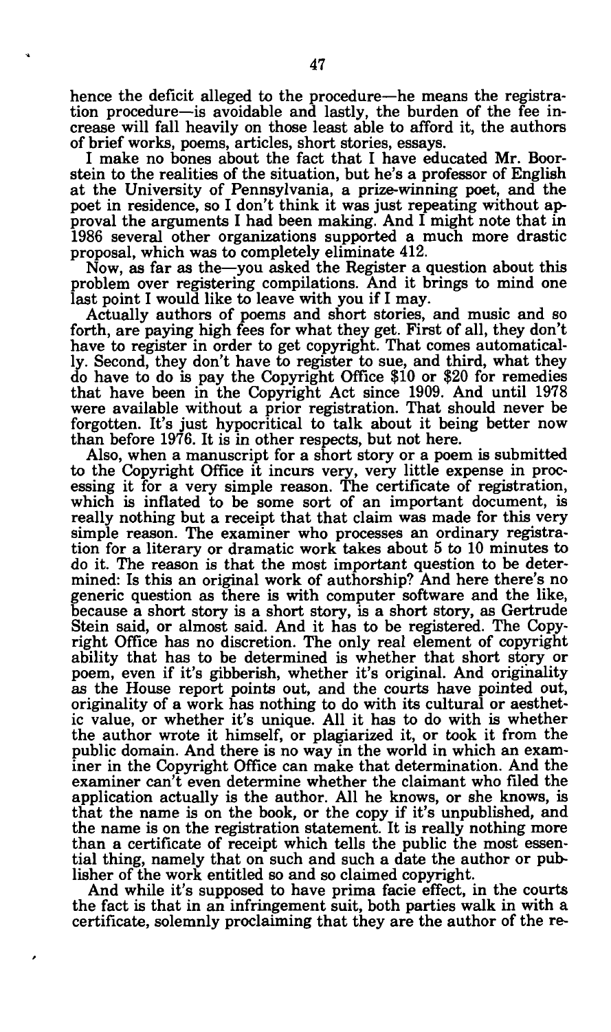hence the deficit alleged to the procedure—he means the registration procedure—is avoidable and lastly, the burden of the fee increase will fall heavily on those least able to afford it, the authors of brief works, poems, articles, short stories, essays.

I make no bones about the fact that I have educated Mr. Boorstein to the realities of the situation, but he's a professor of English at the University of Pennsylvania, a prize-winning poet, and the poet in residence, so I don't think it was just repeating without approval the arguments I had been making. And I might note that in 1986 several other organizations supported a much more drastic proposal, which was to completely eliminate 412.

Now, as far as the—you asked the Register a question about this problem over registering compilations. And it brings to mind one last point I would like to leave with you if I may.

Actually authors of poems and short stories, and music and so forth, are paying high fees for what they get. First of all, they don't have to register in order to get copyright. That comes automatically. Second, they don't have to register to sue, and third, what they do have to do is pay the Copyright Office $10 or $20 for remedies that have been in the Copyright Act since 1909. And until 1978 were available without a prior registration. That should never be forgotten. It's just hypocritical to talk about it being better now than before 1976. It is in other respects, but not here.

Also, when a manuscript for a short story or a poem is submitted to the Copyright Office it incurs very, very little expense in processing it for a very simple reason. The certificate of registration, which is inflated to be some sort of an important document, is really nothing but a receipt that that claim was made for this very simple reason. The examiner who processes an ordinary registration for a literary or dramatic work takes about 5 to 10 minutes to do it. The reason is that the most important question to be determined: Is this an original work of authorship? And here there's no generic question as there is with computer software and the like, because a short story is a short story, is a short story, as Gertrude Stein said, or almost said. And it has to be registered. The Copyright Office has no discretion. The only real element of copyright ability that has to be determined is whether that short story or poem, even if it's gibberish, whether it's original. And originality as the House report points out, and the courts have pointed out, originality of a work has nothing to do with its cultural or aesthetic value, or whether it's unique. All it has to do with is whether the author wrote it himself, or plagiarized it, or took it from the public domain. And there is no way in the world in which an examiner in the Copyright Office can make that determination. And the examiner can't even determine whether the claimant who filed the application actually is the author. All he knows, or she knows, is that the name is on the book, or the copy if it's unpublished, and the name is on the registration statement. It is really nothing more than a certificate of receipt which tells the public the most essential thing, namely that on such and such a date the author or publisher of the work entitled so and so claimed copyright.

And while it's supposed to have prima facie effect, in the courts the fact is that in an infringement suit, both parties walk in with a certificate, solemnly proclaiming that they are the author of the re-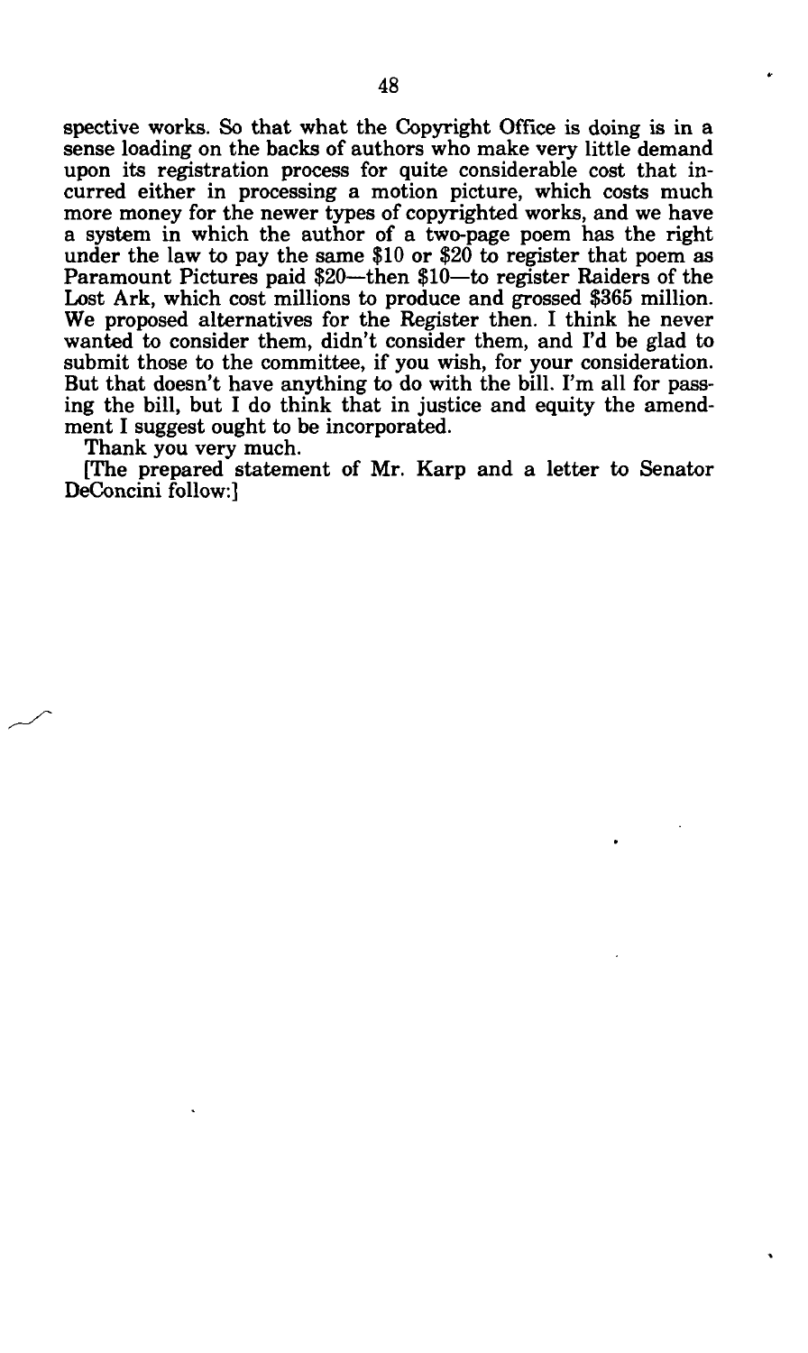spective works. So that what the Copyright Office is doing is in a sense loading on the backs of authors who make very little demand upon its registration process for quite considerable cost that incurred either in processing a motion picture, which costs much more money for the newer types of copyrighted works, and we have a system in which the author of a two-page poem has the right under the law to pay the same $10 or $20 to register that poem as Paramount Pictures paid $20—then $10—to register Raiders of the Lost Ark, which cost millions to produce and grossed $365 million. We proposed alternatives for the Register then. I think he never wanted to consider them, didn't consider them, and I'd be glad to submit those to the committee, if you wish, for your consideration. But that doesn't have anything to do with the bill. I'm all for passing the bill, but I do think that in justice and equity the amendment I suggest ought to be incorporated.

Thank you very much.

[The prepared statement of Mr. Karp and a letter to Senator DeConcini follow:]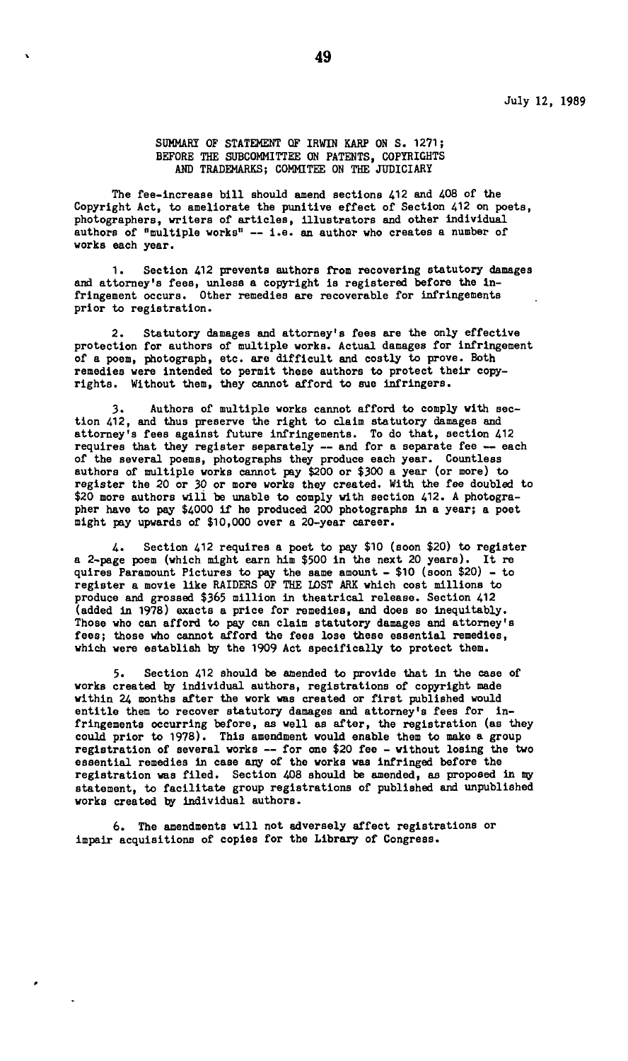July 12, 1989

SUMMARY OF STATEMENT OF IRWIN KARP ON S. 1271; BEFORE THE SUBCOMMITTEE ON PATENTS, COPYRIGHTS AND TRADEMARKS; COMMITEE ON THE JUDICIARY

The fee-increase bill should amend sections 412 and 408 of the Copyright Act, to ameliorate the punitive effect of Section 412 on poets, photographers, writers of articles, illustrators and other individual authors of "multiple works" -- i.e. an author who creates a number of works each year.

1. Section 412 prevents authors from recovering statutory damages and attorney's fees, unless a copyright is registered before the infringement occurs. Other remedies are recoverable for infringements prior to registration.

2. Statutory damages and attorney's fees are the only effective protection for authors of multiple works. Actual damages for infringement of a poem, photograph, etc. are difficult and costly to prove. Both remedies were intended to permit these authors to protect their copyrights. Without them, they cannot afford to sue infringers.

3. Authors of multiple works cannot afford to comply with section 412, and thus preserve the right to claim statutory damages and attorney's fees against future infringements. To do that, section 412 requires that they register separately -- and for a separate fee -- each of the several poems, photographs they produce each year. Countless authors of multiple works cannot pay $200 or $300 a year (or more) to register the 20 or 30 or more works they created. With the fee doubled to $20 more authors will be unable to comply with section 412. A photographer have to pay $4000 if he produced 200 photographs in a year; a poet might pay upwards of $10,000 over a 20-year career.

4. Section 412 requires a poet to pay $10 (soon $20) to register a 2-page poem (which might earn him $500 in the next 20 years). It requires Paramount Pictures to pay the same amount - $10 (soon $20) - to register a movie like RAIDERS OF THE LOST ARK which cost millions to produce and grossed $365 million in theatrical release. Section 412 (added in 1978) exacts a price for remedies, and does so inequitably. Those who can afford to pay can claim statutory damages and attorney's fees; those who cannot afford the fees lose these essential remedies, which were establish by the 1909 Act specifically to protect them.

5. Section 412 should be amended to provide that in the case of works created by individual authors, registrations of copyright made within 24 months after the work was created or first published would entitle them to recover statutory damages and attorney's fees for infringements occurring before, as well as after, the registration (as they could prior to 1978). This amendment would enable them to make a group registration of several works -- for one $20 fee - without losing the two essential remedies in case any of the works was infringed before the registration was filed. Section 408 should be amended, as proposed in my statement, to facilitate group registrations of published and unpublished works created by individual authors.

6. The amendments will not adversely affect registrations or impair acquisitions of copies for the Library of Congress.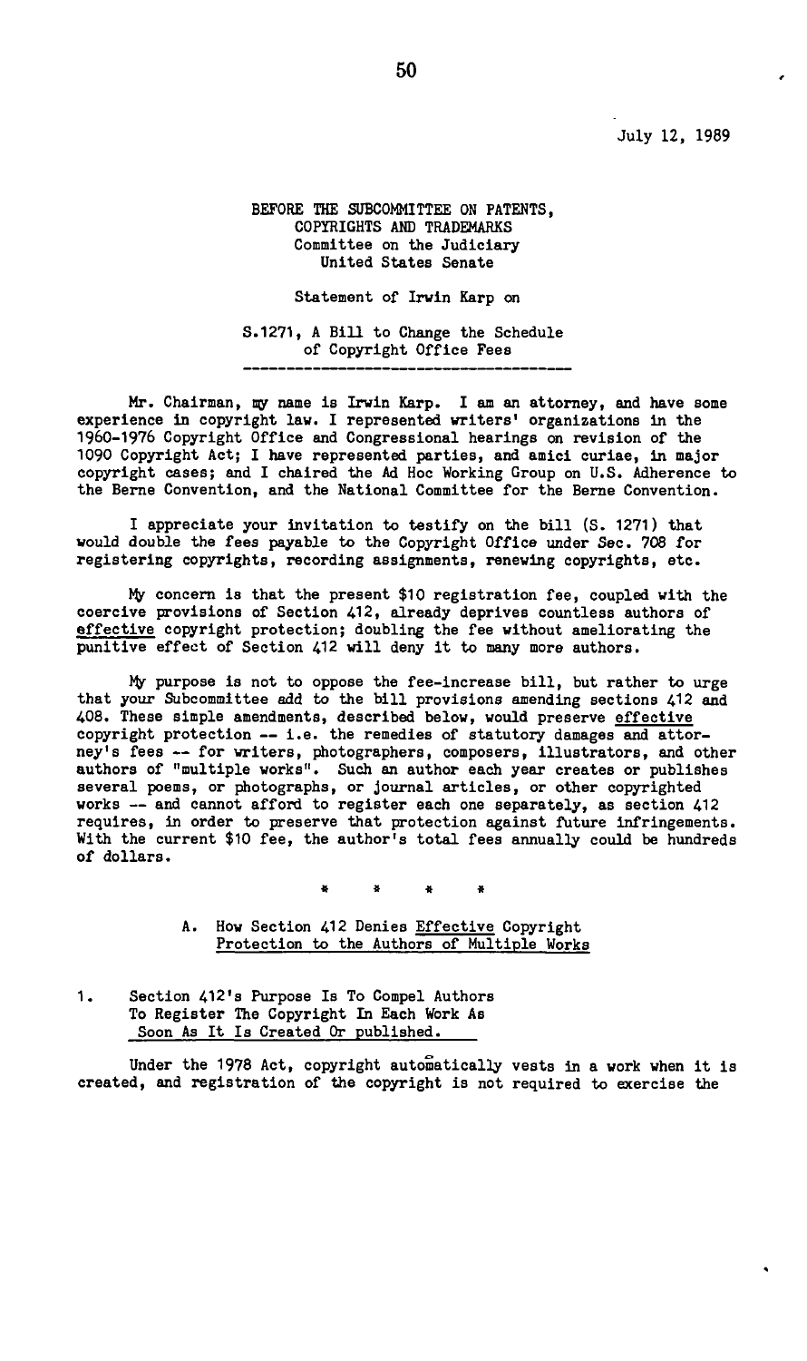July 12, 1989

BEFORE THE SUBCOMMITTEE ON PATENTS, COPYRIGHTS AND TRADEMARKS
Committee on the Judiciary
United States Senate

Statement of Irwin Karp on

S.1271, A Bill to Change the Schedule of Copyright Office Fees

---

Mr. Chairman, my name is Irwin Karp. I am an attorney, and have some experience in copyright law. I represented writers' organizations in the 1960-1976 Copyright Office and Congressional hearings on revision of the 1090 Copyright Act; I have represented parties, and amici curiae, in major copyright cases; and I chaired the Ad Hoc Working Group on U.S. Adherence to the Berne Convention, and the National Committee for the Berne Convention.

I appreciate your invitation to testify on the bill (S. 1271) that would double the fees payable to the Copyright Office under Sec. 708 for registering copyrights, recording assignments, renewing copyrights, etc.

My concern is that the present $10 registration fee, coupled with the coercive provisions of Section 412, already deprives countless authors of <u>effective</u> copyright protection; doubling the fee without ameliorating the punitive effect of Section 412 will deny it to many more authors.

My purpose is not to oppose the fee-increase bill, but rather to urge that your Subcommittee add to the bill provisions amending sections 412 and 408. These simple amendments, described below, would preserve <u>effective</u> copyright protection -- i.e. the remedies of statutory damages and attorney's fees -- for writers, photographers, composers, illustrators, and other authors of "multiple works". Such an author each year creates or publishes several poems, or photographs, or journal articles, or other copyrighted works -- and cannot afford to register each one separately, as section 412 requires, in order to preserve that protection against future infringements. With the current $10 fee, the author's total fees annually could be hundreds of dollars.

\* \* \* \*

## A. How Section 412 Denies <u>Effective</u> Copyright Protection to the Authors of Multiple Works

### 1. <u>Section 412's Purpose Is To Compel Authors To Register The Copyright In Each Work As Soon As It Is Created Or published.</u>

Under the 1978 Act, copyright automatically vests in a work when it is created, and registration of the copyright is not required to exercise the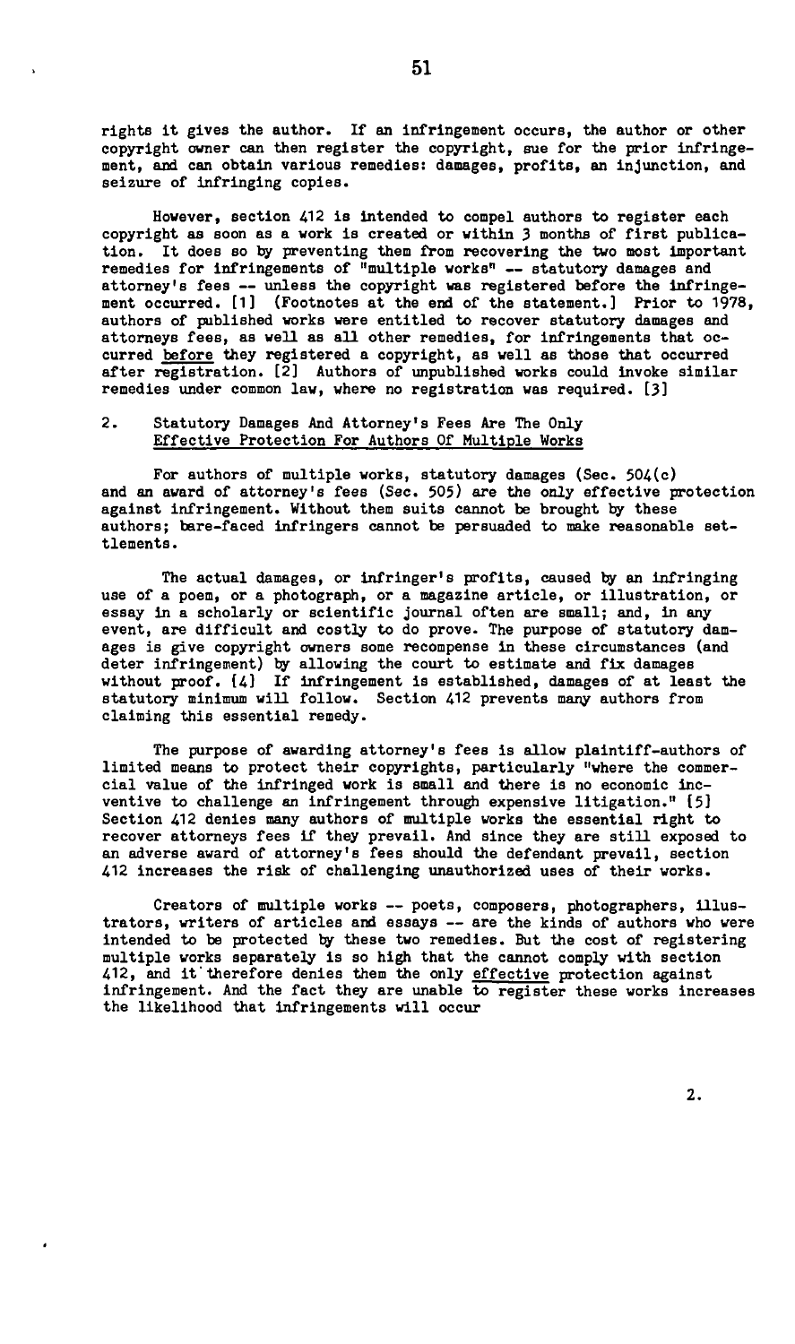rights it gives the author. If an infringement occurs, the author or other copyright owner can then register the copyright, sue for the prior infringement, and can obtain various remedies: damages, profits, an injunction, and seizure of infringing copies.

However, section 412 is intended to compel authors to register each copyright as soon as a work is created or within 3 months of first publication. It does so by preventing them from recovering the two most important remedies for infringements of "multiple works" -- statutory damages and attorney's fees -- unless the copyright was registered before the infringement occurred. [1] (Footnotes at the end of the statement.) Prior to 1978, authors of published works were entitled to recover statutory damages and attorneys fees, as well as all other remedies, for infringements that occurred before they registered a copyright, as well as those that occurred after registration. [2] Authors of unpublished works could invoke similar remedies under common law, where no registration was required. [3]

## 2. Statutory Damages And Attorney's Fees Are The Only Effective Protection For Authors Of Multiple Works

For authors of multiple works, statutory damages (Sec. 504(c) and an award of attorney's fees (Sec. 505) are the only effective protection against infringement. Without them suits cannot be brought by these authors; bare-faced infringers cannot be persuaded to make reasonable settlements.

The actual damages, or infringer's profits, caused by an infringing use of a poem, or a photograph, or a magazine article, or illustration, or essay in a scholarly or scientific journal often are small; and, in any event, are difficult and costly to do prove. The purpose of statutory damages is give copyright owners some recompense in these circumstances (and deter infringement) by allowing the court to estimate and fix damages without proof. [4] If infringement is established, damages of at least the statutory minimum will follow. Section 412 prevents many authors from claiming this essential remedy.

The purpose of awarding attorney's fees is allow plaintiff-authors of limited means to protect their copyrights, particularly "where the commercial value of the infringed work is small and there is no economic incentive to challenge an infringement through expensive litigation." [5] Section 412 denies many authors of multiple works the essential right to recover attorneys fees if they prevail. And since they are still exposed to an adverse award of attorney's fees should the defendant prevail, section 412 increases the risk of challenging unauthorized uses of their works.

Creators of multiple works -- poets, composers, photographers, illustrators, writers of articles and essays -- are the kinds of authors who were intended to be protected by these two remedies. But the cost of registering multiple works separately is so high that the cannot comply with section 412, and it therefore denies them the only effective protection against infringement. And the fact they are unable to register these works increases the likelihood that infringements will occur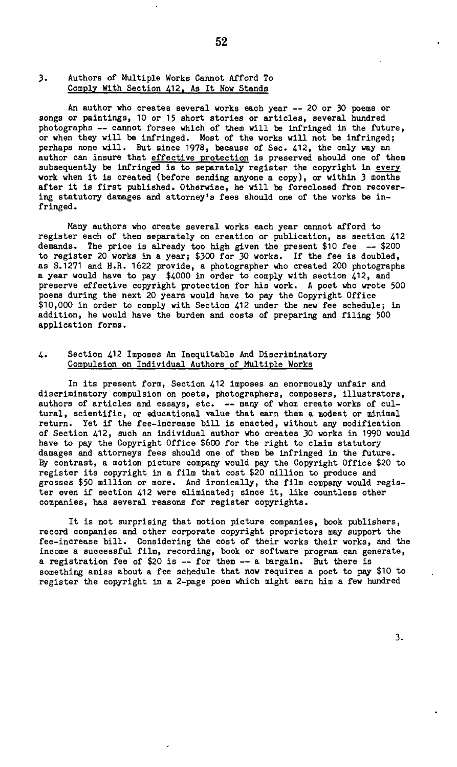### 3. Authors of Multiple Works Cannot Afford To Comply With Section 412, As It Now Stands

An author who creates several works each year -- 20 or 30 poems or songs or paintings, 10 or 15 short stories or articles, several hundred photographs -- cannot forsee which of them will be infringed in the future, or when they will be infringed. Most of the works will not be infringed; perhaps none will. But since 1978, because of Sec. 412, the only way an author can insure that effective protection is preserved should one of them subsequently be infringed is to separately register the copyright in every work when it is created (before sending anyone a copy), or within 3 months after it is first published. Otherwise, he will be foreclosed from recovering statutory damages and attorney's fees should one of the works be infringed.

Many authors who create several works each year cannot afford to register each of them separately on creation or publication, as section 412 demands. The price is already too high given the present $10 fee -- $200 to register 20 works in a year; $300 for 30 works. If the fee is doubled, as S.1271 and H.R. 1622 provide, a photographer who created 200 photographs a year would have to pay $4000 in order to comply with section 412, and preserve effective copyright protection for his work. A poet who wrote 500 poems during the next 20 years would have to pay the Copyright Office $10,000 in order to comply with Section 412 under the new fee schedule; in addition, he would have the burden and costs of preparing and filing 500 application forms.

### 4. Section 412 Imposes An Inequitable And Discriminatory Compulsion on Individual Authors of Multiple Works

In its present form, Section 412 imposes an enormously unfair and discriminatory compulsion on poets, photographers, composers, illustrators, authors of articles and essays, etc. -- many of whom create works of cultural, scientific, or educational value that earn them a modest or minimal return. Yet if the fee-increase bill is enacted, without any modification of Section 412, such an individual author who creates 30 works in 1990 would have to pay the Copyright Office $600 for the right to claim statutory damages and attorneys fees should one of them be infringed in the future. By contrast, a motion picture company would pay the Copyright Office $20 to register its copyright in a film that cost $20 million to produce and grosses $50 million or more. And ironically, the film company would register even if section 412 were eliminated; since it, like countless other companies, has several reasons for register copyrights.

It is not surprising that motion picture companies, book publishers, record companies and other corporate copyright proprietors may support the fee-increase bill. Considering the cost of their works their works, and the income a successful film, recording, book or software program can generate, a registration fee of $20 is -- for them -- a bargain. But there is something amiss about a fee schedule that now requires a poet to pay $10 to register the copyright in a 2-page poem which might earn him a few hundred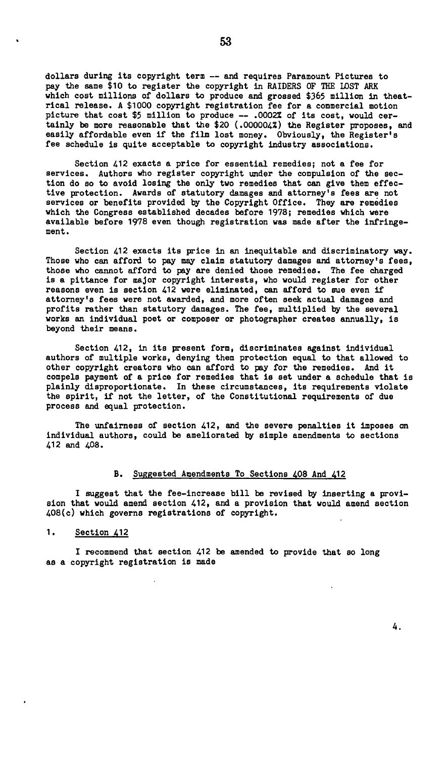dollars during its copyright term -- and requires Paramount Pictures to pay the same $10 to register the copyright in RAIDERS OF THE LOST ARK which cost millions of dollars to produce and grossed $365 million in theatrical release. A $1000 copyright registration fee for a commercial motion picture that cost $5 million to produce -- .0002% of its cost, would certainly be more reasonable that the $20 (.000004%) the Register proposes, and easily affordable even if the film lost money. Obviously, the Register's fee schedule is quite acceptable to copyright industry associations.

Section 412 exacts a price for essential remedies; not a fee for services. Authors who register copyright under the compulsion of the section do so to avoid losing the only two remedies that can give them effective protection. Awards of statutory damages and attorney's fees are not services or benefits provided by the Copyright Office. They are remedies which the Congress established decades before 1978; remedies which were available before 1978 even though registration was made after the infringement.

Section 412 exacts its price in an inequitable and discriminatory way. Those who can afford to pay may claim statutory damages and attorney's fees, those who cannot afford to pay are denied those remedies. The fee charged is a pittance for major copyright interests, who would register for other reasons even is section 412 were eliminated, can afford to sue even if attorney's fees were not awarded, and more often seek actual damages and profits rather than statutory damages. The fee, multiplied by the several works an individual poet or composer or photographer creates annually, is beyond their means.

Section 412, in its present form, discriminates against individual authors of multiple works, denying them protection equal to that allowed to other copyright creators who can afford to pay for the remedies. And it compels payment of a price for remedies that is set under a schedule that is plainly disproportionate. In these circumstances, its requirements violate the spirit, if not the letter, of the Constitutional requirements of due process and equal protection.

The unfairness of section 412, and the severe penalties it imposes on individual authors, could be ameliorated by simple amendments to sections 412 and 408.

### B. Suggested Amendments To Sections 408 And 412

I suggest that the fee-increase bill be revised by inserting a provision that would amend section 412, and a provision that would amend section 408(c) which governs registrations of copyright.

#### 1. Section 412

I recommend that section 412 be amended to provide that so long as a copyright registration is made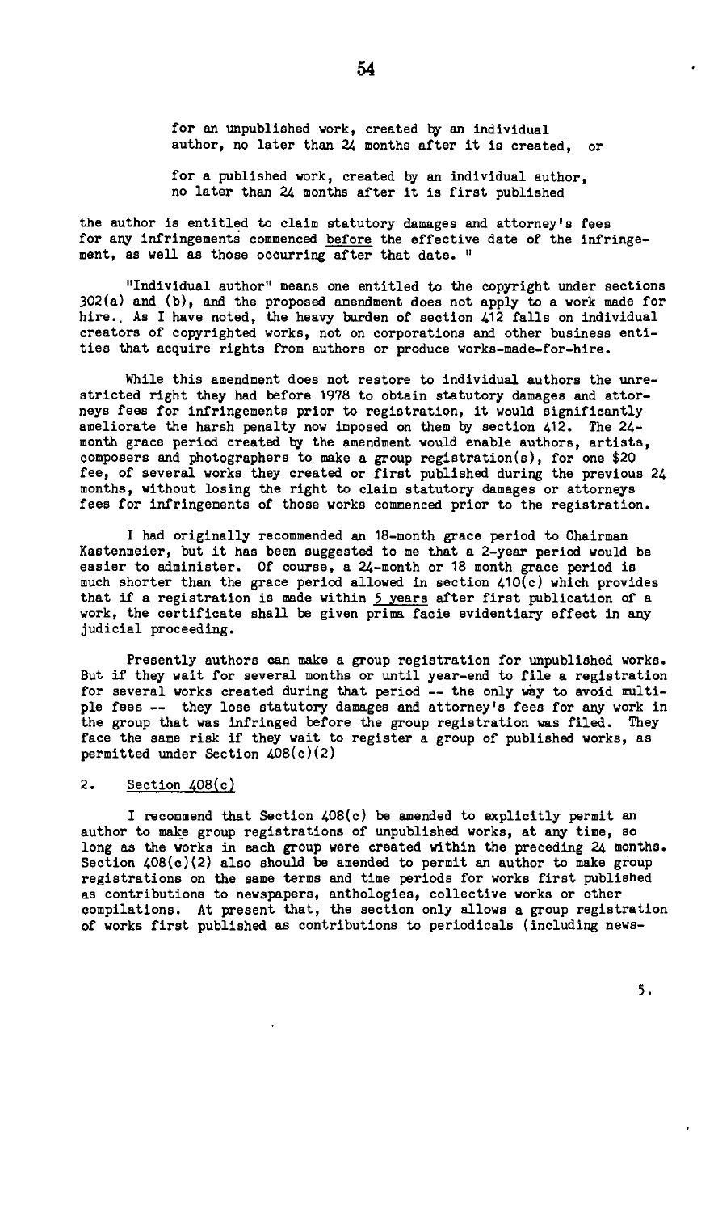for an unpublished work, created by an individual author, no later than 24 months after it is created, or

for a published work, created by an individual author, no later than 24 months after it is first published

the author is entitled to claim statutory damages and attorney's fees for any infringements commenced before the effective date of the infringement, as well as those occurring after that date. "

"Individual author" means one entitled to the copyright under sections 302(a) and (b), and the proposed amendment does not apply to a work made for hire. As I have noted, the heavy burden of section 412 falls on individual creators of copyrighted works, not on corporations and other business entities that acquire rights from authors or produce works-made-for-hire.

While this amendment does not restore to individual authors the unrestricted right they had before 1978 to obtain statutory damages and attorneys fees for infringements prior to registration, it would significantly ameliorate the harsh penalty now imposed on them by section 412. The 24-month grace period created by the amendment would enable authors, artists, composers and photographers to make a group registration(s), for one $20 fee, of several works they created or first published during the previous 24 months, without losing the right to claim statutory damages or attorneys fees for infringements of those works commenced prior to the registration.

I had originally recommended an 18-month grace period to Chairman Kastenmeier, but it has been suggested to me that a 2-year period would be easier to administer. Of course, a 24-month or 18 month grace period is much shorter than the grace period allowed in section 410(c) which provides that if a registration is made within 5 years after first publication of a work, the certificate shall be given prima facie evidentiary effect in any judicial proceeding.

Presently authors can make a group registration for unpublished works. But if they wait for several months or until year-end to file a registration for several works created during that period -- the only way to avoid multiple fees -- they lose statutory damages and attorney's fees for any work in the group that was infringed before the group registration was filed. They face the same risk if they wait to register a group of published works, as permitted under Section 408(c)(2)

## 2. Section 408(c)

I recommend that Section 408(c) be amended to explicitly permit an author to make group registrations of unpublished works, at any time, so long as the works in each group were created within the preceding 24 months. Section 408(c)(2) also should be amended to permit an author to make group registrations on the same terms and time periods for works first published as contributions to newspapers, anthologies, collective works or other compilations. At present that, the section only allows a group registration of works first published as contributions to periodicals (including news-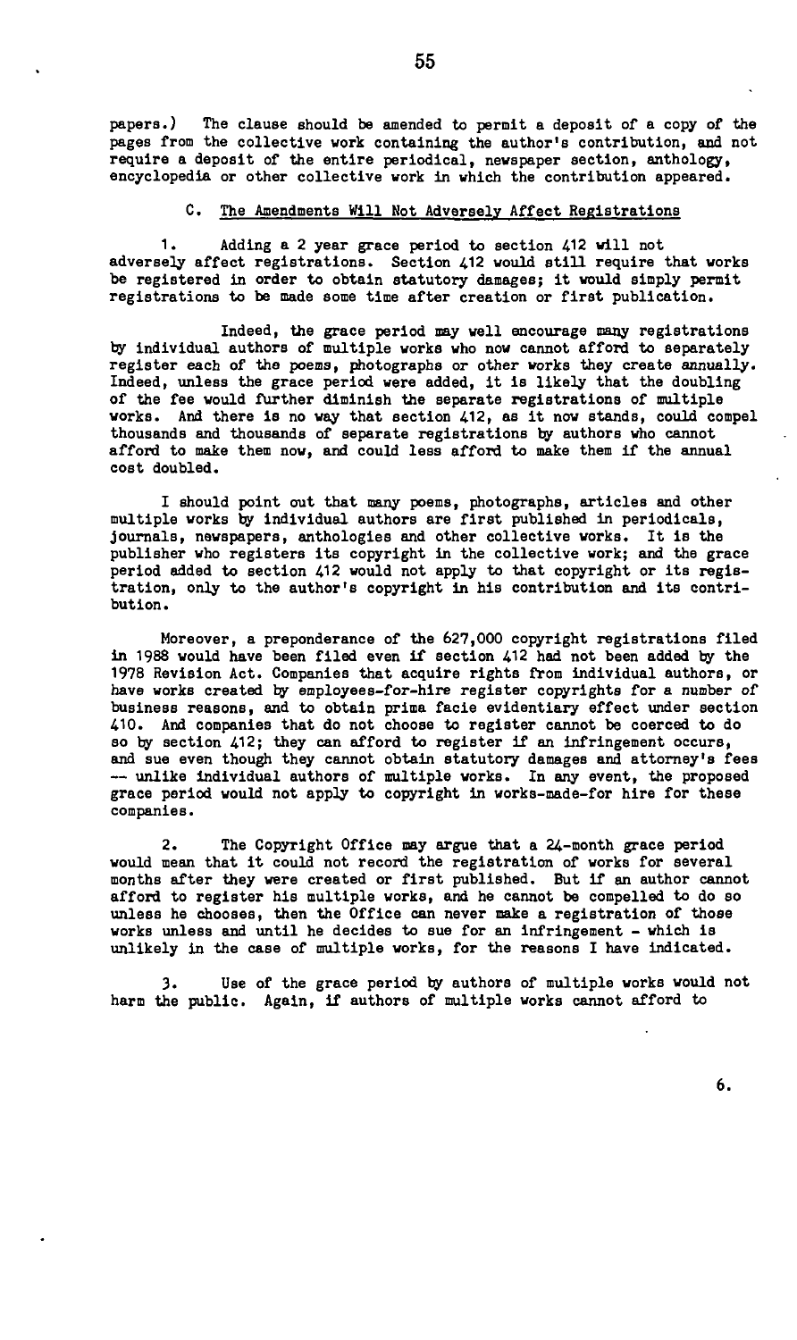papers.) The clause should be amended to permit a deposit of a copy of the pages from the collective work containing the author's contribution, and not require a deposit of the entire periodical, newspaper section, anthology, encyclopedia or other collective work in which the contribution appeared.

### C. The Amendments Will Not Adversely Affect Registrations

1. Adding a 2 year grace period to section 412 will not adversely affect registrations. Section 412 would still require that works be registered in order to obtain statutory damages; it would simply permit registrations to be made some time after creation or first publication.

Indeed, the grace period may well encourage many registrations by individual authors of multiple works who now cannot afford to separately register each of the poems, photographs or other works they create annually. Indeed, unless the grace period were added, it is likely that the doubling of the fee would further diminish the separate registrations of multiple works. And there is no way that section 412, as it now stands, could compel thousands and thousands of separate registrations by authors who cannot afford to make them now, and could less afford to make them if the annual cost doubled.

I should point out that many poems, photographs, articles and other multiple works by individual authors are first published in periodicals, journals, newspapers, anthologies and other collective works. It is the publisher who registers its copyright in the collective work; and the grace period added to section 412 would not apply to that copyright or its registration, only to the author's copyright in his contribution and its contribution.

Moreover, a preponderance of the 627,000 copyright registrations filed in 1988 would have been filed even if section 412 had not been added by the 1978 Revision Act. Companies that acquire rights from individual authors, or have works created by employees-for-hire register copyrights for a number of business reasons, and to obtain prima facie evidentiary effect under section 410. And companies that do not choose to register cannot be coerced to do so by section 412; they can afford to register if an infringement occurs, and sue even though they cannot obtain statutory damages and attorney's fees -- unlike individual authors of multiple works. In any event, the proposed grace period would not apply to copyright in works-made-for hire for these companies.

2. The Copyright Office may argue that a 24-month grace period would mean that it could not record the registration of works for several months after they were created or first published. But if an author cannot afford to register his multiple works, and he cannot be compelled to do so unless he chooses, then the Office can never make a registration of those works unless and until he decides to sue for an infringement - which is unlikely in the case of multiple works, for the reasons I have indicated.

3. Use of the grace period by authors of multiple works would not harm the public. Again, if authors of multiple works cannot afford to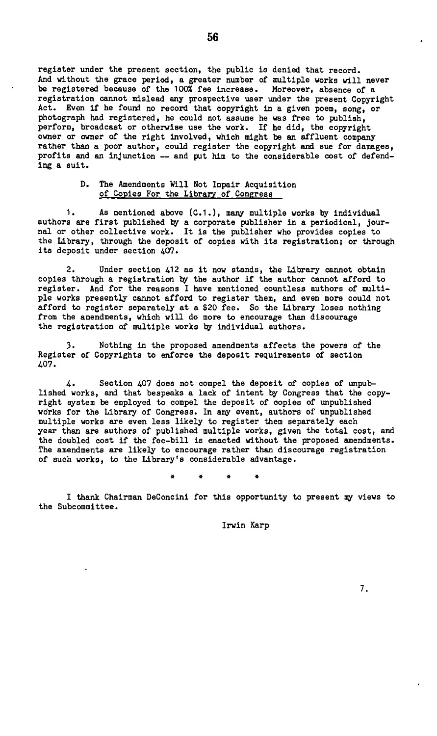register under the present section, the public is denied that record. And without the grace period, a greater number of multiple works will never be registered because of the 100% fee increase. Moreover, absence of a registration cannot mislead any prospective user under the present Copyright Act. Even if he found no record that copyright in a given poem, song, or photograph had registered, he could not assume he was free to publish, perform, broadcast or otherwise use the work. If he did, the copyright owner or owner of the right involved, which might be an affluent company rather than a poor author, could register the copyright and sue for damages, profits and an injunction -- and put him to the considerable cost of defending a suit.

### D. The Amendments Will Not Impair Acquisition of Copies For the Library of Congress

1. As mentioned above (C.1.), many multiple works by individual authors are first published by a corporate publisher in a periodical, journal or other collective work. It is the publisher who provides copies to the Library, through the deposit of copies with its registration; or through its deposit under section 407.

2. Under section 412 as it now stands, the Library cannot obtain copies through a registration by the author if the author cannot afford to register. And for the reasons I have mentioned countless authors of multiple works presently cannot afford to register them, and even more could not afford to register separately at a $20 fee. So the Library loses nothing from the amendments, which will do more to encourage than discourage the registration of multiple works by individual authors.

3. Nothing in the proposed amendments affects the powers of the Register of Copyrights to enforce the deposit requirements of section 407.

4. Section 407 does not compel the deposit of copies of unpublished works, and that bespeaks a lack of intent by Congress that the copyright system be employed to compel the deposit of copies of unpublished works for the Library of Congress. In any event, authors of unpublished multiple works are even less likely to register them separately each year than are authors of published multiple works, given the total cost, and the doubled cost if the fee-bill is enacted without the proposed amendments. The amendments are likely to encourage rather than discourage registration of such works, to the Library's considerable advantage.

\* \* \* \*

I thank Chairman DeConcini for this opportunity to present my views to the Subcommittee.

Irwin Karp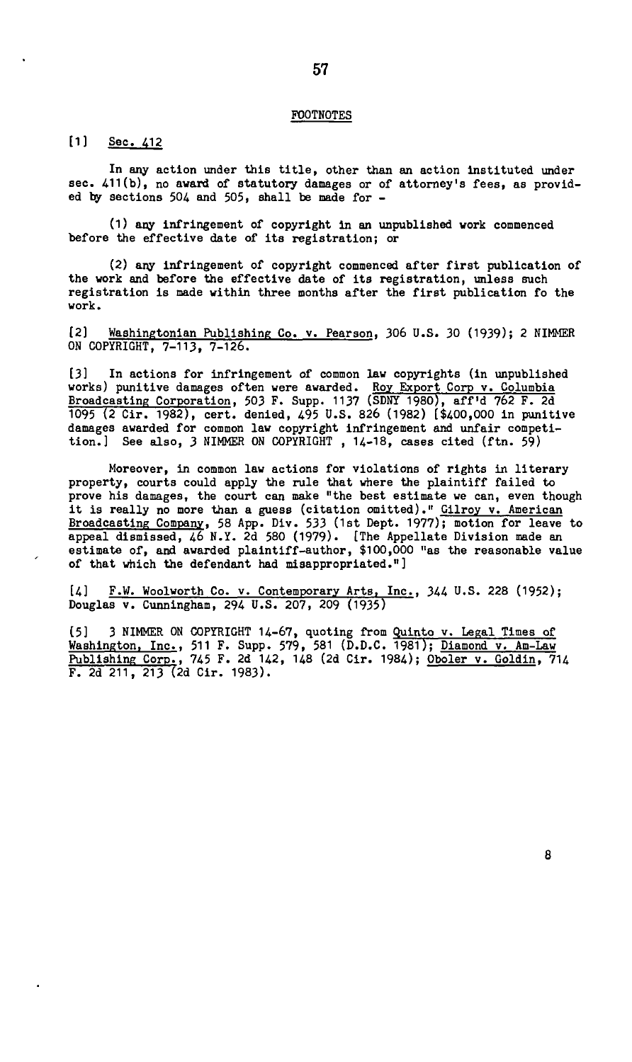## FOOTNOTES

[1] Sec. 412

In any action under this title, other than an action instituted under sec. 411(b), no award of statutory damages or of attorney's fees, as provided by sections 504 and 505, shall be made for -

(1) any infringement of copyright in an unpublished work commenced before the effective date of its registration; or

(2) any infringement of copyright commenced after first publication of the work and before the effective date of its registration, unless such registration is made within three months after the first publication fo the work.

[2] Washingtonian Publishing Co. v. Pearson, 306 U.S. 30 (1939); 2 NIMMER ON COPYRIGHT, 7-113, 7-126.

[3] In actions for infringement of common law copyrights (in unpublished works) punitive damages often were awarded. Roy Export Corp v. Columbia Broadcasting Corporation, 503 F. Supp. 1137 (SDNY 1980), aff'd 762 F. 2d 1095 (2 Cir. 1982), cert. denied, 495 U.S. 826 (1982) [$400,000 in punitive damages awarded for common law copyright infringement and unfair competition.] See also, 3 NIMMER ON COPYRIGHT , 14-18, cases cited (ftn. 59)

Moreover, in common law actions for violations of rights in literary property, courts could apply the rule that where the plaintiff failed to prove his damages, the court can make "the best estimate we can, even though it is really no more than a guess (citation omitted)." Gilroy v. American Broadcasting Company, 58 App. Div. 533 (1st Dept. 1977); motion for leave to appeal dismissed, 46 N.Y. 2d 580 (1979). [The Appellate Division made an estimate of, and awarded plaintiff-author, $100,000 "as the reasonable value of that which the defendant had misappropriated."]

[4] F.W. Woolworth Co. v. Contemporary Arts, Inc., 344 U.S. 228 (1952); Douglas v. Cunningham, 294 U.S. 207, 209 (1935)

[5] 3 NIMMER ON COPYRIGHT 14-67, quoting from Quinto v. Legal Times of Washington, Inc., 511 F. Supp. 579, 581 (D.D.C. 1981); Diamond v. Am-Law Publishing Corp., 745 F. 2d 142, 148 (2d Cir. 1984); Oboler v. Goldin, 714 F. 2d 211, 213 (2d Cir. 1983).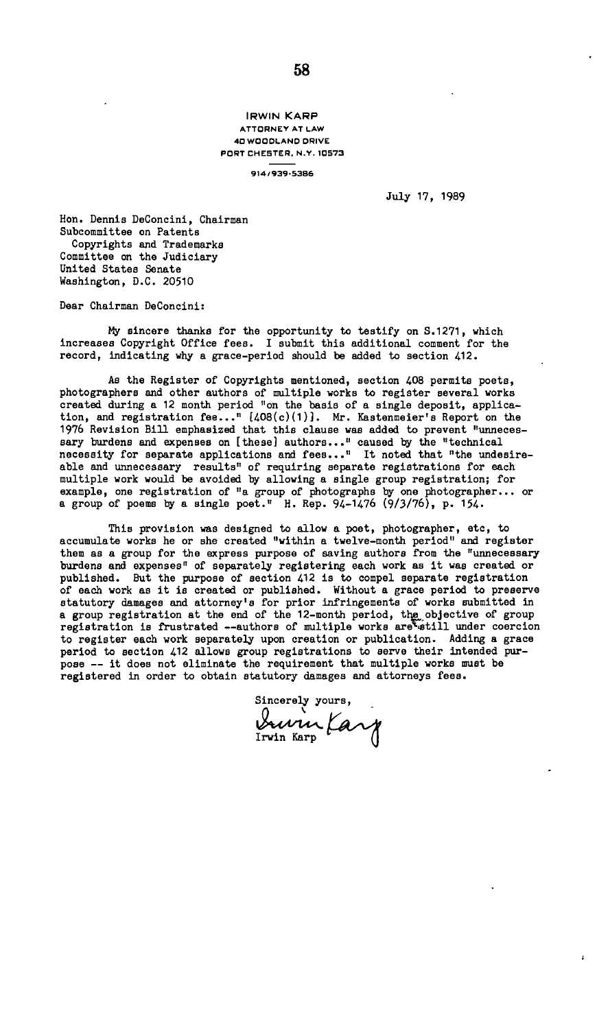IRWIN KARP
ATTORNEY AT LAW
40 WOODLAND DRIVE
PORT CHESTER, N.Y. 10573

914/939-5386

July 17, 1989

Hon. Dennis DeConcini, Chairman
Subcommittee on Patents
Copyrights and Trademarks
Committee on the Judiciary
United States Senate
Washington, D.C. 20510

Dear Chairman DeConcini:

My sincere thanks for the opportunity to testify on S.1271, which increases Copyright Office fees. I submit this additional comment for the record, indicating why a grace-period should be added to section 412.

As the Register of Copyrights mentioned, section 408 permits poets, photographers and other authors of multiple works to register several works created during a 12 month period "on the basis of a single deposit, application, and registration fee..." [408(c)(1)]. Mr. Kastenmeier's Report on the 1976 Revision Bill emphasized that this clause was added to prevent "unnecessary burdens and expenses on [these] authors..." caused by the "technical necessity for separate applications and fees..." It noted that "the undesireable and unnecessary results" of requiring separate registrations for each multiple work would be avoided by allowing a single group registration; for example, one registration of "a group of photographs by one photographer... or a group of poems by a single poet." H. Rep. 94-1476 (9/3/76), p. 154.

This provision was designed to allow a poet, photographer, etc, to accumulate works he or she created "within a twelve-month period" and register them as a group for the express purpose of saving authors from the "unnecessary burdens and expenses" of separately registering each work as it was created or published. But the purpose of section 412 is to compel separate registration of each work as it is created or published. Without a grace period to preserve statutory damages and attorney's for prior infringements of works submitted in a group registration at the end of the 12-month period, the objective of group registration is frustrated --authors of multiple works are still under coercion to register each work separately upon creation or publication. Adding a grace period to section 412 allows group registrations to serve their intended purpose -- it does not eliminate the requirement that multiple works must be registered in order to obtain statutory damages and attorneys fees.

Sincerely yours,

Irwin Karp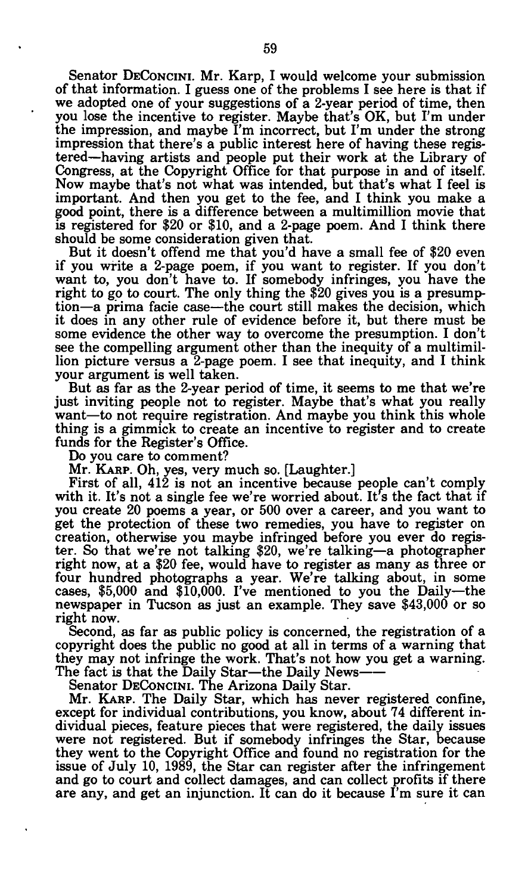Senator DECONCINI. Mr. Karp, I would welcome your submission of that information. I guess one of the problems I see here is that if we adopted one of your suggestions of a 2-year period of time, then you lose the incentive to register. Maybe that's OK, but I'm under the impression, and maybe I'm incorrect, but I'm under the strong impression that there's a public interest here of having these registered—having artists and people put their work at the Library of Congress, at the Copyright Office for that purpose in and of itself. Now maybe that's not what was intended, but that's what I feel is important. And then you get to the fee, and I think you make a good point, there is a difference between a multimillion movie that is registered for $20 or $10, and a 2-page poem. And I think there should be some consideration given that.

But it doesn't offend me that you'd have a small fee of $20 even if you write a 2-page poem, if you want to register. If you don't want to, you don't have to. If somebody infringes, you have the right to go to court. The only thing the $20 gives you is a presumption—a prima facie case—the court still makes the decision, which it does in any other rule of evidence before it, but there must be some evidence the other way to overcome the presumption. I don't see the compelling argument other than the inequity of a multimillion picture versus a 2-page poem. I see that inequity, and I think your argument is well taken.

But as far as the 2-year period of time, it seems to me that we're just inviting people not to register. Maybe that's what you really want—to not require registration. And maybe you think this whole thing is a gimmick to create an incentive to register and to create funds for the Register's Office.

Do you care to comment?

Mr. KARP. Oh, yes, very much so. [Laughter.]

First of all, 412 is not an incentive because people can't comply with it. It's not a single fee we're worried about. It's the fact that if you create 20 poems a year, or 500 over a career, and you want to get the protection of these two remedies, you have to register on creation, otherwise you maybe infringed before you ever do register. So that we're not talking $20, we're talking—a photographer right now, at a $20 fee, would have to register as many as three or four hundred photographs a year. We're talking about, in some cases, $5,000 and $10,000. I've mentioned to you the Daily—the newspaper in Tucson as just an example. They save $43,000 or so right now.

Second, as far as public policy is concerned, the registration of a copyright does the public no good at all in terms of a warning that they may not infringe the work. That's not how you get a warning. The fact is that the Daily Star—the Daily News——

Senator DECONCINI. The Arizona Daily Star.

Mr. KARP. The Daily Star, which has never registered confine, except for individual contributions, you know, about 74 different individual pieces, feature pieces that were registered, the daily issues were not registered. But if somebody infringes the Star, because they went to the Copyright Office and found no registration for the issue of July 10, 1989, the Star can register after the infringement and go to court and collect damages, and can collect profits if there are any, and get an injunction. It can do it because I'm sure it can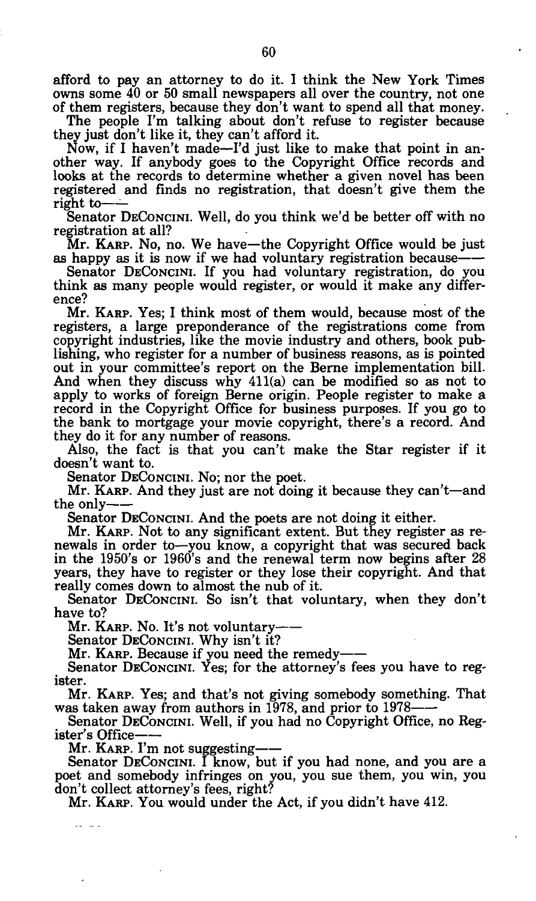afford to pay an attorney to do it. I think the New York Times owns some 40 or 50 small newspapers all over the country, not one of them registers, because they don't want to spend all that money.

The people I'm talking about don't refuse to register because they just don't like it, they can't afford it.

Now, if I haven't made—I'd just like to make that point in another way. If anybody goes to the Copyright Office records and looks at the records to determine whether a given novel has been registered and finds no registration, that doesn't give them the right to——

Senator DECONCINI. Well, do you think we'd be better off with no registration at all?

Mr. KARP. No, no. We have—the Copyright Office would be just as happy as it is now if we had voluntary registration because——

Senator DECONCINI. If you had voluntary registration, do you think as many people would register, or would it make any difference?

Mr. KARP. Yes; I think most of them would, because most of the registers, a large preponderance of the registrations come from copyright industries, like the movie industry and others, book publishing, who register for a number of business reasons, as is pointed out in your committee's report on the Berne implementation bill. And when they discuss why 411(a) can be modified so as not to apply to works of foreign Berne origin. People register to make a record in the Copyright Office for business purposes. If you go to the bank to mortgage your movie copyright, there's a record. And they do it for any number of reasons.

Also, the fact is that you can't make the Star register if it doesn't want to.

Senator DECONCINI. No; nor the poet.

Mr. KARP. And they just are not doing it because they can't—and the only——

Senator DECONCINI. And the poets are not doing it either.

Mr. KARP. Not to any significant extent. But they register as renewals in order to—you know, a copyright that was secured back in the 1950's or 1960's and the renewal term now begins after 28 years, they have to register or they lose their copyright. And that really comes down to almost the nub of it.

Senator DECONCINI. So isn't that voluntary, when they don't have to?

Mr. KARP. No. It's not voluntary——

Senator DECONCINI. Why isn't it?

Mr. KARP. Because if you need the remedy——

Senator DECONCINI. Yes; for the attorney's fees you have to register.

Mr. KARP. Yes; and that's not giving somebody something. That was taken away from authors in 1978, and prior to 1978——

Senator DECONCINI. Well, if you had no Copyright Office, no Register's Office——

Mr. KARP. I'm not suggesting——

Senator DECONCINI. I know, but if you had none, and you are a poet and somebody infringes on you, you sue them, you win, you don't collect attorney's fees, right?

Mr. KARP. You would under the Act, if you didn't have 412.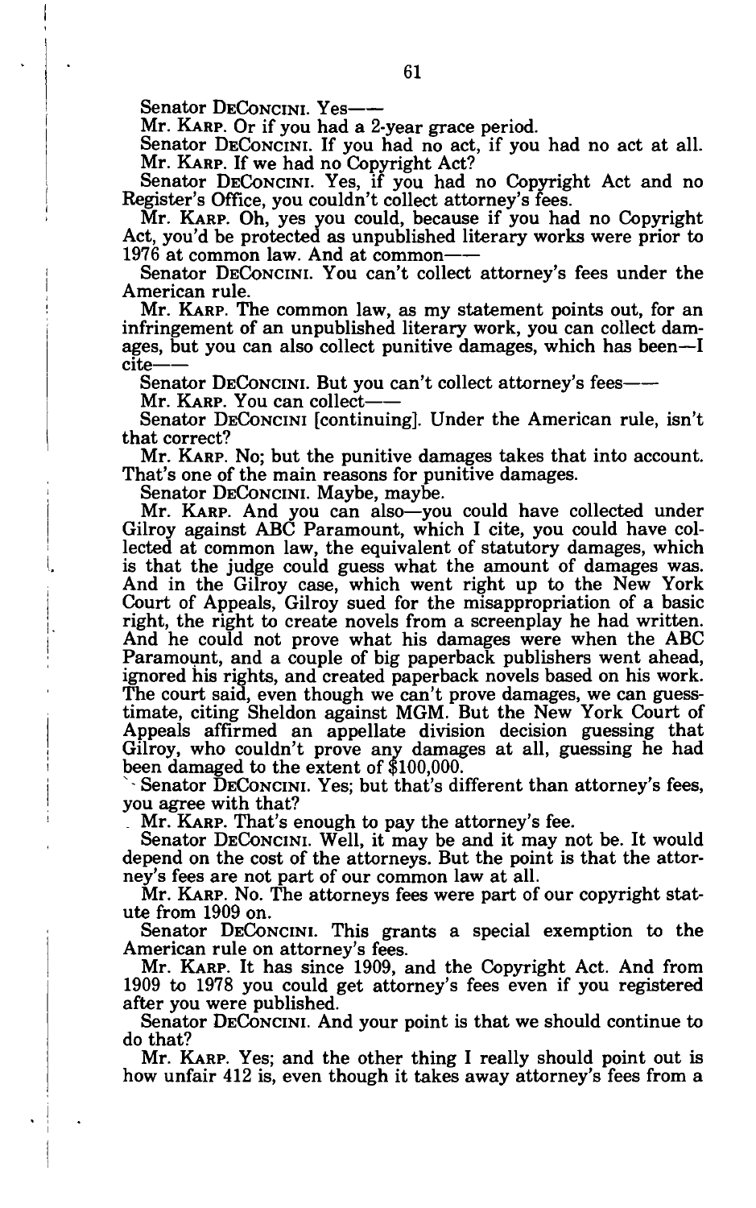Senator DECONCINI. Yes——

Mr. KARP. Or if you had a 2-year grace period.

Senator DECONCINI. If you had no act, if you had no act at all.

Mr. KARP. If we had no Copyright Act?

Senator DECONCINI. Yes, if you had no Copyright Act and no Register's Office, you couldn't collect attorney's fees.

Mr. KARP. Oh, yes you could, because if you had no Copyright Act, you'd be protected as unpublished literary works were prior to 1976 at common law. And at common——

Senator DECONCINI. You can't collect attorney's fees under the American rule.

Mr. KARP. The common law, as my statement points out, for an infringement of an unpublished literary work, you can collect damages, but you can also collect punitive damages, which has been—I cite——

Senator DECONCINI. But you can't collect attorney's fees——

Mr. KARP. You can collect——

Senator DECONCINI [continuing]. Under the American rule, isn't that correct?

Mr. KARP. No; but the punitive damages takes that into account. That's one of the main reasons for punitive damages.

Senator DECONCINI. Maybe, maybe.

Mr. KARP. And you can also—you could have collected under Gilroy against ABC Paramount, which I cite, you could have collected at common law, the equivalent of statutory damages, which is that the judge could guess what the amount of damages was. And in the Gilroy case, which went right up to the New York Court of Appeals, Gilroy sued for the misappropriation of a basic right, the right to create novels from a screenplay he had written. And he could not prove what his damages were when the ABC Paramount, and a couple of big paperback publishers went ahead, ignored his rights, and created paperback novels based on his work. The court said, even though we can't prove damages, we can guesstimate, citing Sheldon against MGM. But the New York Court of Appeals affirmed an appellate division decision guessing that Gilroy, who couldn't prove any damages at all, guessing he had been damaged to the extent of $100,000.

Senator DECONCINI. Yes; but that's different than attorney's fees, you agree with that?

Mr. KARP. That's enough to pay the attorney's fee.

Senator DECONCINI. Well, it may be and it may not be. It would depend on the cost of the attorneys. But the point is that the attorney's fees are not part of our common law at all.

Mr. KARP. No. The attorneys fees were part of our copyright statute from 1909 on.

Senator DECONCINI. This grants a special exemption to the American rule on attorney's fees.

Mr. KARP. It has since 1909, and the Copyright Act. And from 1909 to 1978 you could get attorney's fees even if you registered after you were published.

Senator DECONCINI. And your point is that we should continue to do that?

Mr. KARP. Yes; and the other thing I really should point out is how unfair 412 is, even though it takes away attorney's fees from a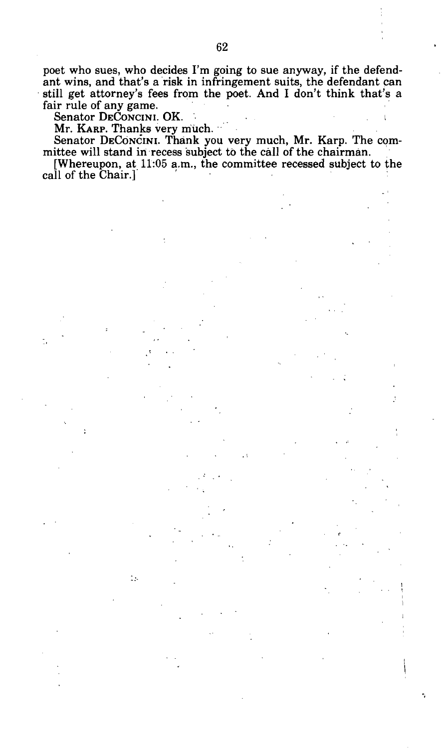poet who sues, who decides I'm going to sue anyway, if the defendant wins, and that's a risk in infringement suits, the defendant can still get attorney's fees from the poet. And I don't think that's a fair rule of any game.

Senator DECONCINI. OK.

Mr. KARP. Thanks very much.

Senator DECONCINI. Thank you very much, Mr. Karp. The committee will stand in recess subject to the call of the chairman.

[Whereupon, at 11:05 a.m., the committee recessed subject to the call of the Chair.]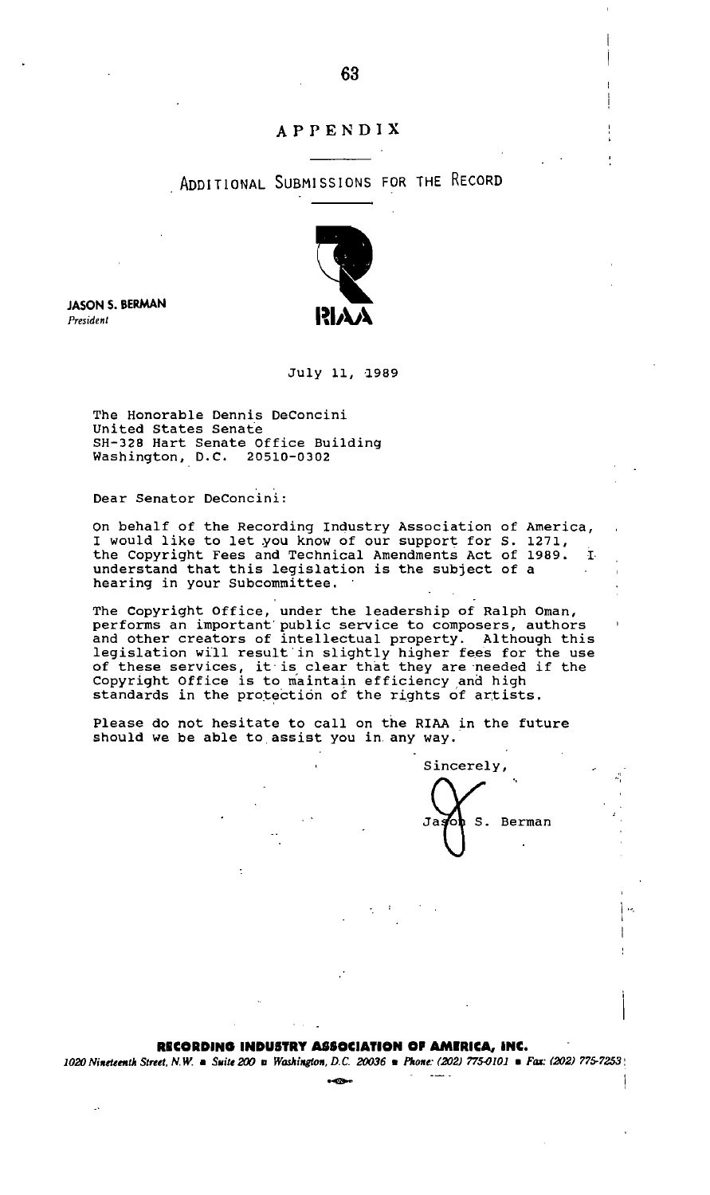# APPENDIX

## ADDITIONAL SUBMISSIONS FOR THE RECORD

**JASON S. BERMAN**
*President*

RIAA

July 11, 1989

The Honorable Dennis DeConcini
United States Senate
SH-328 Hart Senate Office Building
Washington, D.C. 20510-0302

Dear Senator DeConcini:

On behalf of the Recording Industry Association of America, I would like to let you know of our support for S. 1271, the Copyright Fees and Technical Amendments Act of 1989. I understand that this legislation is the subject of a hearing in your Subcommittee.

The Copyright Office, under the leadership of Ralph Oman, performs an important public service to composers, authors and other creators of intellectual property. Although this legislation will result in slightly higher fees for the use of these services, it is clear that they are needed if the Copyright Office is to maintain efficiency and high standards in the protection of the rights of artists.

Please do not hesitate to call on the RIAA in the future should we be able to assist you in any way.

Sincerely,

Jason S. Berman

**RECORDING INDUSTRY ASSOCIATION OF AMERICA, INC.**
*1020 Nineteenth Street, N.W. ▪ Suite 200 ▪ Washington, D.C. 20036 ▪ Phone: (202) 775-0101 ▪ Fax: (202) 775-7253*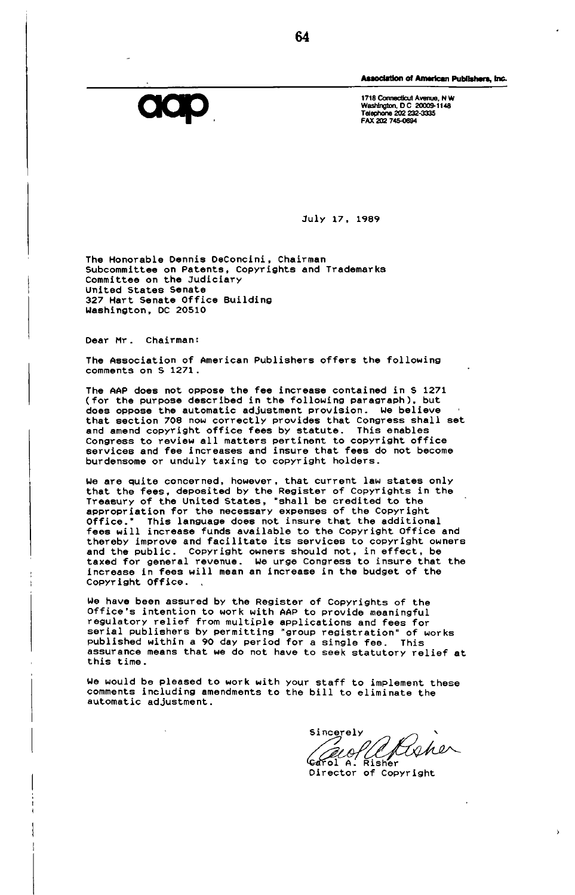**Association of American Publishers, Inc.**

aap

1718 Connecticut Avenue, N W
Washington, D C 20009-1148
Telephone 202 232-3335
FAX 202 745-0694

July 17, 1989

The Honorable Dennis DeConcini, Chairman
Subcommittee on Patents, Copyrights and Trademarks
Committee on the Judiciary
United States Senate
327 Hart Senate Office Building
Washington, DC 20510

Dear Mr. Chairman:

The Association of American Publishers offers the following comments on S 1271.

The AAP does not oppose the fee increase contained in S 1271 (for the purpose described in the following paragraph), but does oppose the automatic adjustment provision. We believe that section 708 now correctly provides that Congress shall set and amend copyright office fees by statute. This enables Congress to review all matters pertinent to copyright office services and fee increases and insure that fees do not become burdensome or unduly taxing to copyright holders.

We are quite concerned, however, that current law states only that the fees, deposited by the Register of Copyrights in the Treasury of the United States, "shall be credited to the appropriation for the necessary expenses of the Copyright Office." This language does not insure that the additional fees will increase funds available to the Copyright Office and thereby improve and facilitate its services to copyright owners and the public. Copyright owners should not, in effect, be taxed for general revenue. We urge Congress to insure that the increase in fees will mean an increase in the budget of the Copyright Office.

We have been assured by the Register of Copyrights of the Office's intention to work with AAP to provide meaningful regulatory relief from multiple applications and fees for serial publishers by permitting "group registration" of works published within a 90 day period for a single fee. This assurance means that we do not have to seek statutory relief at this time.

We would be pleased to work with your staff to implement these comments including amendments to the bill to eliminate the automatic adjustment.

Sincerely

Carol A. Risher
Director of Copyright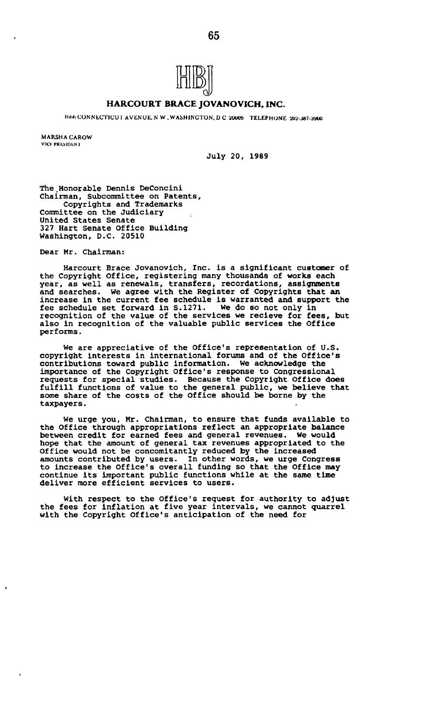HBJ

**HARCOURT BRACE JOVANOVICH, INC.**

1666 CONNECTICUT AVENUE, N.W., WASHINGTON, D.C. 20009 TELEPHONE 202-387-3900

MARSHA CAROW
VICE PRESIDENT

July 20, 1989

The Honorable Dennis DeConcini
Chairman, Subcommittee on Patents,
Copyrights and Trademarks
Committee on the Judiciary
United States Senate
327 Hart Senate Office Building
Washington, D.C. 20510

Dear Mr. Chairman:

Harcourt Brace Jovanovich, Inc. is a significant customer of the Copyright Office, registering many thousands of works each year, as well as renewals, transfers, recordations, assignments and searches. We agree with the Register of Copyrights that an increase in the current fee schedule is warranted and support the fee schedule set forward in S.1271. We do so not only in recognition of the value of the services we recieve for fees, but also in recognition of the valuable public services the Office performs.

We are appreciative of the Office's representation of U.S. copyright interests in international forums and of the Office's contributions toward public information. We acknowledge the importance of the Copyright Office's response to Congressional requests for special studies. Because the Copyright Office does fulfill functions of value to the general public, we believe that some share of the costs of the Office should be borne by the taxpayers.

We urge you, Mr. Chairman, to ensure that funds available to the Office through appropriations reflect an appropriate balance between credit for earned fees and general revenues. We would hope that the amount of general tax revenues appropriated to the Office would not be concomitantly reduced by the increased amounts contributed by users. In other words, we urge Congress to increase the Office's overall funding so that the Office may continue its important public functions while at the same time deliver more efficient services to users.

With respect to the Office's request for authority to adjust the fees for inflation at five year intervals, we cannot quarrel with the Copyright Office's anticipation of the need for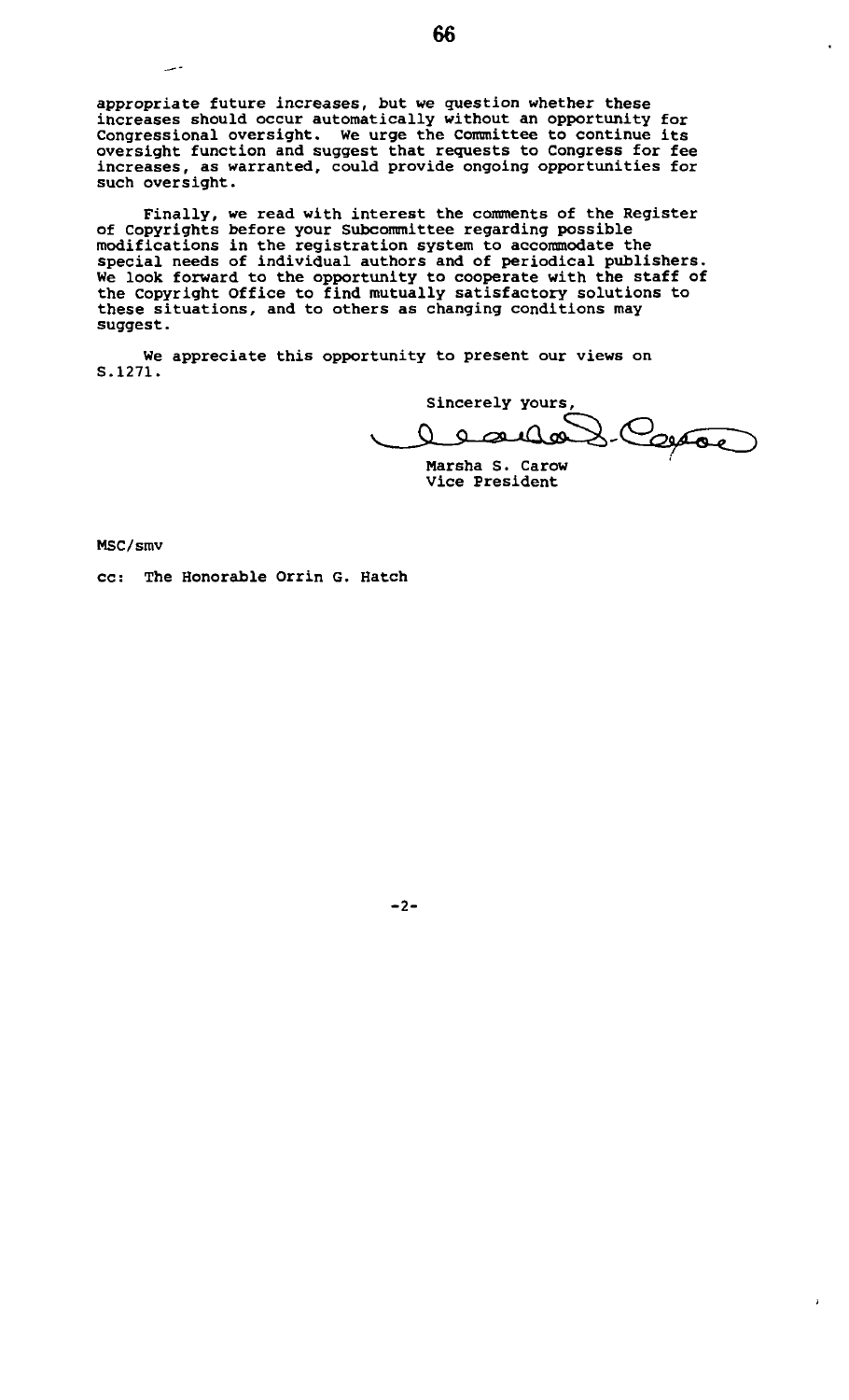appropriate future increases, but we question whether these increases should occur automatically without an opportunity for Congressional oversight. We urge the Committee to continue its oversight function and suggest that requests to Congress for fee increases, as warranted, could provide ongoing opportunities for such oversight.

Finally, we read with interest the comments of the Register of Copyrights before your Subcommittee regarding possible modifications in the registration system to accommodate the special needs of individual authors and of periodical publishers. We look forward to the opportunity to cooperate with the staff of the Copyright Office to find mutually satisfactory solutions to these situations, and to others as changing conditions may suggest.

We appreciate this opportunity to present our views on S.1271.

Sincerely yours,

Marsha S. Carow
Vice President

MSC/smv

cc: The Honorable Orrin G. Hatch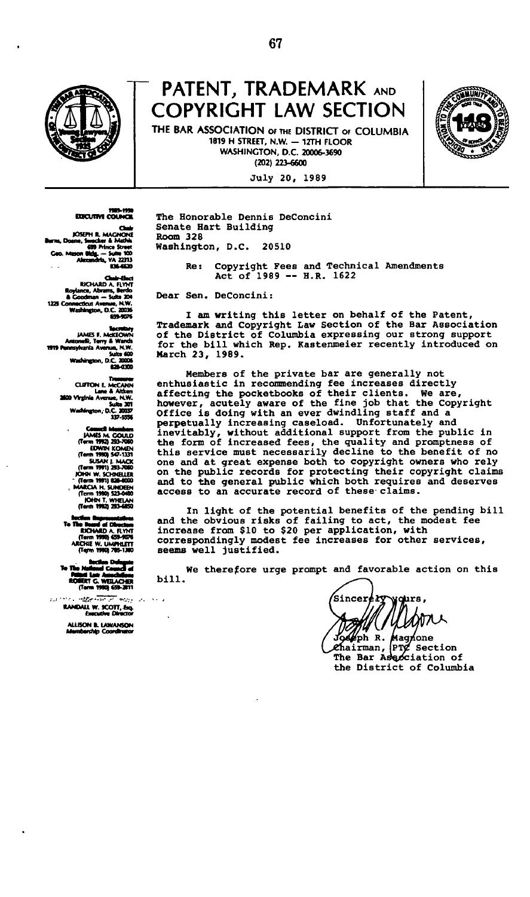# PATENT, TRADEMARK AND COPYRIGHT LAW SECTION

THE BAR ASSOCIATION OF THE DISTRICT OF COLUMBIA
1819 H STREET, N.W. — 12TH FLOOR
WASHINGTON, D.C. 20006-3690
(202) 223-6600

July 20, 1989

**1989-1990 EXECUTIVE COUNCIL**

**Chair**
JOSEPH R. MAGNONE
Burns, Doane, Swecker & Mathis
699 Prince Street
Geo. Mason Bldg. — Suite 100
Alexandria, VA 22313
836-6620

**Chair-Elect**
RICHARD A. FLYNT
Roylance, Abrams, Berdo & Goodman — Suite 204
1225 Connecticut Avenue, N.W.
Washington, D.C. 20036
659-9076

**Secretary**
JAMES F. McKEOWN
Antonelli, Terry & Wands
1919 Pennsylvania Avenue, N.W.
Suite 600
Washington, D.C. 20006
828-0300

**Treasurer**
CLIFTON E. McCANN
Lane & Aitken
2600 Virginia Avenue, N.W.
Suite 301
Washington, D.C. 20037
337-5556

**Council Members**
JAMES M. GOULD (Term 1992) 293-7060
EDWIN KOMEN (Term 1990) 547-1331
SUSAN J. MACK (Term 1991) 293-7060
JOHN W. SCHNELLER (Term 1991) 828-4000
MARCIA H. SUNDEEN (Term 1990) 523-0480
JOHN T. WHELAN (Term 1992) 293-6850

**Section Representatives To The Board of Directors**
RICHARD A. FLYNT (Term 1990) 659-9076
ARCHIE W. UMPHLETT (Term 1990) 785-1380

**Section Delegate To The National Council of Patent Law Associations**
ROBERT C. WEILACHER (Term 1990) 659-2811

RANDALL W. SCOTT, Esq.
Executive Director

ALLISON B. LAWANSON
Membership Coordinator

The Honorable Dennis DeConcini
Senate Hart Building
Room 328
Washington, D.C. 20510

Re: Copyright Fees and Technical Amendments Act of 1989 -- H.R. 1622

Dear Sen. DeConcini:

I am writing this letter on behalf of the Patent, Trademark and Copyright Law Section of the Bar Association of the District of Columbia expressing our strong support for the bill which Rep. Kastenmeier recently introduced on March 23, 1989.

Members of the private bar are generally not enthusiastic in recommending fee increases directly affecting the pocketbooks of their clients. We are, however, acutely aware of the fine job that the Copyright Office is doing with an ever dwindling staff and a perpetually increasing caseload. Unfortunately and inevitably, without additional support from the public in the form of increased fees, the quality and promptness of this service must necessarily decline to the benefit of no one and at great expense both to copyright owners who rely on the public records for protecting their copyright claims and to the general public which both requires and deserves access to an accurate record of these claims.

In light of the potential benefits of the pending bill and the obvious risks of failing to act, the modest fee increase from $10 to $20 per application, with correspondingly modest fee increases for other services, seems well justified.

We therefore urge prompt and favorable action on this bill.

Sincerely yours,

Joseph R. Magnone
Chairman, PTC Section
The Bar Association of the District of Columbia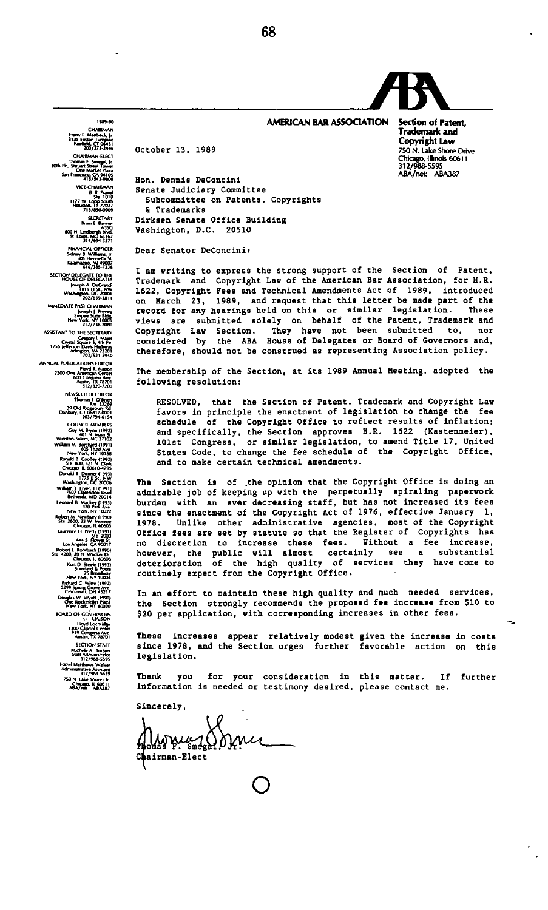**AMERICAN BAR ASSOCIATION** **Section of Patent, Trademark and Copyright Law**
750 N. Lake Shore Drive
Chicago, Illinois 60611
312/988-5595
ABA/net: ABA387

1989-90

CHAIRMAN
Harry F. Manbeck, Jr
3135 Easton Turnpike
Fairfield, CT 06431
203/373-2446

CHAIRMAN-ELECT
Thomas F. Smegal, Jr
20th Fl., Stewart Street Tower
One Market Plaza
San Francisco, CA 94105
415/543-9600

VICE-CHAIRMAN
B. R. Pravel
Ste 1010
1177 W Loop South
Houston, TX 77027
713/850-0909

SECRETARY
Brian E. Banner
A3SG
800 N Lindbergh Blvd
St Louis, MO 63167
314/694 3271

FINANCIAL OFFICER
Sidney B. Williams, Jr
301 Henrietta St
Kalamazoo, MI 49007
616/385-7236

SECTION DELEGATE TO THE HOUSE OF DELEGATES
Joseph A. DeGrandi
1819 H St., NW
Washington, DC 20006
202/659-2811

IMMEDIATE PAST CHAIRMAN
Joseph J. Previto
Empire State Bldg
New York, NY 10001
212/736-2080

ASSISTANT TO THE SECRETARY
Gregory J. Maier
Crystal Square 5, 4th Flr
1755 Jefferson Davis Highway
Arlington, VA 22201
703/521 5940

ANNUAL PUBLICATIONS EDITOR
Floyd R. Nation
2300 One American Center
600 Congress Ave
Austin, TX 78701
512/320-7200

NEWSLETTER EDITOR
Thomas J. O'Brien
Rm E3269
39 Old Ridgebury Rd
Danbury, CT 06817-0001
203/794-6194

COUNCIL MEMBERS
Guy M. Blynn (1992)
401 N Main St
Winston-Salem, NC 27102
William M. Borchard (1991)
605 Third Ave
New York, NY 10158
Ronald B. Coolley (1992)
Ste 800, 321 N Clark
Chicago, IL 60610-4795
Donald R. Dunner (1993)
1775 K St., NW
Washington, DC 20006
William T. Fryer, III (1991)
7507 Clarendon Road
Bethesda, MD 20014
Leonard B. Mackey (1993)
320 Park Ave
New York, NY 10022
Robert M. Newbury (1990)
Ste 2800, 33 W Monroe
Chicago, IL 60603
Laurence H. Pretty (1991)
Ste 2000
444 S Flower St
Los Angeles, CA 90017
Robert L. Rohrback (1990)
Ste 4200, 20 N Wacker Dr
Chicago, IL 60606
Kurt D. Steele (1993)
Standard & Poors
25 Broadway
New York, NY 10004
Richard C. Witte (1992)
5299 Spring Grove Ave
Cincinnati, OH 45217
Douglas W. Wyatt (1990)
One Rockefeller Plaza
New York, NY 10020

BOARD OF GOVERNORS LIAISON
Lloyd Lochridge
1300 Capitol Center
919 Congress Ave
Austin, TX 78701

SECTION STAFF
Michele A. Bridges
Staff Administrator
312/988-5595
Hazel Matthews Walker
Administrative Assistant
312/988 5639
750 N Lake Shore Dr
Chicago, IL 60611
ABA/net ABA387

October 13, 1989

Hon. Dennis DeConcini
Senate Judiciary Committee
Subcommittee on Patents, Copyrights & Trademarks
Dirksen Senate Office Building
Washington, D.C. 20510

Dear Senator DeConcini:

I am writing to express the strong support of the Section of Patent, Trademark and Copyright Law of the American Bar Association, for H.R. 1622, Copyright Fees and Technical Amendments Act of 1989, introduced on March 23, 1989, and request that this letter be made part of the record for any hearings held on this or similar legislation. These views are submitted solely on behalf of the Patent, Trademark and Copyright Law Section. They have not been submitted to, nor considered by the ABA House of Delegates or Board of Governors and, therefore, should not be construed as representing Association policy.

The membership of the Section, at its 1989 Annual Meeting, adopted the following resolution:

> RESOLVED, that the Section of Patent, Trademark and Copyright Law favors in principle the enactment of legislation to change the fee schedule of the Copyright Office to reflect results of inflation; and specifically, the Section approves H.R. 1622 (Kastenmeier), 101st Congress, or similar legislation, to amend Title 17, United States Code, to change the fee schedule of the Copyright Office, and to make certain technical amendments.

The Section is of the opinion that the Copyright Office is doing an admirable job of keeping up with the perpetually spiraling paperwork burden with an ever decreasing staff, but has not increased its fees since the enactment of the Copyright Act of 1976, effective January 1, 1978. Unlike other administrative agencies, most of the Copyright Office fees are set by statute so that the Register of Copyrights has no discretion to increase these fees. Without a fee increase, however, the public will almost certainly see a substantial deterioration of the high quality of services they have come to routinely expect from the Copyright Office.

In an effort to maintain these high quality and much needed services, the Section strongly recommends the proposed fee increase from $10 to $20 per application, with corresponding increases in other fees.

These increases appear relatively modest given the increase in costs since 1978, and the Section urges further favorable action on this legislation.

Thank you for your consideration in this matter. If further information is needed or testimony desired, please contact me.

Sincerely,

Thomas F. Smegal, Jr.
Chairman-Elect